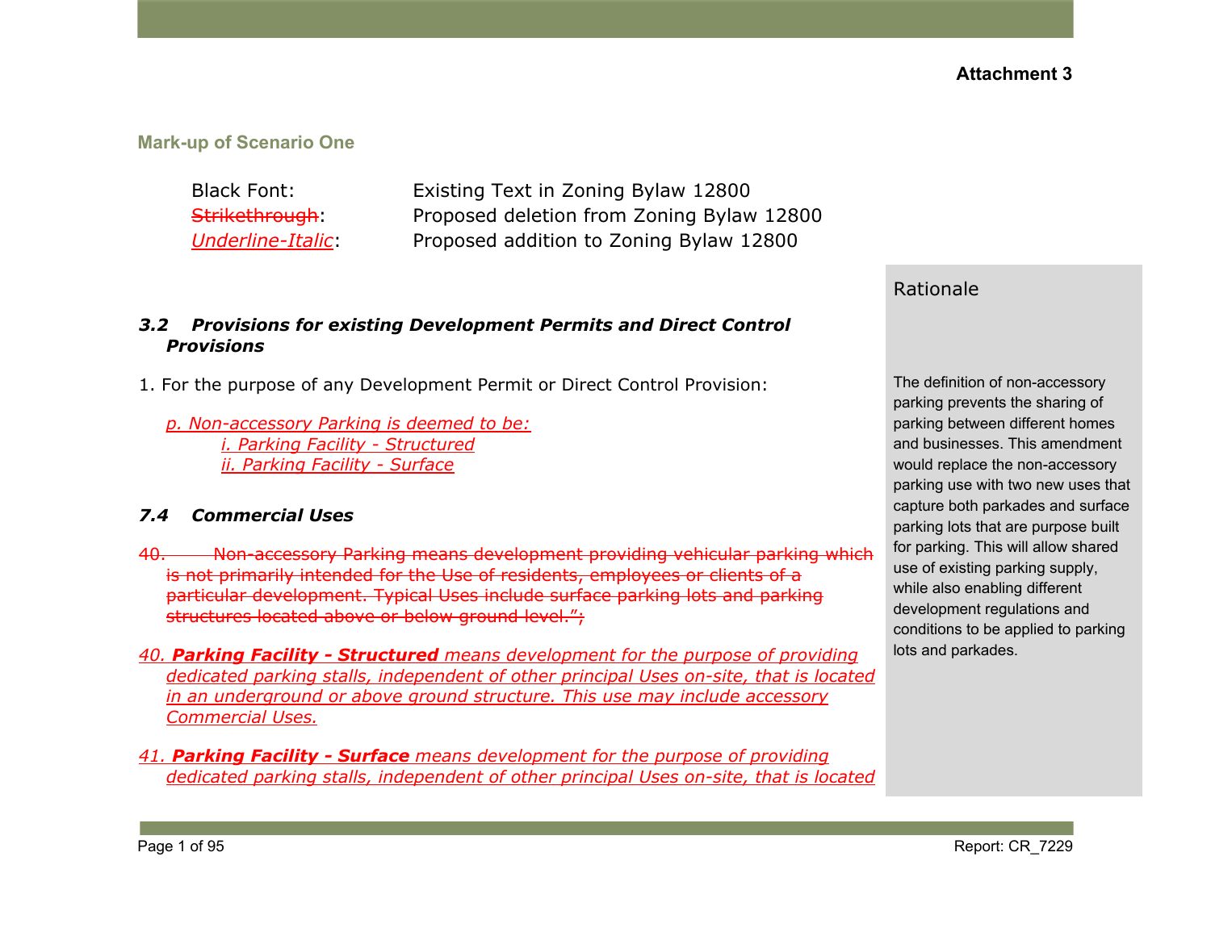**Attachment 3**

## Mark-up of Scenario One

| | |
|---|---|
| Black Font: | Existing Text in Zoning Bylaw 12800 |
| ~~Strikethrough~~: | Proposed deletion from Zoning Bylaw 12800 |
| <u>*Underline-Italic*</u>: | Proposed addition to Zoning Bylaw 12800 |

### *3.2 Provisions for existing Development Permits and Direct Control Provisions*

1. For the purpose of any Development Permit or Direct Control Provision:

<u>*p. Non-accessory Parking is deemed to be:*</u>
- <u>*i. Parking Facility - Structured*</u>
- <u>*ii. Parking Facility - Surface*</u>

### *7.4 Commercial Uses*

~~40. Non-accessory Parking means development providing vehicular parking which is not primarily intended for the Use of residents, employees or clients of a particular development. Typical Uses include surface parking lots and parking structures located above or below ground level.";~~

<u>*40. **Parking Facility - Structured** means development for the purpose of providing dedicated parking stalls, independent of other principal Uses on-site, that is located in an underground or above ground structure. This use may include accessory Commercial Uses.*</u>

<u>*41. **Parking Facility - Surface** means development for the purpose of providing dedicated parking stalls, independent of other principal Uses on-site, that is located*</u>

**Rationale**

The definition of non-accessory parking prevents the sharing of parking between different homes and businesses. This amendment would replace the non-accessory parking use with two new uses that capture both parkades and surface parking lots that are purpose built for parking. This will allow shared use of existing parking supply, while also enabling different development regulations and conditions to be applied to parking lots and parkades.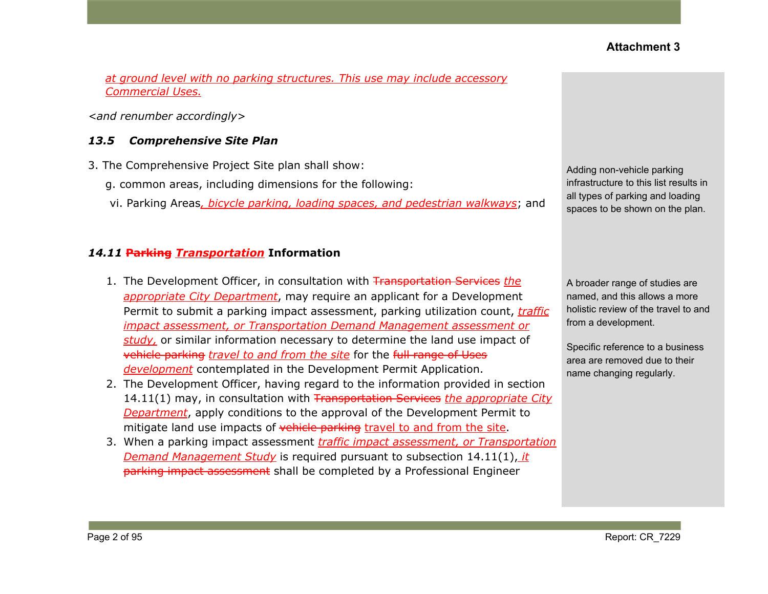*at ground level with no parking structures. This use may include accessory Commercial Uses.*

*<and renumber accordingly>*

***13.5 Comprehensive Site Plan***

3. The Comprehensive Project Site plan shall show:

g. common areas, including dimensions for the following:

vi. Parking Areas*, bicycle parking, loading spaces, and pedestrian walkways*; and

Adding non-vehicle parking infrastructure to this list results in all types of parking and loading spaces to be shown on the plan.

***14.11 ~~Parking~~ Transportation* Information**

1. The Development Officer, in consultation with ~~Transportation Services~~ *the appropriate City Department*, may require an applicant for a Development Permit to submit a parking impact assessment, parking utilization count, *traffic impact assessment, or Transportation Demand Management assessment or study,* or similar information necessary to determine the land use impact of ~~vehicle parking~~ *travel to and from the site* for the ~~full range of Uses~~ *development* contemplated in the Development Permit Application.
2. The Development Officer, having regard to the information provided in section 14.11(1) may, in consultation with ~~Transportation Services~~ *the appropriate City Department*, apply conditions to the approval of the Development Permit to mitigate land use impacts of ~~vehicle parking~~ travel to and from the site.
3. When a parking impact assessment *traffic impact assessment, or Transportation Demand Management Study* is required pursuant to subsection 14.11(1), *it* ~~parking impact assessment~~ shall be completed by a Professional Engineer

A broader range of studies are named, and this allows a more holistic review of the travel to and from a development.

Specific reference to a business area are removed due to their name changing regularly.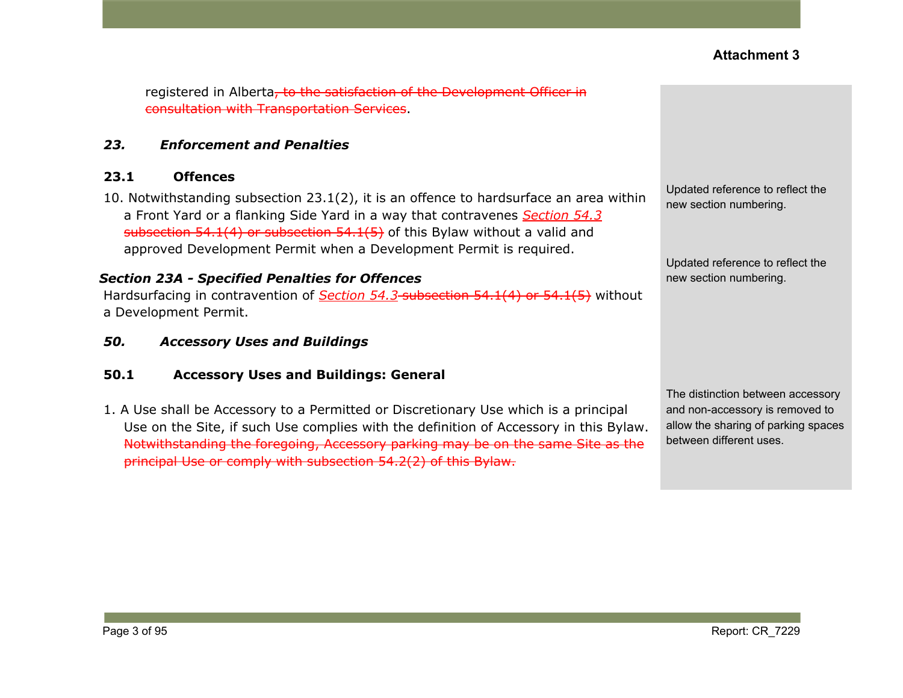**Attachment 3**

registered in Alberta~~, to the satisfaction of the Development Officer in consultation with Transportation Services~~.

### *23. Enforcement and Penalties*

#### 23.1 Offences

10. Notwithstanding subsection 23.1(2), it is an offence to hardsurface an area within a Front Yard or a flanking Side Yard in a way that contravenes *Section 54.3* ~~subsection 54.1(4) or subsection 54.1(5)~~ of this Bylaw without a valid and approved Development Permit when a Development Permit is required.

> Updated reference to reflect the new section numbering.

### *Section 23A - Specified Penalties for Offences*

Hardsurfacing in contravention of *Section 54.3* ~~subsection 54.1(4) or 54.1(5)~~ without a Development Permit.

> Updated reference to reflect the new section numbering.

### *50. Accessory Uses and Buildings*

#### 50.1 Accessory Uses and Buildings: General

1. A Use shall be Accessory to a Permitted or Discretionary Use which is a principal Use on the Site, if such Use complies with the definition of Accessory in this Bylaw. ~~Notwithstanding the foregoing, Accessory parking may be on the same Site as the principal Use or comply with subsection 54.2(2) of this Bylaw.~~

> The distinction between accessory and non-accessory is removed to allow the sharing of parking spaces between different uses.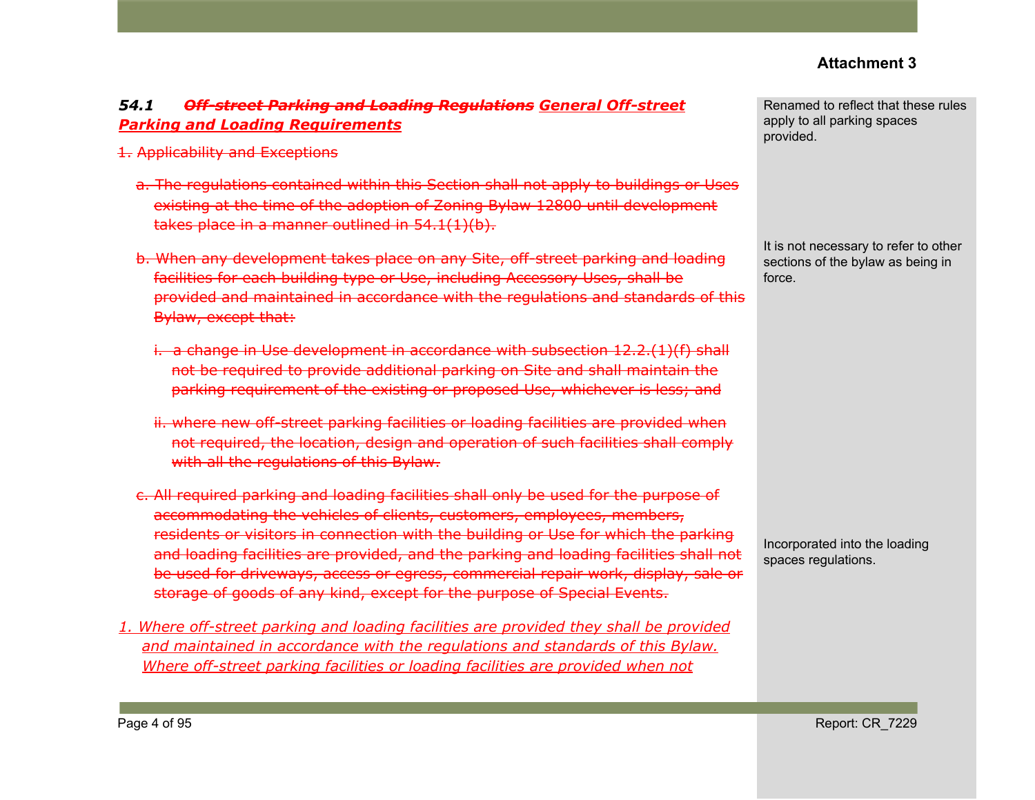**Attachment 3**

### *54.1 ~~Off-street Parking and Loading Regulations~~ General Off-street Parking and Loading Requirements*

> Renamed to reflect that these rules apply to all parking spaces provided.

~~1. Applicability and Exceptions~~

~~a. The regulations contained within this Section shall not apply to buildings or Uses existing at the time of the adoption of Zoning Bylaw 12800 until development takes place in a manner outlined in 54.1(1)(b).~~

~~b. When any development takes place on any Site, off-street parking and loading facilities for each building type or Use, including Accessory Uses, shall be provided and maintained in accordance with the regulations and standards of this Bylaw, except that:~~

> It is not necessary to refer to other sections of the bylaw as being in force.

~~i. a change in Use development in accordance with subsection 12.2.(1)(f) shall not be required to provide additional parking on Site and shall maintain the parking requirement of the existing or proposed Use, whichever is less; and~~

~~ii. where new off-street parking facilities or loading facilities are provided when not required, the location, design and operation of such facilities shall comply with all the regulations of this Bylaw.~~

~~c. All required parking and loading facilities shall only be used for the purpose of accommodating the vehicles of clients, customers, employees, members, residents or visitors in connection with the building or Use for which the parking and loading facilities are provided, and the parking and loading facilities shall not be used for driveways, access or egress, commercial repair work, display, sale or storage of goods of any kind, except for the purpose of Special Events.~~

> Incorporated into the loading spaces regulations.

*1. Where off-street parking and loading facilities are provided they shall be provided and maintained in accordance with the regulations and standards of this Bylaw. Where off-street parking facilities or loading facilities are provided when not*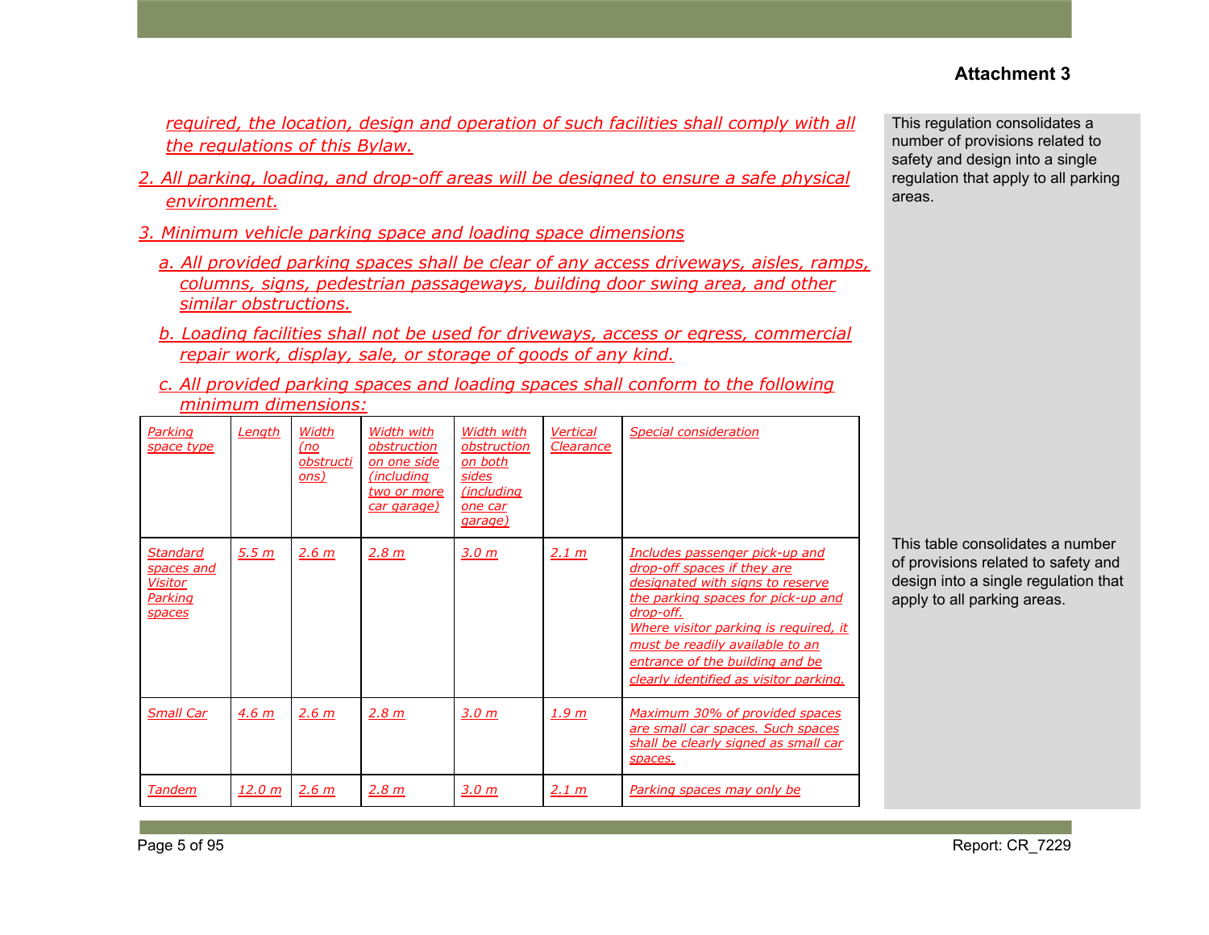**Attachment 3**

*required, the location, design and operation of such facilities shall comply with all the regulations of this Bylaw.*

*2. All parking, loading, and drop-off areas will be designed to ensure a safe physical environment.*

*3. Minimum vehicle parking space and loading space dimensions*

*a. All provided parking spaces shall be clear of any access driveways, aisles, ramps, columns, signs, pedestrian passageways, building door swing area, and other similar obstructions.*

*b. Loading facilities shall not be used for driveways, access or egress, commercial repair work, display, sale, or storage of goods of any kind.*

*c. All provided parking spaces and loading spaces shall conform to the following minimum dimensions:*

| *Parking space type* | *Length* | *Width (no obstructions)* | *Width with obstruction on one side (including two or more car garage)* | *Width with obstruction on both sides (including one car garage)* | *Vertical Clearance* | *Special consideration* |
|---|---|---|---|---|---|---|
| *Standard spaces and Visitor Parking spaces* | *5.5 m* | *2.6 m* | *2.8 m* | *3.0 m* | *2.1 m* | *Includes passenger pick-up and drop-off spaces if they are designated with signs to reserve the parking spaces for pick-up and drop-off. Where visitor parking is required, it must be readily available to an entrance of the building and be clearly identified as visitor parking.* |
| *Small Car* | *4.6 m* | *2.6 m* | *2.8 m* | *3.0 m* | *1.9 m* | *Maximum 30% of provided spaces are small car spaces. Such spaces shall be clearly signed as small car spaces.* |
| *Tandem* | *12.0 m* | *2.6 m* | *2.8 m* | *3.0 m* | *2.1 m* | *Parking spaces may only be* |

This regulation consolidates a number of provisions related to safety and design into a single regulation that apply to all parking areas.

This table consolidates a number of provisions related to safety and design into a single regulation that apply to all parking areas.

Report: CR_7229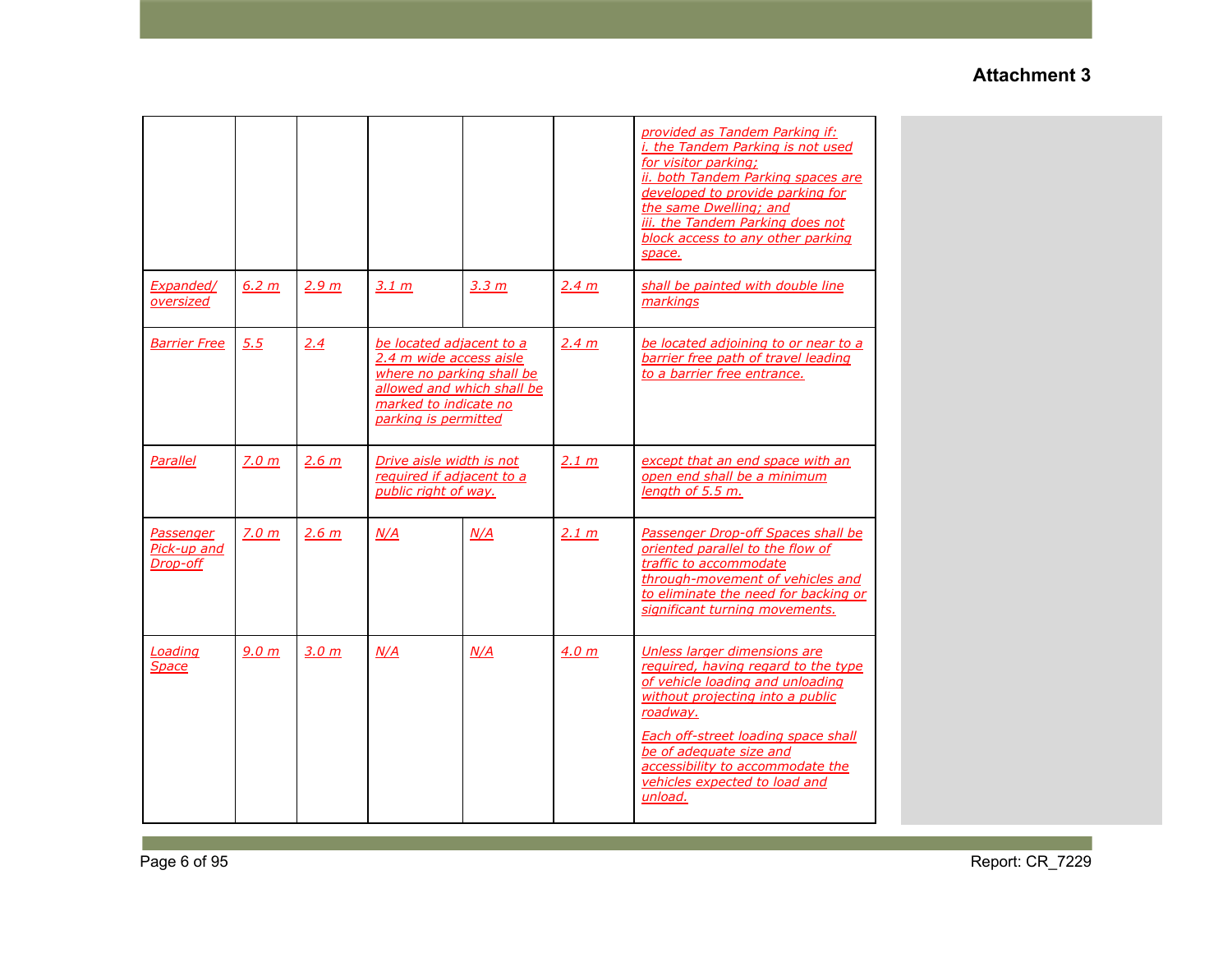# Attachment 3

| | | | | | | |
|---|---|---|---|---|---|---|
| | | | | | | provided as Tandem Parking if: i. the Tandem Parking is not used for visitor parking; ii. both Tandem Parking spaces are developed to provide parking for the same Dwelling; and iii. the Tandem Parking does not block access to any other parking space. |
| Expanded/ oversized | 6.2 m | 2.9 m | 3.1 m | 3.3 m | 2.4 m | shall be painted with double line markings |
| Barrier Free | 5.5 | 2.4 | be located adjacent to a 2.4 m wide access aisle where no parking shall be allowed and which shall be marked to indicate no parking is permitted | | 2.4 m | be located adjoining to or near to a barrier free path of travel leading to a barrier free entrance. |
| Parallel | 7.0 m | 2.6 m | Drive aisle width is not required if adjacent to a public right of way. | | 2.1 m | except that an end space with an open end shall be a minimum length of 5.5 m. |
| Passenger Pick-up and Drop-off | 7.0 m | 2.6 m | N/A | N/A | 2.1 m | Passenger Drop-off Spaces shall be oriented parallel to the flow of traffic to accommodate through-movement of vehicles and to eliminate the need for backing or significant turning movements. |
| Loading Space | 9.0 m | 3.0 m | N/A | N/A | 4.0 m | Unless larger dimensions are required, having regard to the type of vehicle loading and unloading without projecting into a public roadway.<br><br>Each off-street loading space shall be of adequate size and accessibility to accommodate the vehicles expected to load and unload. |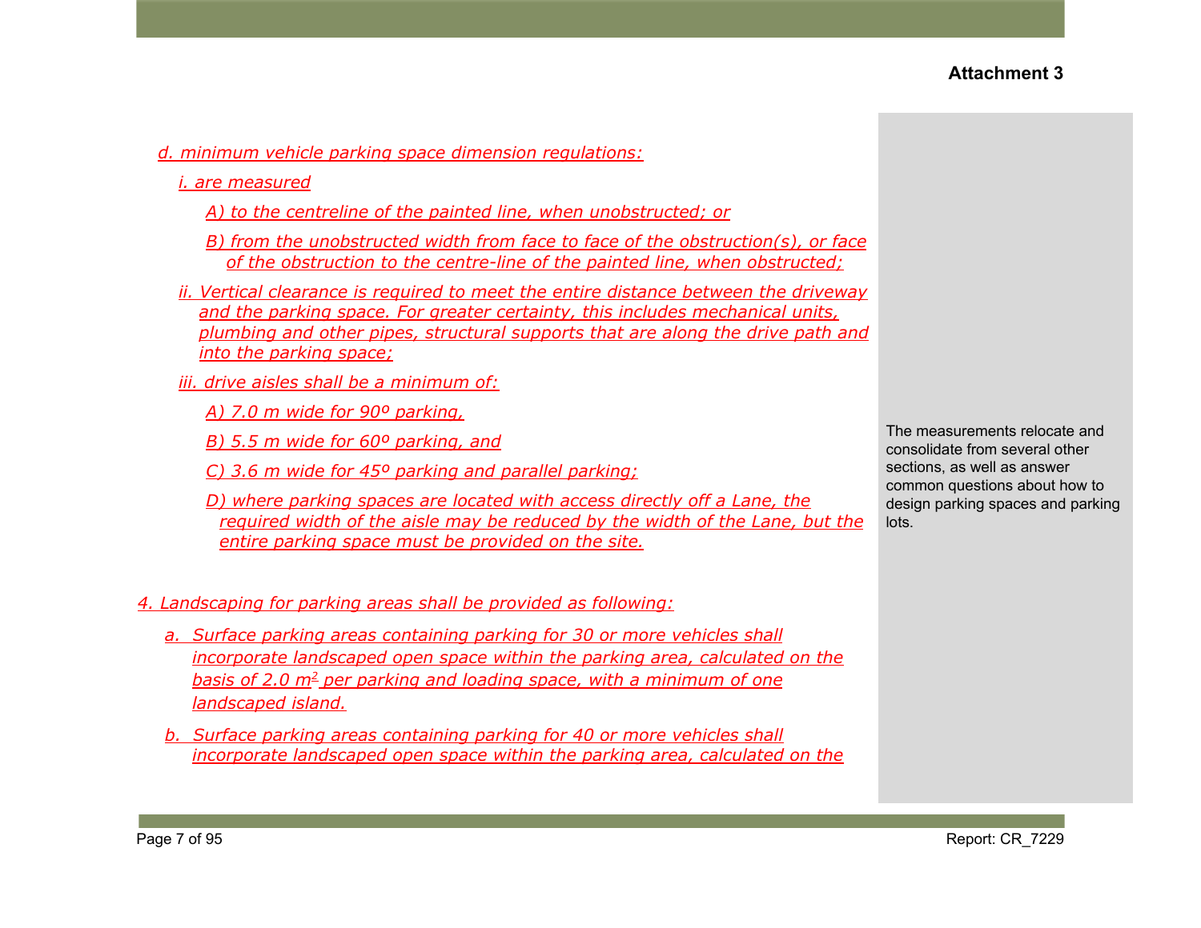**Attachment 3**

*d. minimum vehicle parking space dimension regulations:*

*i. are measured*

*A) to the centreline of the painted line, when unobstructed; or*

*B) from the unobstructed width from face to face of the obstruction(s), or face of the obstruction to the centre-line of the painted line, when obstructed;*

*ii. Vertical clearance is required to meet the entire distance between the driveway and the parking space. For greater certainty, this includes mechanical units, plumbing and other pipes, structural supports that are along the drive path and into the parking space;*

*iii. drive aisles shall be a minimum of:*

*A) 7.0 m wide for 90º parking,*

*B) 5.5 m wide for 60º parking, and*

*C) 3.6 m wide for 45º parking and parallel parking;*

*D) where parking spaces are located with access directly off a Lane, the required width of the aisle may be reduced by the width of the Lane, but the entire parking space must be provided on the site.*

*4. Landscaping for parking areas shall be provided as following:*

*a. Surface parking areas containing parking for 30 or more vehicles shall incorporate landscaped open space within the parking area, calculated on the basis of 2.0 $m^2$ per parking and loading space, with a minimum of one landscaped island.*

*b. Surface parking areas containing parking for 40 or more vehicles shall incorporate landscaped open space within the parking area, calculated on the*

The measurements relocate and consolidate from several other sections, as well as answer common questions about how to design parking spaces and parking lots.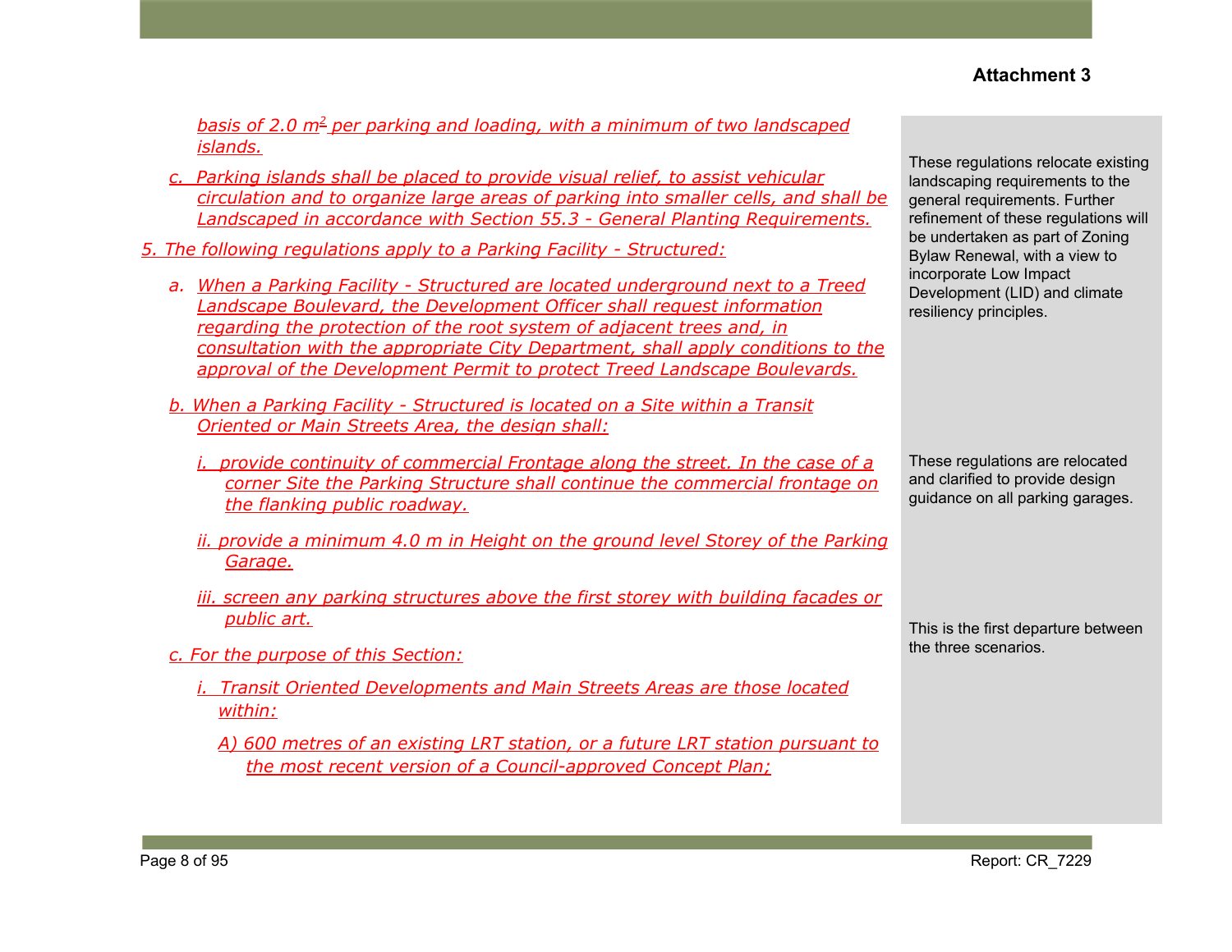**Attachment 3**

basis of 2.0 $m^2$ per parking and loading, with a minimum of two landscaped islands.

c. Parking islands shall be placed to provide visual relief, to assist vehicular circulation and to organize large areas of parking into smaller cells, and shall be Landscaped in accordance with Section 55.3 - General Planting Requirements.

> These regulations relocate existing landscaping requirements to the general requirements. Further refinement of these regulations will be undertaken as part of Zoning Bylaw Renewal, with a view to incorporate Low Impact Development (LID) and climate resiliency principles.

5. The following regulations apply to a Parking Facility - Structured:

a. When a Parking Facility - Structured are located underground next to a Treed Landscape Boulevard, the Development Officer shall request information regarding the protection of the root system of adjacent trees and, in consultation with the appropriate City Department, shall apply conditions to the approval of the Development Permit to protect Treed Landscape Boulevards.

b. When a Parking Facility - Structured is located on a Site within a Transit Oriented or Main Streets Area, the design shall:

i. provide continuity of commercial Frontage along the street. In the case of a corner Site the Parking Structure shall continue the commercial frontage on the flanking public roadway.

> These regulations are relocated and clarified to provide design guidance on all parking garages.

ii. provide a minimum 4.0 m in Height on the ground level Storey of the Parking Garage.

iii. screen any parking structures above the first storey with building facades or public art.

> This is the first departure between the three scenarios.

c. For the purpose of this Section:

i. Transit Oriented Developments and Main Streets Areas are those located within:

A) 600 metres of an existing LRT station, or a future LRT station pursuant to the most recent version of a Council-approved Concept Plan;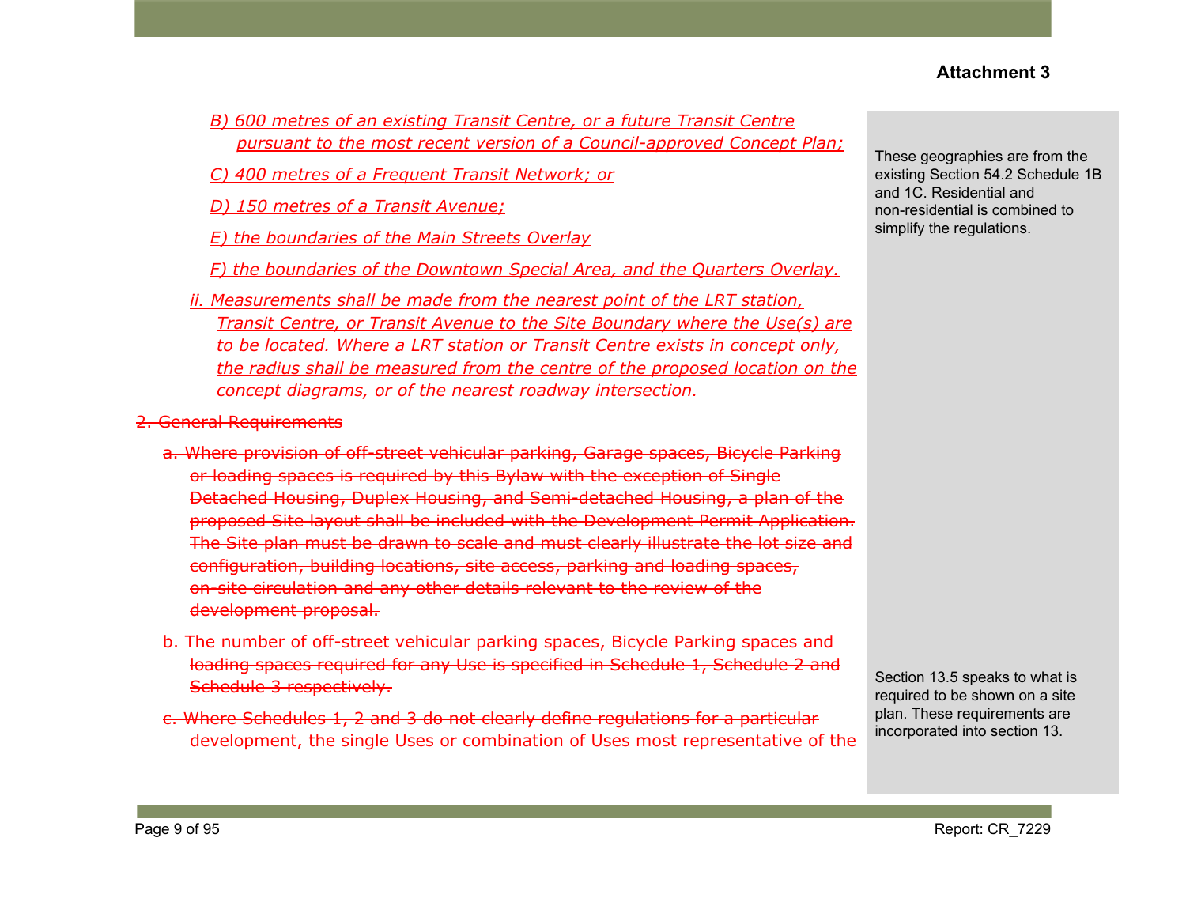**Attachment 3**

B) 600 metres of an existing Transit Centre, or a future Transit Centre pursuant to the most recent version of a Council-approved Concept Plan;

C) 400 metres of a Frequent Transit Network; or

D) 150 metres of a Transit Avenue;

E) the boundaries of the Main Streets Overlay

F) the boundaries of the Downtown Special Area, and the Quarters Overlay.

ii. Measurements shall be made from the nearest point of the LRT station, Transit Centre, or Transit Avenue to the Site Boundary where the Use(s) are to be located. Where a LRT station or Transit Centre exists in concept only, the radius shall be measured from the centre of the proposed location on the concept diagrams, or of the nearest roadway intersection.

> These geographies are from the existing Section 54.2 Schedule 1B and 1C. Residential and non-residential is combined to simplify the regulations.

~~2. General Requirements~~

~~a. Where provision of off-street vehicular parking, Garage spaces, Bicycle Parking or loading spaces is required by this Bylaw with the exception of Single Detached Housing, Duplex Housing, and Semi-detached Housing, a plan of the proposed Site layout shall be included with the Development Permit Application. The Site plan must be drawn to scale and must clearly illustrate the lot size and configuration, building locations, site access, parking and loading spaces, on-site circulation and any other details relevant to the review of the development proposal.~~

> Section 13.5 speaks to what is required to be shown on a site plan. These requirements are incorporated into section 13.

~~b. The number of off-street vehicular parking spaces, Bicycle Parking spaces and loading spaces required for any Use is specified in Schedule 1, Schedule 2 and Schedule 3 respectively.~~

~~c. Where Schedules 1, 2 and 3 do not clearly define regulations for a particular development, the single Uses or combination of Uses most representative of the~~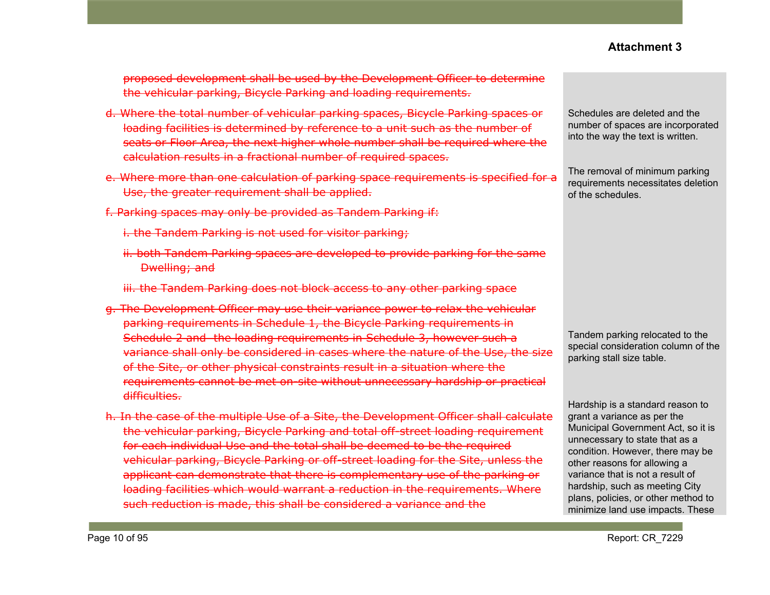**Attachment 3**

~~proposed development shall be used by the Development Officer to determine the vehicular parking, Bicycle Parking and loading requirements.~~

~~d. Where the total number of vehicular parking spaces, Bicycle Parking spaces or loading facilities is determined by reference to a unit such as the number of seats or Floor Area, the next higher whole number shall be required where the calculation results in a fractional number of required spaces.~~

~~e. Where more than one calculation of parking space requirements is specified for a Use, the greater requirement shall be applied.~~

~~f. Parking spaces may only be provided as Tandem Parking if:~~

~~i. the Tandem Parking is not used for visitor parking;~~

~~ii. both Tandem Parking spaces are developed to provide parking for the same Dwelling; and~~

~~iii. the Tandem Parking does not block access to any other parking space~~

~~g. The Development Officer may use their variance power to relax the vehicular parking requirements in Schedule 1, the Bicycle Parking requirements in Schedule 2 and the loading requirements in Schedule 3, however such a variance shall only be considered in cases where the nature of the Use, the size of the Site, or other physical constraints result in a situation where the requirements cannot be met on-site without unnecessary hardship or practical difficulties.~~

~~h. In the case of the multiple Use of a Site, the Development Officer shall calculate the vehicular parking, Bicycle Parking and total off-street loading requirement for each individual Use and the total shall be deemed to be the required vehicular parking, Bicycle Parking or off-street loading for the Site, unless the applicant can demonstrate that there is complementary use of the parking or loading facilities which would warrant a reduction in the requirements. Where such reduction is made, this shall be considered a variance and the~~

Schedules are deleted and the number of spaces are incorporated into the way the text is written.

The removal of minimum parking requirements necessitates deletion of the schedules.

Tandem parking relocated to the special consideration column of the parking stall size table.

Hardship is a standard reason to grant a variance as per the Municipal Government Act, so it is unnecessary to state that as a condition. However, there may be other reasons for allowing a variance that is not a result of hardship, such as meeting City plans, policies, or other method to minimize land use impacts. These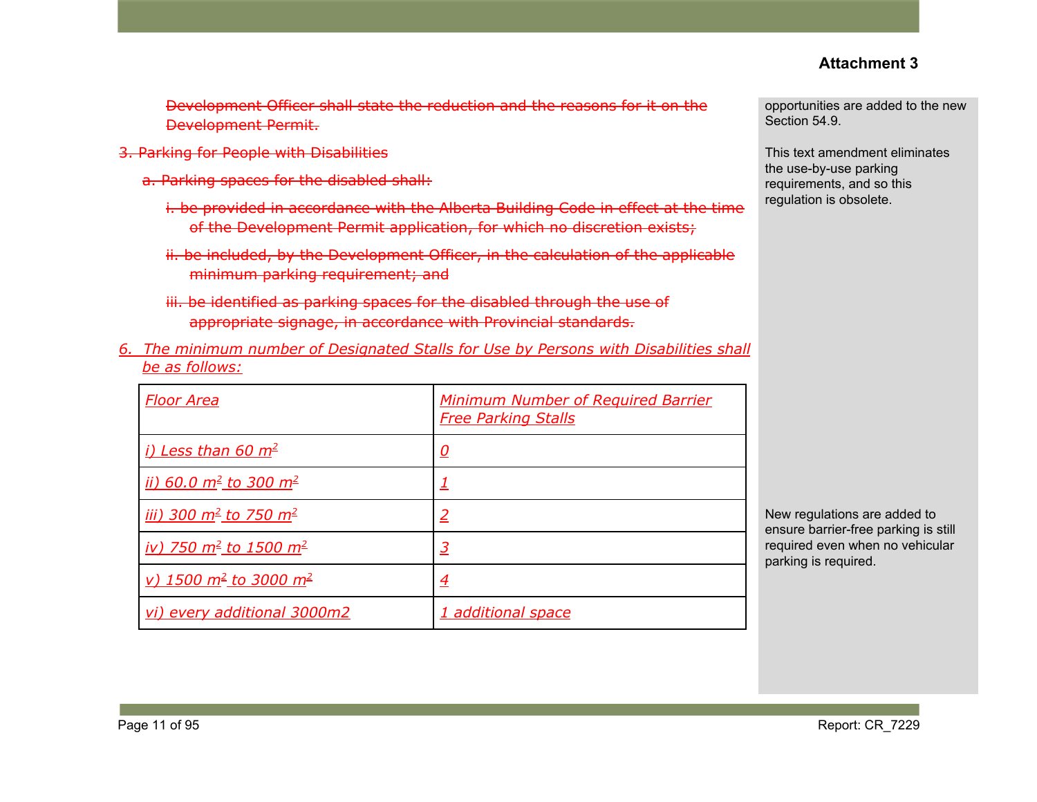**Attachment 3**

~~Development Officer shall state the reduction and the reasons for it on the Development Permit.~~

~~3. Parking for People with Disabilities~~

~~a. Parking spaces for the disabled shall:~~

~~i. be provided in accordance with the Alberta Building Code in effect at the time of the Development Permit application, for which no discretion exists;~~

~~ii. be included, by the Development Officer, in the calculation of the applicable minimum parking requirement; and~~

~~iii. be identified as parking spaces for the disabled through the use of appropriate signage, in accordance with Provincial standards.~~

*6. The minimum number of Designated Stalls for Use by Persons with Disabilities shall be as follows:*

| *Floor Area* | *Minimum Number of Required Barrier Free Parking Stalls* |
|---|---|
| *i) Less than 60 $m^2$* | *0* |
| *ii) 60.0 $m^2$ to 300 $m^2$* | *1* |
| *iii) 300 $m^2$ to 750 $m^2$* | *2* |
| *iv) 750 $m^2$ to 1500 $m^2$* | *3* |
| *v) 1500 $m^2$ to 3000 $m^2$* | *4* |
| *vi) every additional 3000m2* | *1 additional space* |

opportunities are added to the new Section 54.9.

This text amendment eliminates the use-by-use parking requirements, and so this regulation is obsolete.

New regulations are added to ensure barrier-free parking is still required even when no vehicular parking is required.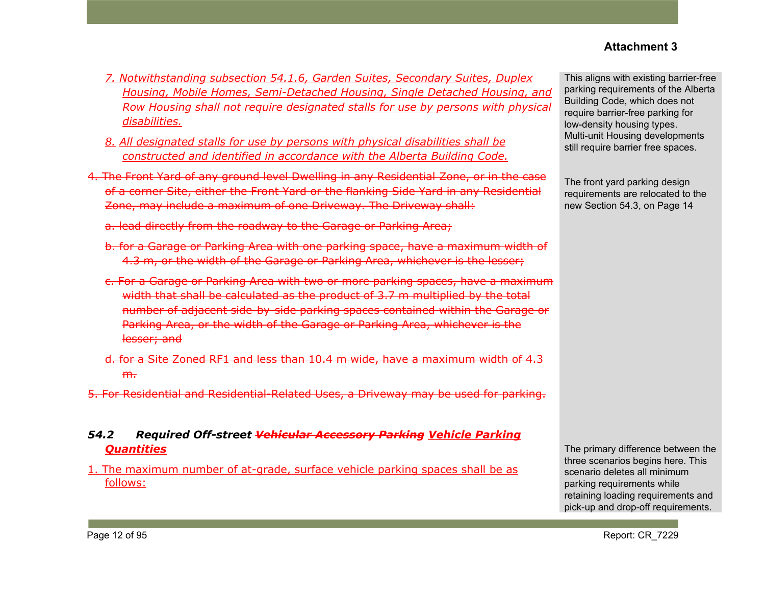7. Notwithstanding subsection 54.1.6, Garden Suites, Secondary Suites, Duplex Housing, Mobile Homes, Semi-Detached Housing, Single Detached Housing, and Row Housing shall not require designated stalls for use by persons with physical disabilities.

8. All designated stalls for use by persons with physical disabilities shall be constructed and identified in accordance with the Alberta Building Code.

> This aligns with existing barrier-free parking requirements of the Alberta Building Code, which does not require barrier-free parking for low-density housing types. Multi-unit Housing developments still require barrier free spaces.

~~4. The Front Yard of any ground level Dwelling in any Residential Zone, or in the case of a corner Site, either the Front Yard or the flanking Side Yard in any Residential Zone, may include a maximum of one Driveway. The Driveway shall:~~

~~a. lead directly from the roadway to the Garage or Parking Area;~~

~~b. for a Garage or Parking Area with one parking space, have a maximum width of 4.3 m, or the width of the Garage or Parking Area, whichever is the lesser;~~

~~c. For a Garage or Parking Area with two or more parking spaces, have a maximum width that shall be calculated as the product of 3.7 m multiplied by the total number of adjacent side-by-side parking spaces contained within the Garage or Parking Area, or the width of the Garage or Parking Area, whichever is the lesser; and~~

~~d. for a Site Zoned RF1 and less than 10.4 m wide, have a maximum width of 4.3 m.~~

> The front yard parking design requirements are relocated to the new Section 54.3, on Page 14

~~5. For Residential and Residential-Related Uses, a Driveway may be used for parking.~~

### *54.2 Required Off-street ~~Vehicular Accessory Parking~~ Vehicle Parking Quantities*

1. The maximum number of at-grade, surface vehicle parking spaces shall be as follows:

> The primary difference between the three scenarios begins here. This scenario deletes all minimum parking requirements while retaining loading requirements and pick-up and drop-off requirements.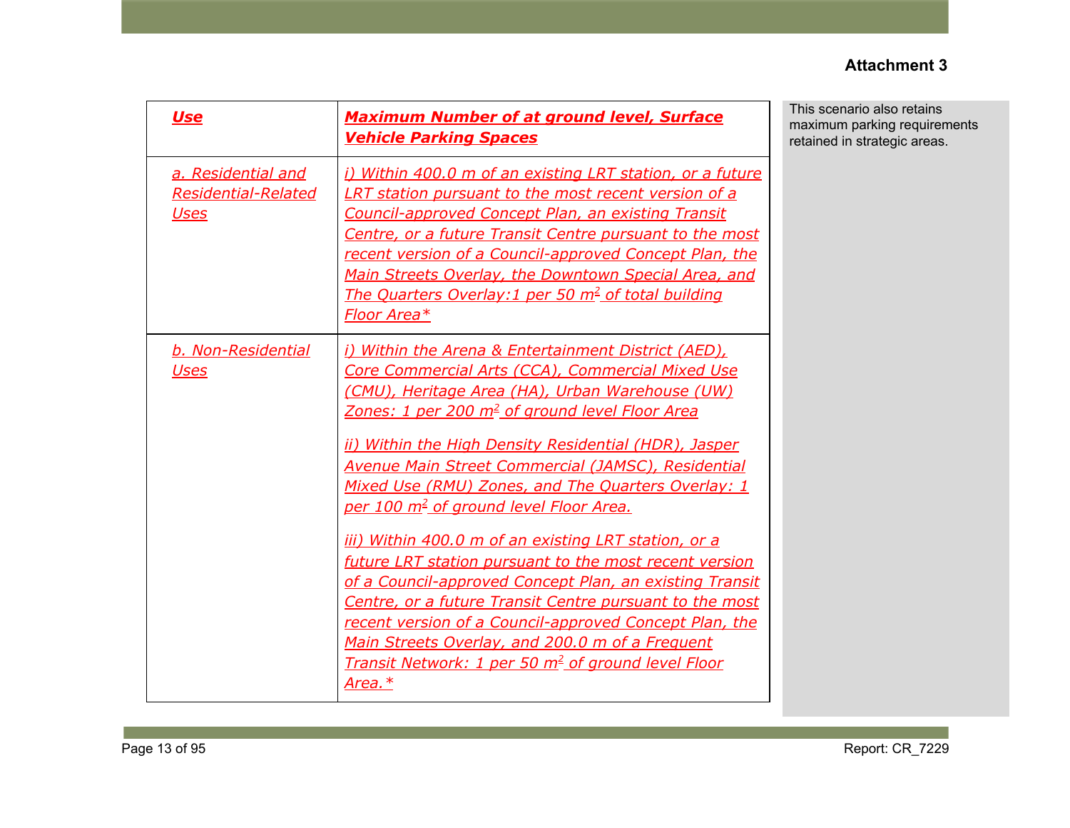**Attachment 3**

| ***Use*** | ***Maximum Number of at ground level, Surface Vehicle Parking Spaces*** |
|---|---|
| *a. Residential and Residential-Related Uses* | *i) Within 400.0 m of an existing LRT station, or a future LRT station pursuant to the most recent version of a Council-approved Concept Plan, an existing Transit Centre, or a future Transit Centre pursuant to the most recent version of a Council-approved Concept Plan, the Main Streets Overlay, the Downtown Special Area, and The Quarters Overlay:1 per 50 m$^2$ of total building Floor Area** |
| *b. Non-Residential Uses* | *i) Within the Arena & Entertainment District (AED), Core Commercial Arts (CCA), Commercial Mixed Use (CMU), Heritage Area (HA), Urban Warehouse (UW) Zones: 1 per 200 m$^2$ of ground level Floor Area*<br><br>*ii) Within the High Density Residential (HDR), Jasper Avenue Main Street Commercial (JAMSC), Residential Mixed Use (RMU) Zones, and The Quarters Overlay: 1 per 100 m$^2$ of ground level Floor Area.*<br><br>*iii) Within 400.0 m of an existing LRT station, or a future LRT station pursuant to the most recent version of a Council-approved Concept Plan, an existing Transit Centre, or a future Transit Centre pursuant to the most recent version of a Council-approved Concept Plan, the Main Streets Overlay, and 200.0 m of a Frequent Transit Network: 1 per 50 m$^2$ of ground level Floor Area.** |

This scenario also retains maximum parking requirements retained in strategic areas.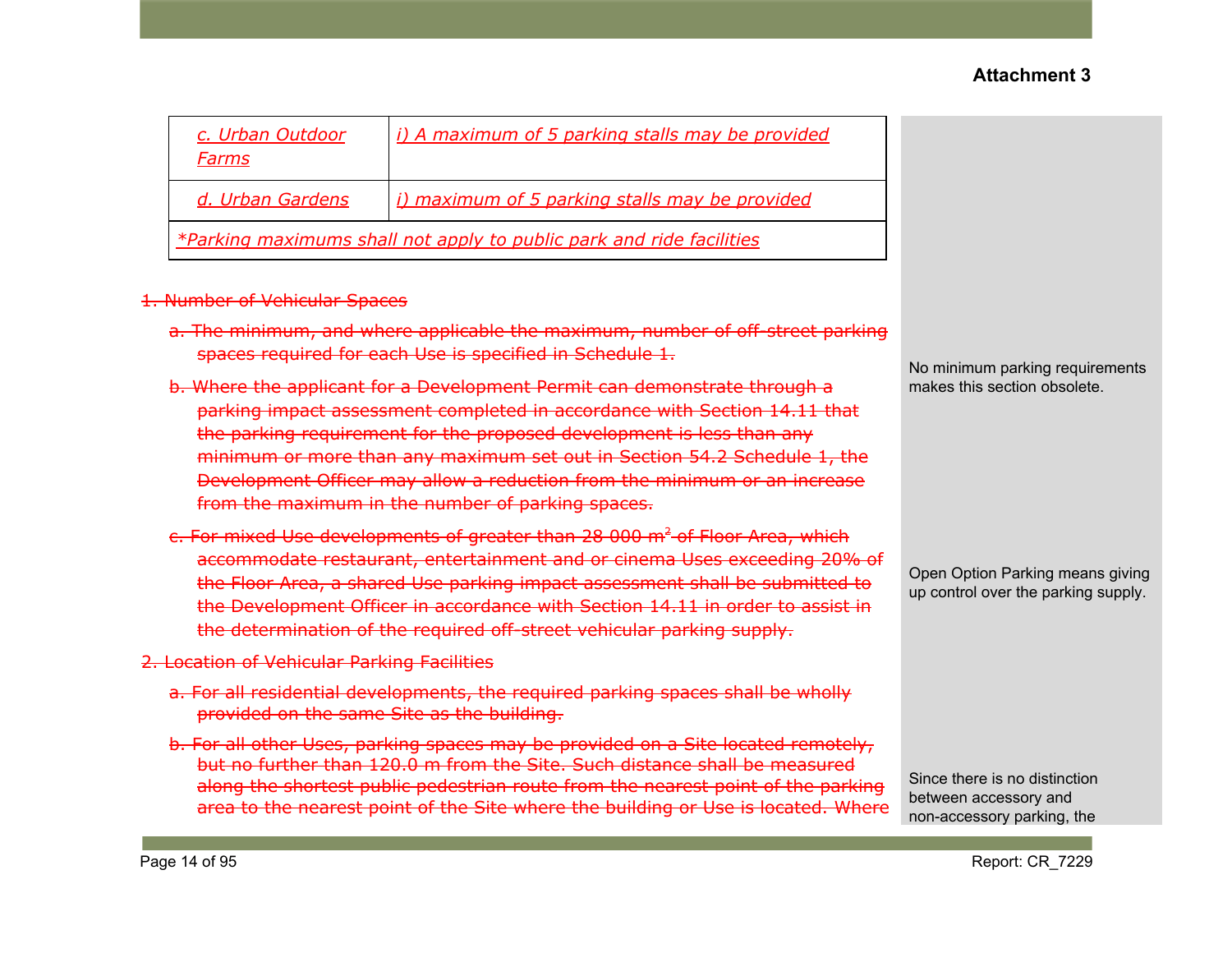| c. Urban Outdoor Farms | i) A maximum of 5 parking stalls may be provided |
|---|---|
| d. Urban Gardens | i) maximum of 5 parking stalls may be provided |
| *Parking maximums shall not apply to public park and ride facilities | |

~~1. Number of Vehicular Spaces~~

~~a. The minimum, and where applicable the maximum, number of off-street parking spaces required for each Use is specified in Schedule 1.~~

~~b. Where the applicant for a Development Permit can demonstrate through a parking impact assessment completed in accordance with Section 14.11 that the parking requirement for the proposed development is less than any minimum or more than any maximum set out in Section 54.2 Schedule 1, the Development Officer may allow a reduction from the minimum or an increase from the maximum in the number of parking spaces.~~

No minimum parking requirements makes this section obsolete.

~~c. For mixed Use developments of greater than 28 000 m² of Floor Area, which accommodate restaurant, entertainment and or cinema Uses exceeding 20% of the Floor Area, a shared Use parking impact assessment shall be submitted to the Development Officer in accordance with Section 14.11 in order to assist in the determination of the required off-street vehicular parking supply.~~

Open Option Parking means giving up control over the parking supply.

~~2. Location of Vehicular Parking Facilities~~

~~a. For all residential developments, the required parking spaces shall be wholly provided on the same Site as the building.~~

~~b. For all other Uses, parking spaces may be provided on a Site located remotely, but no further than 120.0 m from the Site. Such distance shall be measured along the shortest public pedestrian route from the nearest point of the parking area to the nearest point of the Site where the building or Use is located. Where~~

Since there is no distinction between accessory and non-accessory parking, the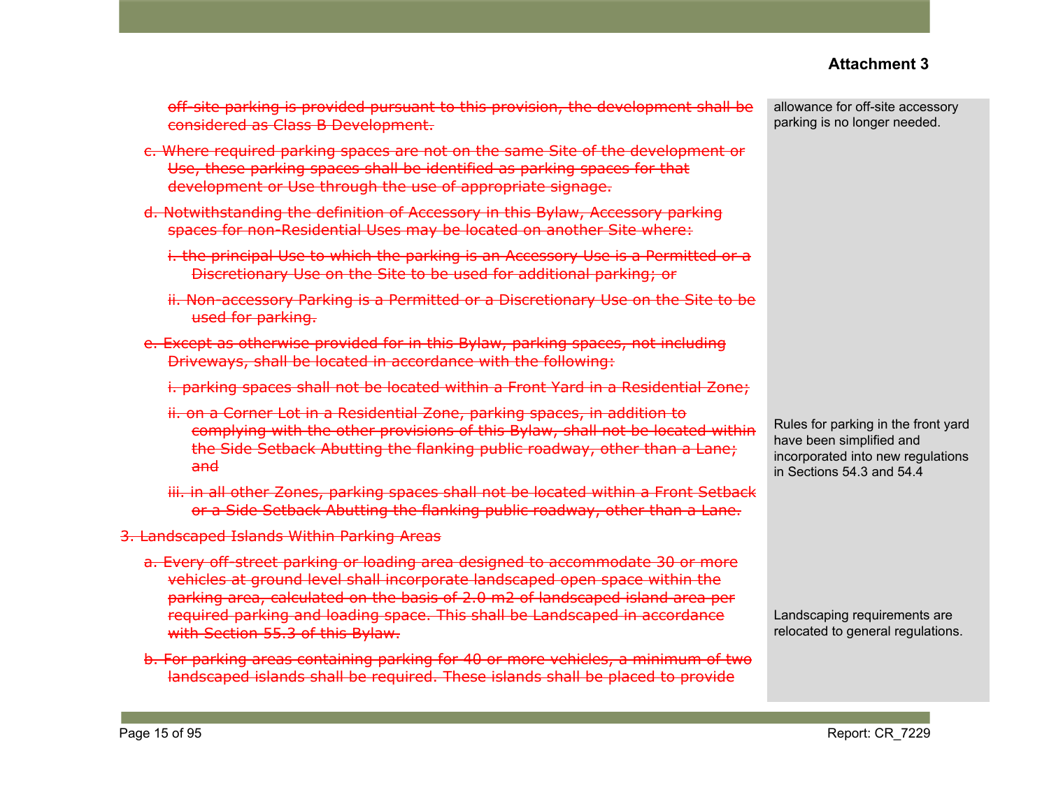**Attachment 3**

| | |
|---|---|
| ~~off-site parking is provided pursuant to this provision, the development shall be considered as Class B Development.~~ | allowance for off-site accessory parking is no longer needed. |
| ~~c. Where required parking spaces are not on the same Site of the development or Use, these parking spaces shall be identified as parking spaces for that development or Use through the use of appropriate signage.~~ | |
| ~~d. Notwithstanding the definition of Accessory in this Bylaw, Accessory parking spaces for non-Residential Uses may be located on another Site where:~~ | |
| ~~i. the principal Use to which the parking is an Accessory Use is a Permitted or a Discretionary Use on the Site to be used for additional parking; or~~ | |
| ~~ii. Non-accessory Parking is a Permitted or a Discretionary Use on the Site to be used for parking.~~ | |
| ~~e. Except as otherwise provided for in this Bylaw, parking spaces, not including Driveways, shall be located in accordance with the following:~~ | |
| ~~i. parking spaces shall not be located within a Front Yard in a Residential Zone;~~ | |
| ~~ii. on a Corner Lot in a Residential Zone, parking spaces, in addition to complying with the other provisions of this Bylaw, shall not be located within the Side Setback Abutting the flanking public roadway, other than a Lane; and~~ | Rules for parking in the front yard have been simplified and incorporated into new regulations in Sections 54.3 and 54.4 |
| ~~iii. in all other Zones, parking spaces shall not be located within a Front Setback or a Side Setback Abutting the flanking public roadway, other than a Lane.~~ | |
| ~~3. Landscaped Islands Within Parking Areas~~ | |
| ~~a. Every off-street parking or loading area designed to accommodate 30 or more vehicles at ground level shall incorporate landscaped open space within the parking area, calculated on the basis of 2.0 m2 of landscaped island area per required parking and loading space. This shall be Landscaped in accordance with Section 55.3 of this Bylaw.~~ | Landscaping requirements are relocated to general regulations. |
| ~~b. For parking areas containing parking for 40 or more vehicles, a minimum of two landscaped islands shall be required. These islands shall be placed to provide~~ | |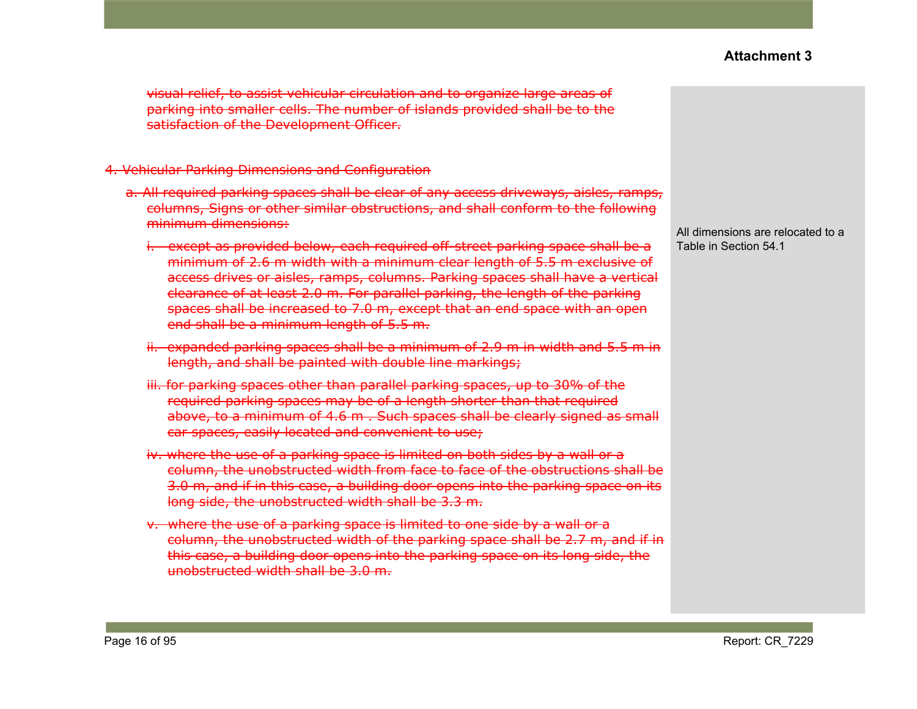**Attachment 3**

~~visual relief, to assist vehicular circulation and to organize large areas of parking into smaller cells. The number of islands provided shall be to the satisfaction of the Development Officer.~~

~~4. Vehicular Parking Dimensions and Configuration~~

~~a. All required parking spaces shall be clear of any access driveways, aisles, ramps, columns, Signs or other similar obstructions, and shall conform to the following minimum dimensions:~~

~~i. except as provided below, each required off-street parking space shall be a minimum of 2.6 m width with a minimum clear length of 5.5 m exclusive of access drives or aisles, ramps, columns. Parking spaces shall have a vertical clearance of at least 2.0 m. For parallel parking, the length of the parking spaces shall be increased to 7.0 m, except that an end space with an open end shall be a minimum length of 5.5 m.~~

~~ii. expanded parking spaces shall be a minimum of 2.9 m in width and 5.5 m in length, and shall be painted with double line markings;~~

~~iii. for parking spaces other than parallel parking spaces, up to 30% of the required parking spaces may be of a length shorter than that required above, to a minimum of 4.6 m . Such spaces shall be clearly signed as small car spaces, easily located and convenient to use;~~

~~iv. where the use of a parking space is limited on both sides by a wall or a column, the unobstructed width from face to face of the obstructions shall be 3.0 m, and if in this case, a building door opens into the parking space on its long side, the unobstructed width shall be 3.3 m.~~

~~v. where the use of a parking space is limited to one side by a wall or a column, the unobstructed width of the parking space shall be 2.7 m, and if in this case, a building door opens into the parking space on its long side, the unobstructed width shall be 3.0 m.~~

All dimensions are relocated to a Table in Section 54.1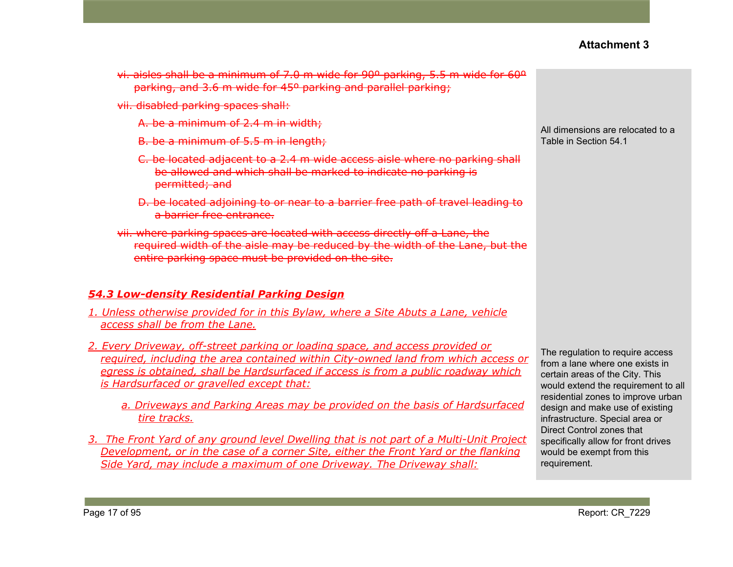~~vi. aisles shall be a minimum of 7.0 m wide for 90º parking, 5.5 m wide for 60º parking, and 3.6 m wide for 45º parking and parallel parking;~~

~~vii. disabled parking spaces shall:~~

~~A. be a minimum of 2.4 m in width;~~

~~B. be a minimum of 5.5 m in length;~~

~~C. be located adjacent to a 2.4 m wide access aisle where no parking shall be allowed and which shall be marked to indicate no parking is permitted; and~~

~~D. be located adjoining to or near to a barrier free path of travel leading to a barrier free entrance.~~

~~vii. where parking spaces are located with access directly off a Lane, the required width of the aisle may be reduced by the width of the Lane, but the entire parking space must be provided on the site.~~

All dimensions are relocated to a Table in Section 54.1

### ***54.3 Low-density Residential Parking Design***

*1. Unless otherwise provided for in this Bylaw, where a Site Abuts a Lane, vehicle access shall be from the Lane.*

*2. Every Driveway, off-street parking or loading space, and access provided or required, including the area contained within City-owned land from which access or egress is obtained, shall be Hardsurfaced if access is from a public roadway which is Hardsurfaced or gravelled except that:*

*a. Driveways and Parking Areas may be provided on the basis of Hardsurfaced tire tracks.*

*3. The Front Yard of any ground level Dwelling that is not part of a Multi-Unit Project Development, or in the case of a corner Site, either the Front Yard or the flanking Side Yard, may include a maximum of one Driveway. The Driveway shall:*

The regulation to require access from a lane where one exists in certain areas of the City. This would extend the requirement to all residential zones to improve urban design and make use of existing infrastructure. Special area or Direct Control zones that specifically allow for front drives would be exempt from this requirement.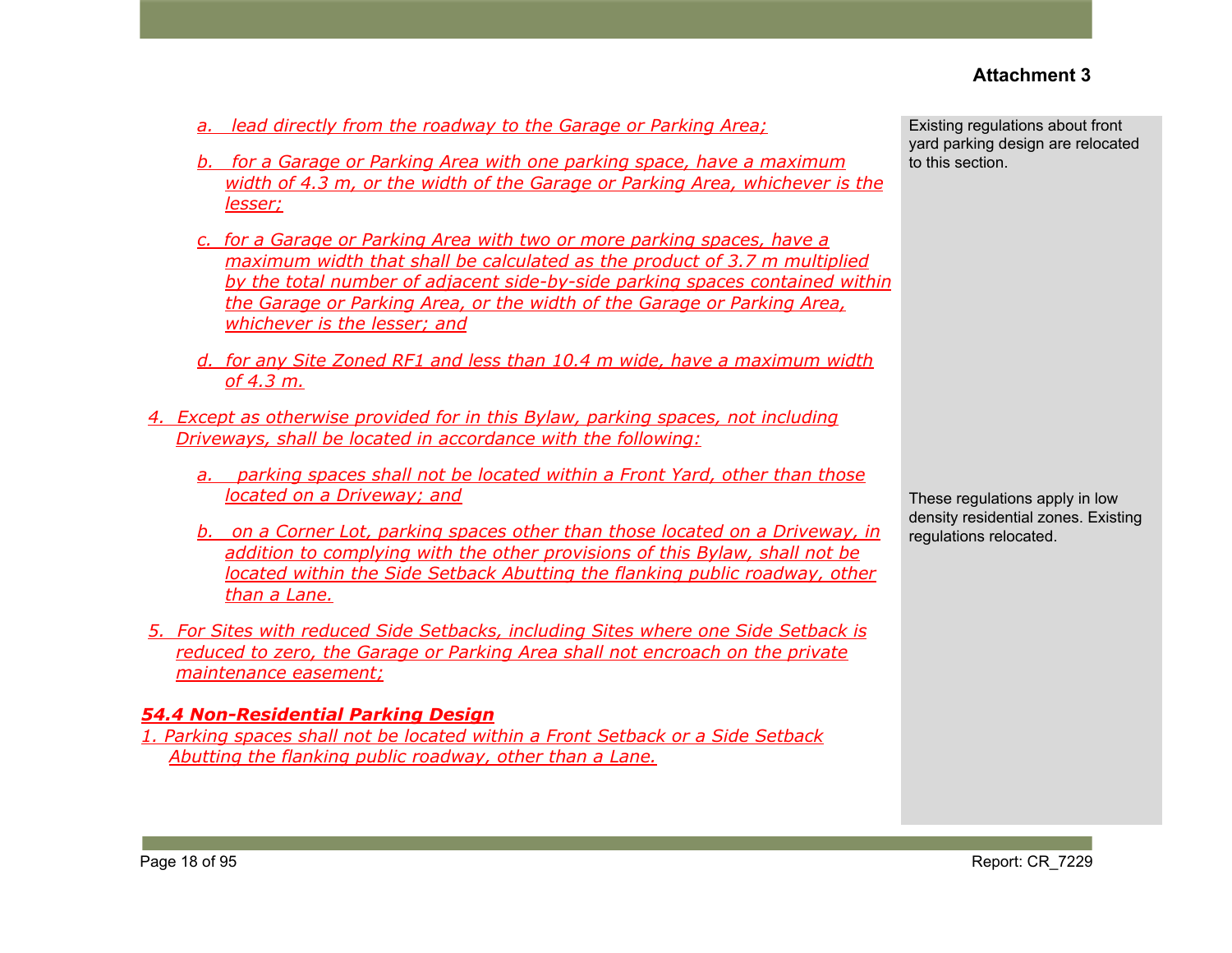**Attachment 3**

a. lead directly from the roadway to the Garage or Parking Area;

b. for a Garage or Parking Area with one parking space, have a maximum width of 4.3 m, or the width of the Garage or Parking Area, whichever is the lesser;

c. for a Garage or Parking Area with two or more parking spaces, have a maximum width that shall be calculated as the product of 3.7 m multiplied by the total number of adjacent side-by-side parking spaces contained within the Garage or Parking Area, or the width of the Garage or Parking Area, whichever is the lesser; and

d. for any Site Zoned RF1 and less than 10.4 m wide, have a maximum width of 4.3 m.

> Existing regulations about front yard parking design are relocated to this section.

4. Except as otherwise provided for in this Bylaw, parking spaces, not including Driveways, shall be located in accordance with the following:

   a. parking spaces shall not be located within a Front Yard, other than those located on a Driveway; and

   b. on a Corner Lot, parking spaces other than those located on a Driveway, in addition to complying with the other provisions of this Bylaw, shall not be located within the Side Setback Abutting the flanking public roadway, other than a Lane.

> These regulations apply in low density residential zones. Existing regulations relocated.

5. For Sites with reduced Side Setbacks, including Sites where one Side Setback is reduced to zero, the Garage or Parking Area shall not encroach on the private maintenance easement;

### *54.4 Non-Residential Parking Design*

1. Parking spaces shall not be located within a Front Setback or a Side Setback Abutting the flanking public roadway, other than a Lane.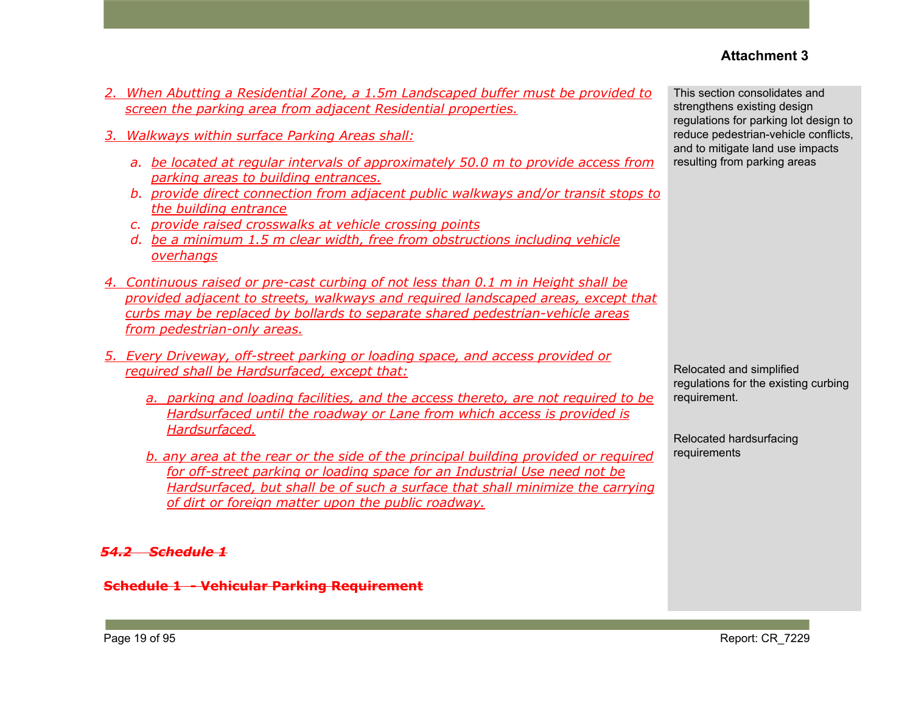**Attachment 3**

2. When Abutting a Residential Zone, a 1.5m Landscaped buffer must be provided to screen the parking area from adjacent Residential properties.

3. Walkways within surface Parking Areas shall:

   a. be located at regular intervals of approximately 50.0 m to provide access from parking areas to building entrances.
   b. provide direct connection from adjacent public walkways and/or transit stops to the building entrance
   c. provide raised crosswalks at vehicle crossing points
   d. be a minimum 1.5 m clear width, free from obstructions including vehicle overhangs

4. Continuous raised or pre-cast curbing of not less than 0.1 m in Height shall be provided adjacent to streets, walkways and required landscaped areas, except that curbs may be replaced by bollards to separate shared pedestrian-vehicle areas from pedestrian-only areas.

5. Every Driveway, off-street parking or loading space, and access provided or required shall be Hardsurfaced, except that:

   a. parking and loading facilities, and the access thereto, are not required to be Hardsurfaced until the roadway or Lane from which access is provided is Hardsurfaced.

   b. any area at the rear or the side of the principal building provided or required for off-street parking or loading space for an Industrial Use need not be Hardsurfaced, but shall be of such a surface that shall minimize the carrying of dirt or foreign matter upon the public roadway.

~~***54.2 Schedule 1***~~

~~**Schedule 1 - Vehicular Parking Requirement**~~

This section consolidates and strengthens existing design regulations for parking lot design to reduce pedestrian-vehicle conflicts, and to mitigate land use impacts resulting from parking areas

Relocated and simplified regulations for the existing curbing requirement.

Relocated hardsurfacing requirements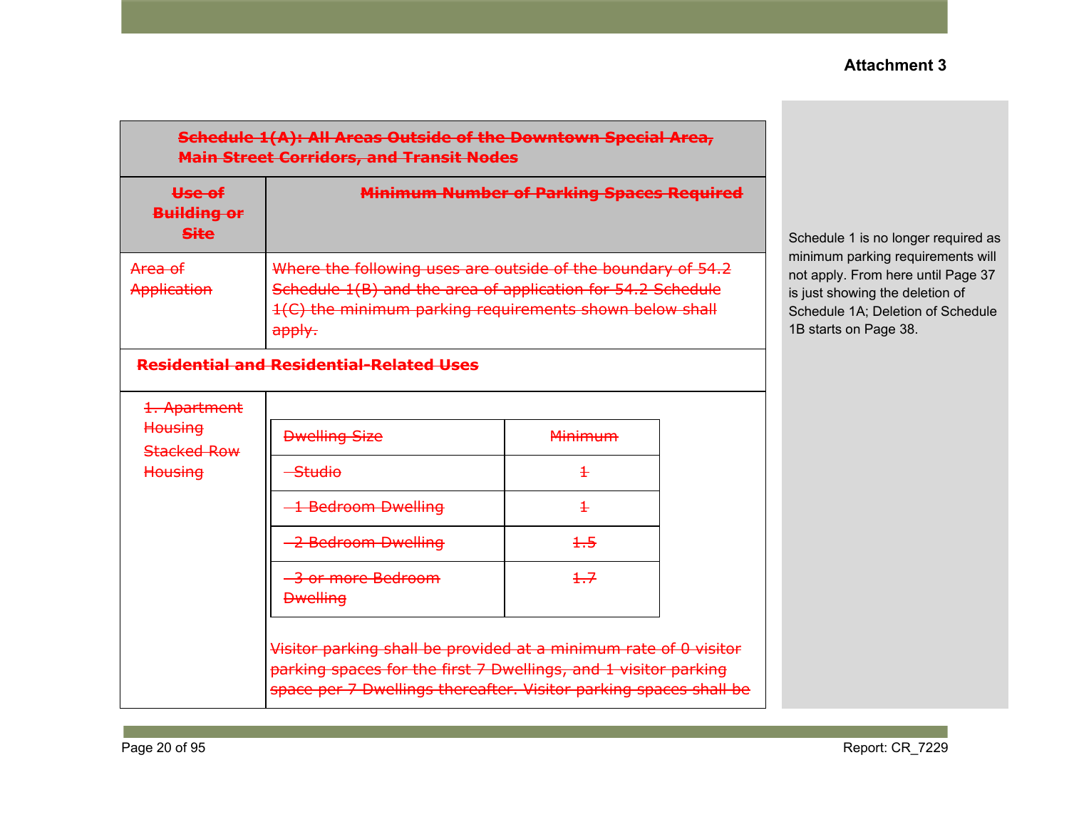**Attachment 3**

| ~~Schedule 1(A): All Areas Outside of the Downtown Special Area, Main Street Corridors, and Transit Nodes~~ | |
|---|---|
| ~~**Use of Building or Site**~~ | ~~**Minimum Number of Parking Spaces Required**~~ |
| ~~Area of Application~~ | ~~Where the following uses are outside of the boundary of 54.2 Schedule 1(B) and the area of application for 54.2 Schedule 1(C) the minimum parking requirements shown below shall apply.~~ |
| ~~**Residential and Residential-Related Uses**~~ | |
| ~~1. Apartment Housing~~ ~~Stacked Row Housing~~ | ~~Dwelling Size: Minimum~~ ~~Studio: 1~~ ~~1 Bedroom Dwelling: 1~~ ~~2 Bedroom Dwelling: 1.5~~ ~~3 or more Bedroom Dwelling: 1.7~~ ~~Visitor parking shall be provided at a minimum rate of 0 visitor parking spaces for the first 7 Dwellings, and 1 visitor parking space per 7 Dwellings thereafter. Visitor parking spaces shall be~~ |

| ~~Dwelling Size~~ | ~~Minimum~~ |
|---|---|
| ~~Studio~~ | ~~1~~ |
| ~~1 Bedroom Dwelling~~ | ~~1~~ |
| ~~2 Bedroom Dwelling~~ | ~~1.5~~ |
| ~~3 or more Bedroom Dwelling~~ | ~~1.7~~ |

Schedule 1 is no longer required as minimum parking requirements will not apply. From here until Page 37 is just showing the deletion of Schedule 1A; Deletion of Schedule 1B starts on Page 38.

Report: CR_7229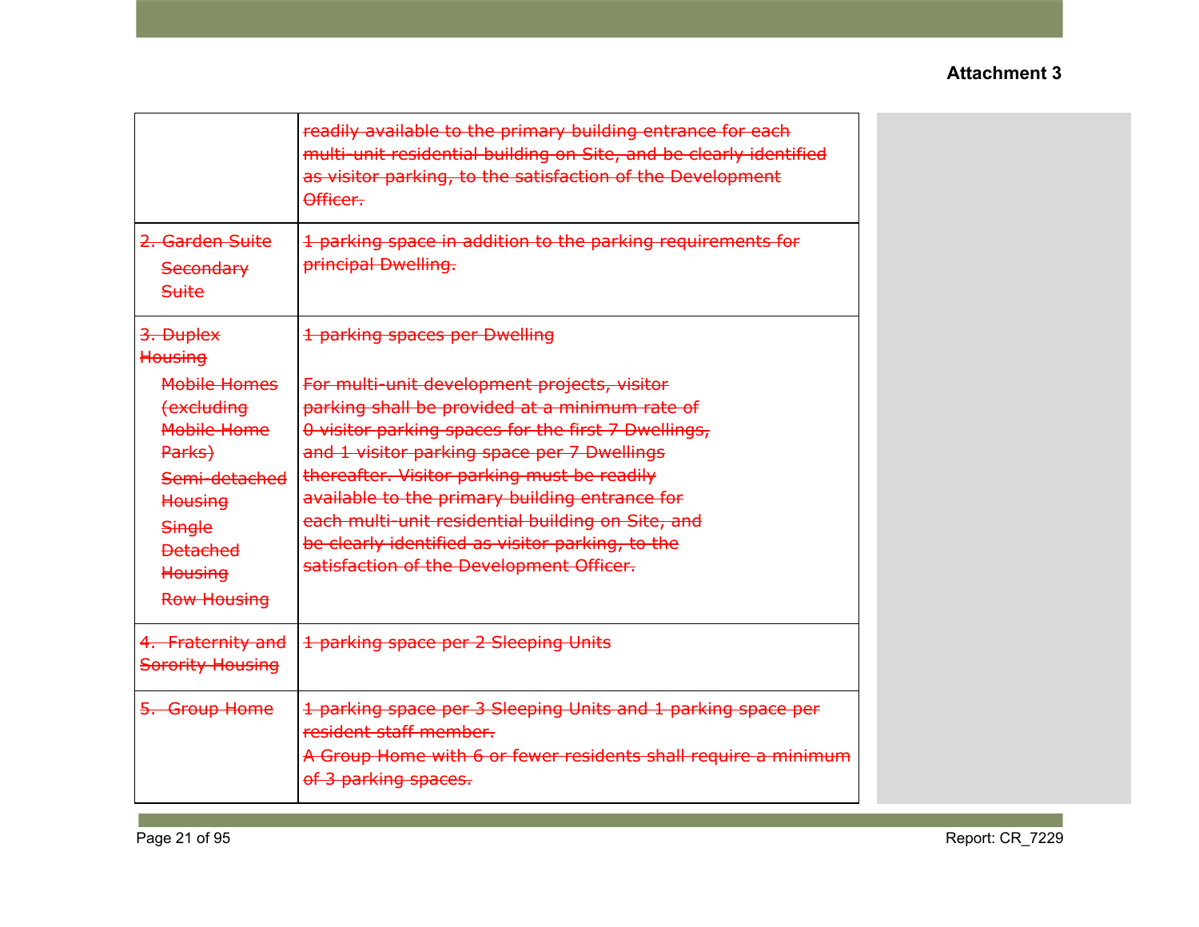**Attachment 3**

| | |
|---|---|
| | ~~readily available to the primary building entrance for each multi-unit residential building on Site, and be clearly identified as visitor parking, to the satisfaction of the Development Officer.~~ |
| ~~2. Garden Suite~~<br>~~Secondary Suite~~ | ~~1 parking space in addition to the parking requirements for principal Dwelling.~~ |
| ~~3. Duplex Housing~~<br>~~Mobile Homes (excluding Mobile Home Parks)~~<br>~~Semi-detached Housing~~<br>~~Single Detached Housing~~<br>~~Row Housing~~ | ~~1 parking spaces per Dwelling~~<br><br>~~For multi-unit development projects, visitor parking shall be provided at a minimum rate of 0 visitor parking spaces for the first 7 Dwellings, and 1 visitor parking space per 7 Dwellings thereafter. Visitor parking must be readily available to the primary building entrance for each multi-unit residential building on Site, and be clearly identified as visitor parking, to the satisfaction of the Development Officer.~~ |
| ~~4. Fraternity and Sorority Housing~~ | ~~1 parking space per 2 Sleeping Units~~ |
| ~~5. Group Home~~ | ~~1 parking space per 3 Sleeping Units and 1 parking space per resident staff member.~~<br>~~A Group Home with 6 or fewer residents shall require a minimum of 3 parking spaces.~~ |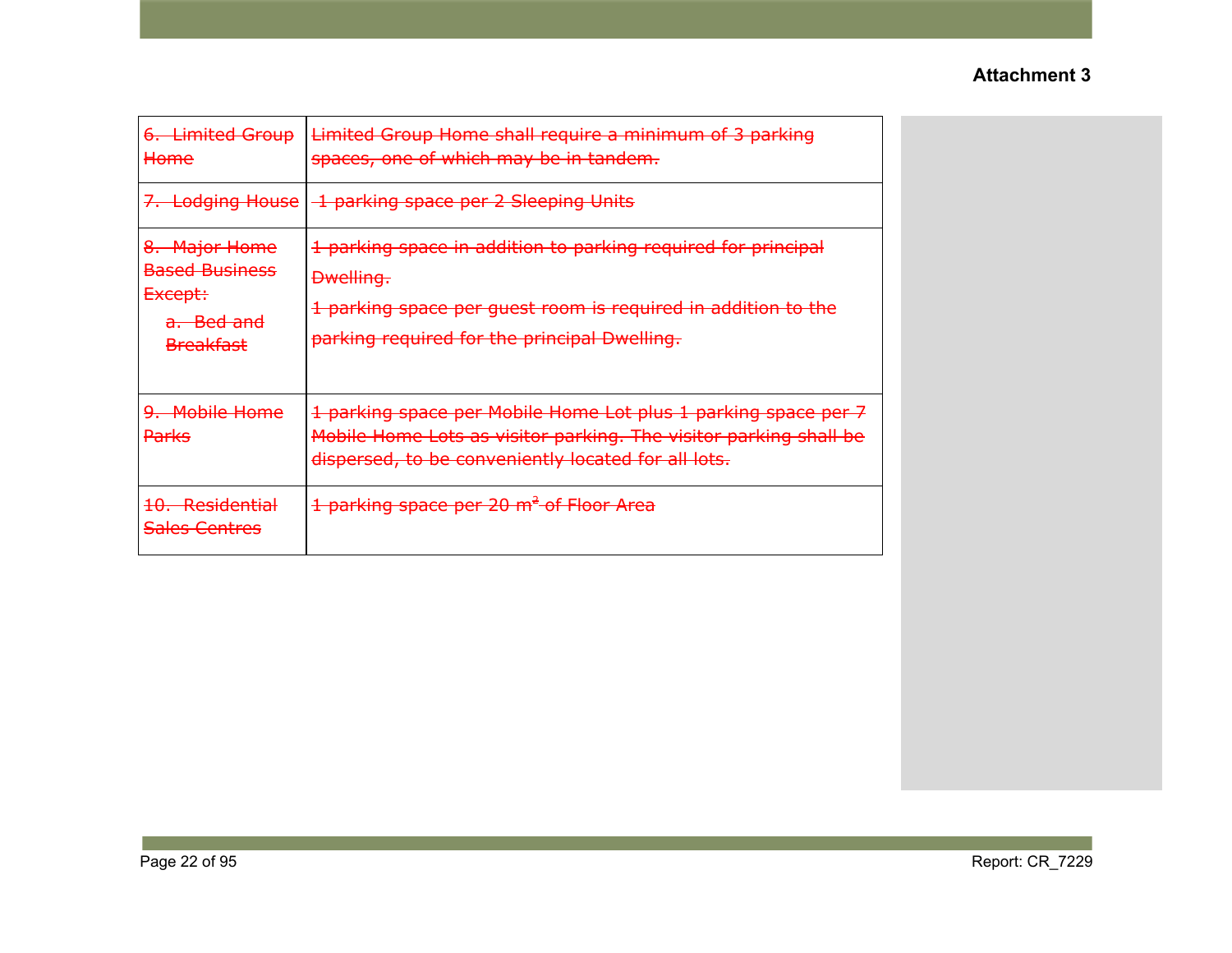**Attachment 3**

| | |
|---|---|
| ~~6. Limited Group Home~~ | ~~Limited Group Home shall require a minimum of 3 parking spaces, one of which may be in tandem.~~ |
| ~~7. Lodging House~~ | ~~1 parking space per 2 Sleeping Units~~ |
| ~~8. Major Home Based Business Except:~~<br>~~a. Bed and Breakfast~~ | ~~1 parking space in addition to parking required for principal Dwelling.~~<br>~~1 parking space per guest room is required in addition to the parking required for the principal Dwelling.~~ |
| ~~9. Mobile Home Parks~~ | ~~1 parking space per Mobile Home Lot plus 1 parking space per 7 Mobile Home Lots as visitor parking. The visitor parking shall be dispersed, to be conveniently located for all lots.~~ |
| ~~10. Residential Sales Centres~~ | ~~1 parking space per 20 m² of Floor Area~~ |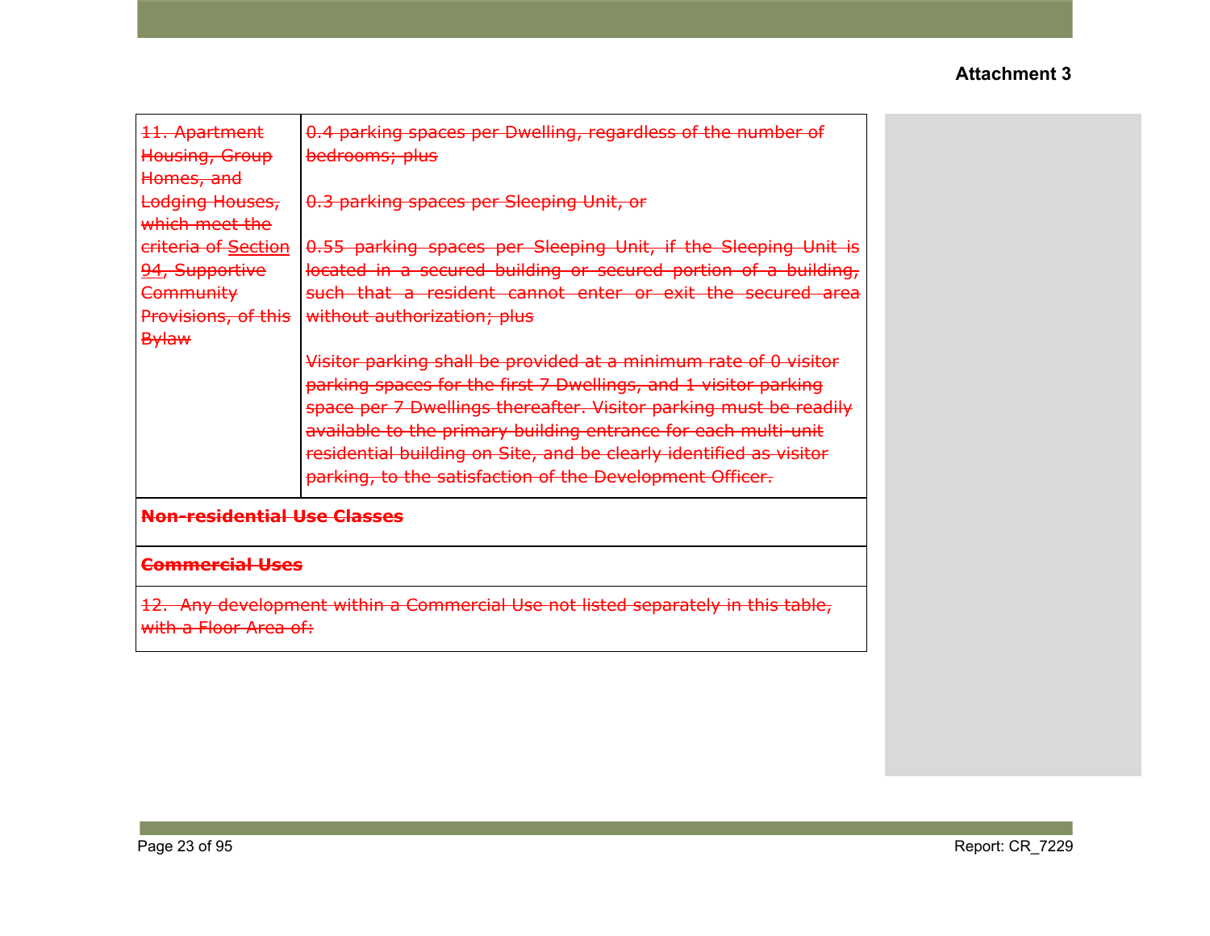**Attachment 3**

| ~~11. Apartment Housing, Group Homes, and Lodging Houses, which meet the criteria of Section 94, Supportive Community Provisions, of this Bylaw~~ | ~~0.4 parking spaces per Dwelling, regardless of the number of bedrooms; plus~~<br><br>~~0.3 parking spaces per Sleeping Unit, or~~<br><br>~~0.55 parking spaces per Sleeping Unit, if the Sleeping Unit is located in a secured building or secured portion of a building, such that a resident cannot enter or exit the secured area without authorization; plus~~<br><br>~~Visitor parking shall be provided at a minimum rate of 0 visitor parking spaces for the first 7 Dwellings, and 1 visitor parking space per 7 Dwellings thereafter. Visitor parking must be readily available to the primary building entrance for each multi-unit residential building on Site, and be clearly identified as visitor parking, to the satisfaction of the Development Officer.~~ |
|---|---|
| ~~**Non-residential Use Classes**~~ | |
| ~~**Commercial Uses**~~ | |
| ~~12. Any development within a Commercial Use not listed separately in this table, with a Floor Area of:~~ | |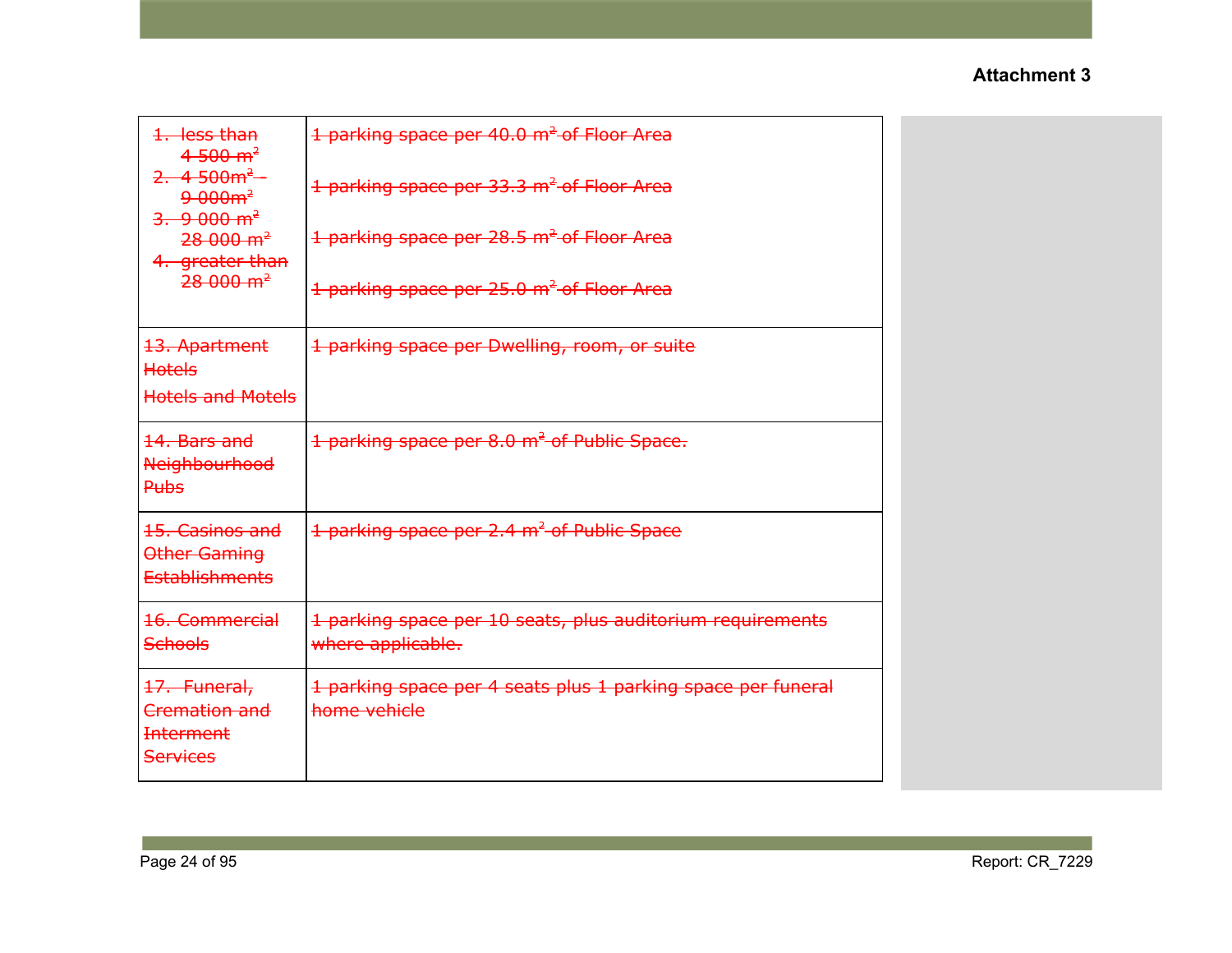**Attachment 3**

| | |
|---|---|
| ~~1. less than 4 500 m²~~<br>~~2. 4 500m² - 9 000m²~~<br>~~3. 9 000 m² 28 000 m²~~<br>~~4. greater than 28 000 m²~~ | ~~1 parking space per 40.0 m² of Floor Area~~<br>~~1 parking space per 33.3 m² of Floor Area~~<br>~~1 parking space per 28.5 m² of Floor Area~~<br>~~1 parking space per 25.0 m² of Floor Area~~ |
| ~~13. Apartment Hotels~~<br>~~Hotels and Motels~~ | ~~1 parking space per Dwelling, room, or suite~~ |
| ~~14. Bars and Neighbourhood Pubs~~ | ~~1 parking space per 8.0 m² of Public Space.~~ |
| ~~15. Casinos and Other Gaming Establishments~~ | ~~1 parking space per 2.4 m² of Public Space~~ |
| ~~16. Commercial Schools~~ | ~~1 parking space per 10 seats, plus auditorium requirements where applicable.~~ |
| ~~17. Funeral, Cremation and Interment Services~~ | ~~1 parking space per 4 seats plus 1 parking space per funeral home vehicle~~ |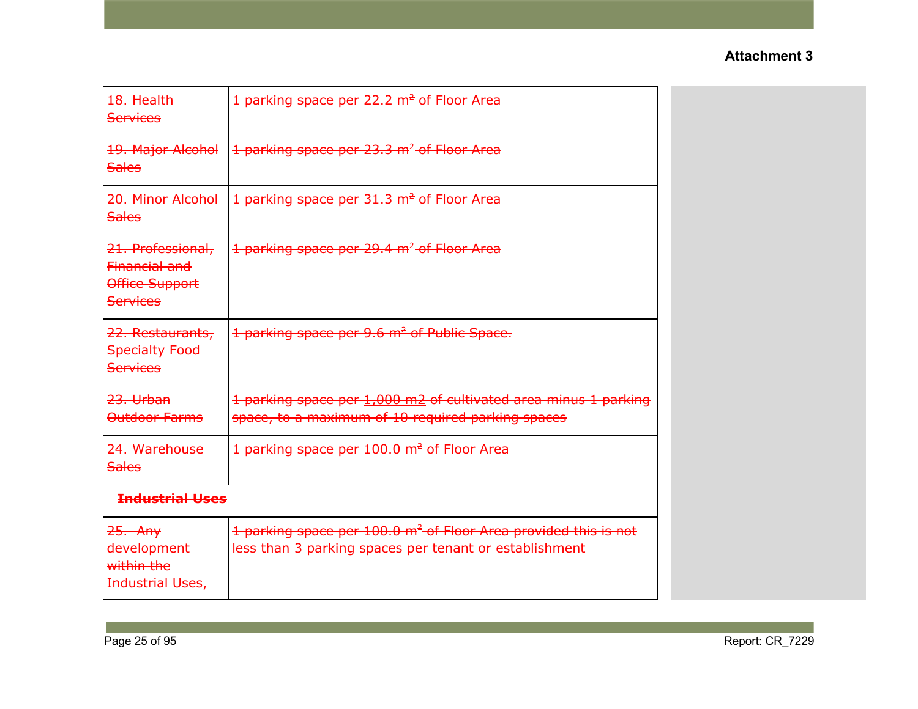**Attachment 3**

| | |
|---|---|
| ~~18. Health Services~~ | ~~1 parking space per 22.2 m² of Floor Area~~ |
| ~~19. Major Alcohol Sales~~ | ~~1 parking space per 23.3 m² of Floor Area~~ |
| ~~20. Minor Alcohol Sales~~ | ~~1 parking space per 31.3 m² of Floor Area~~ |
| ~~21. Professional, Financial and Office Support Services~~ | ~~1 parking space per 29.4 m² of Floor Area~~ |
| ~~22. Restaurants, Specialty Food Services~~ | ~~1 parking space per 9.6 m² of Public Space.~~ |
| ~~23. Urban Outdoor Farms~~ | ~~1 parking space per 1,000 m2 of cultivated area minus 1 parking space, to a maximum of 10 required parking spaces~~ |
| ~~24. Warehouse Sales~~ | ~~1 parking space per 100.0 m² of Floor Area~~ |
| **~~Industrial Uses~~** | |
| ~~25. Any development within the Industrial Uses,~~ | ~~1 parking space per 100.0 m² of Floor Area provided this is not less than 3 parking spaces per tenant or establishment~~ |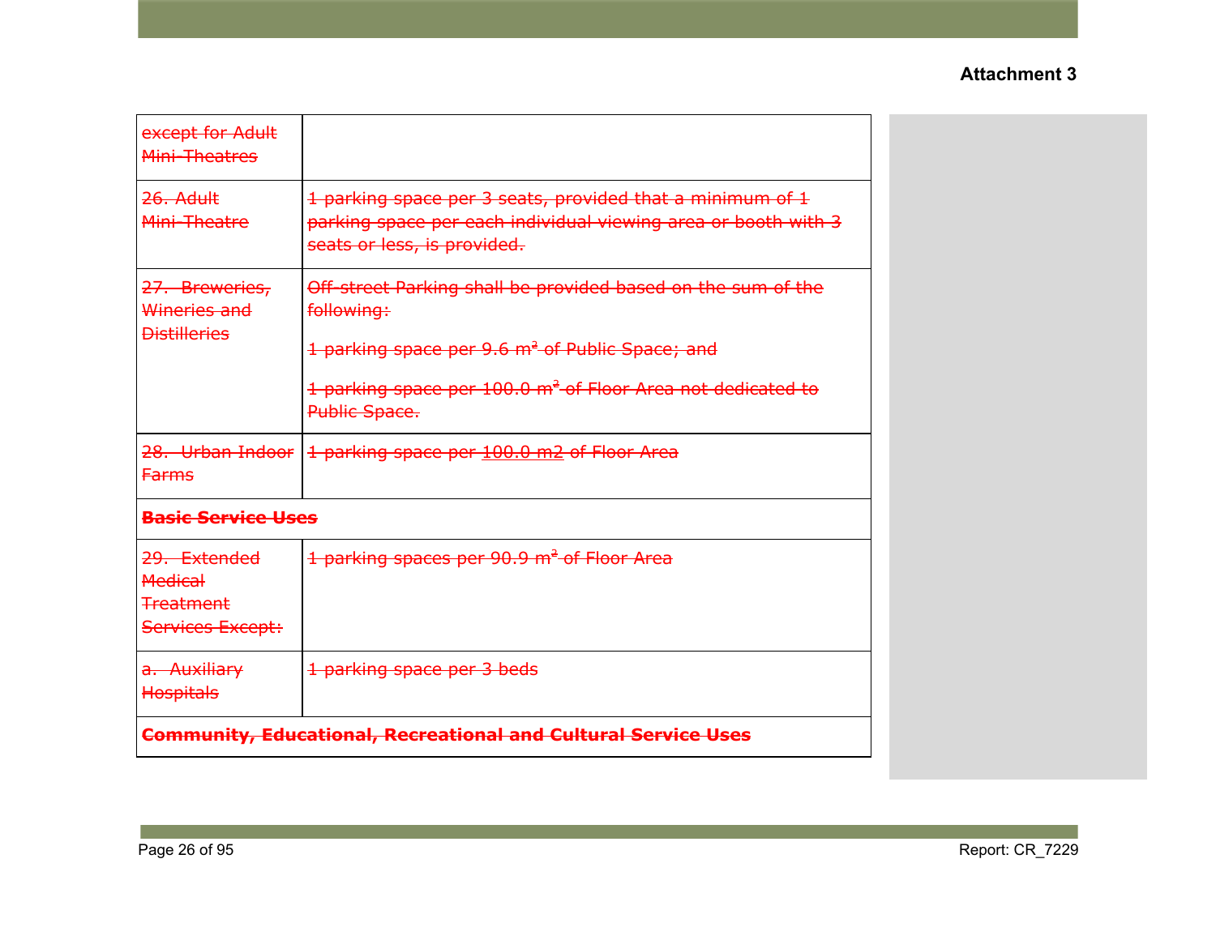**Attachment 3**

| | |
|---|---|
| ~~except for Adult Mini-Theatres~~ | |
| ~~26. Adult Mini-Theatre~~ | ~~1 parking space per 3 seats, provided that a minimum of 1 parking space per each individual viewing area or booth with 3 seats or less, is provided.~~ |
| ~~27. Breweries, Wineries and Distilleries~~ | ~~Off-street Parking shall be provided based on the sum of the following:~~<br><br>~~1 parking space per 9.6 $m^2$ of Public Space; and~~<br><br>~~1 parking space per 100.0 $m^2$ of Floor Area not dedicated to Public Space.~~ |
| ~~28. Urban Indoor Farms~~ | ~~1 parking space per 100.0 m2 of Floor Area~~ |
| ~~**Basic Service Uses**~~ | |
| ~~29. Extended Medical Treatment Services Except:~~ | ~~1 parking spaces per 90.9 $m^2$ of Floor Area~~ |
| ~~a. Auxiliary Hospitals~~ | ~~1 parking space per 3 beds~~ |
| ~~**Community, Educational, Recreational and Cultural Service Uses**~~ | |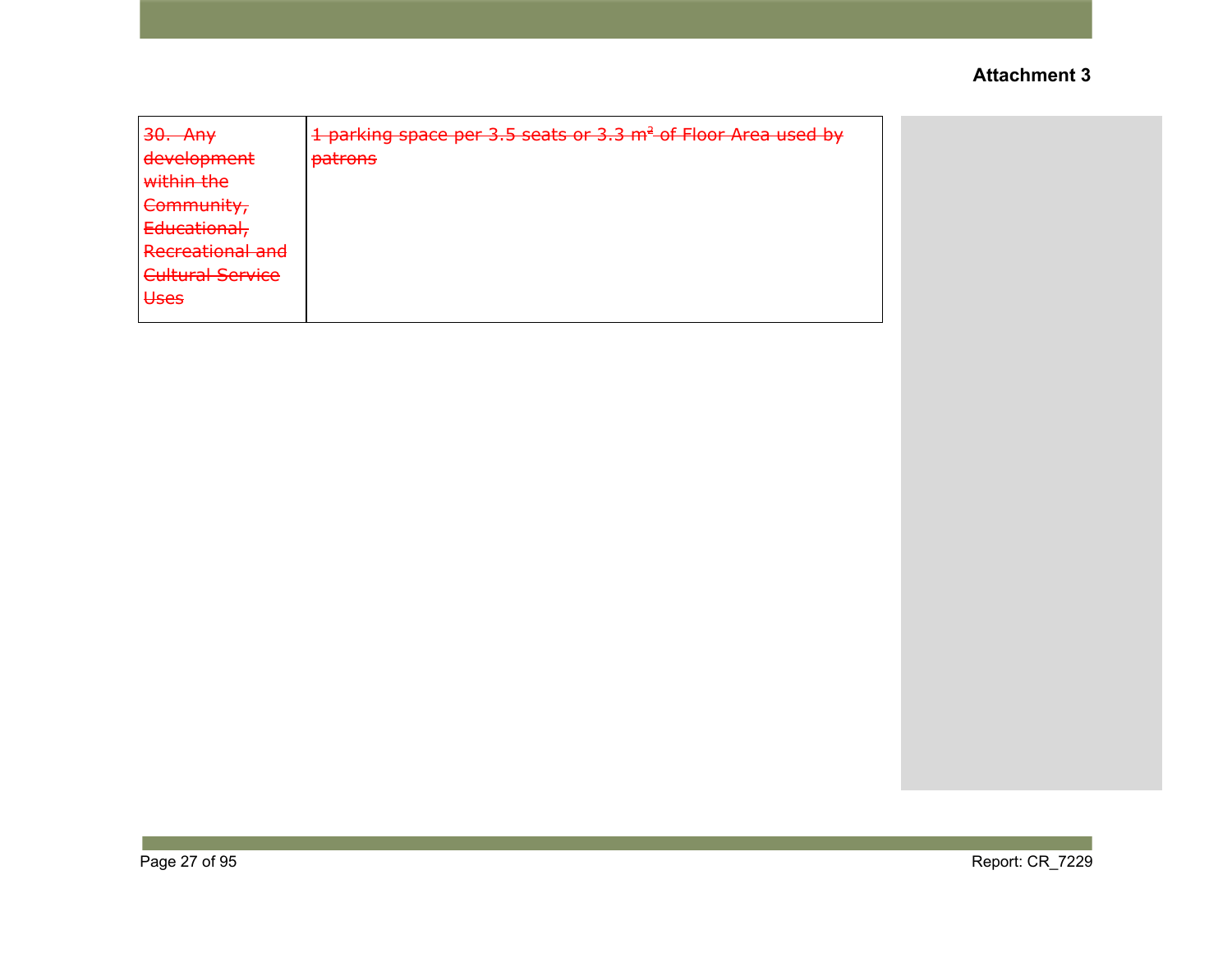**Attachment 3**

| ~~30. Any development within the Community, Educational, Recreational and Cultural Service Uses~~ | ~~1 parking space per 3.5 seats or 3.3 $m^2$ of Floor Area used by patrons~~ |
|---|---|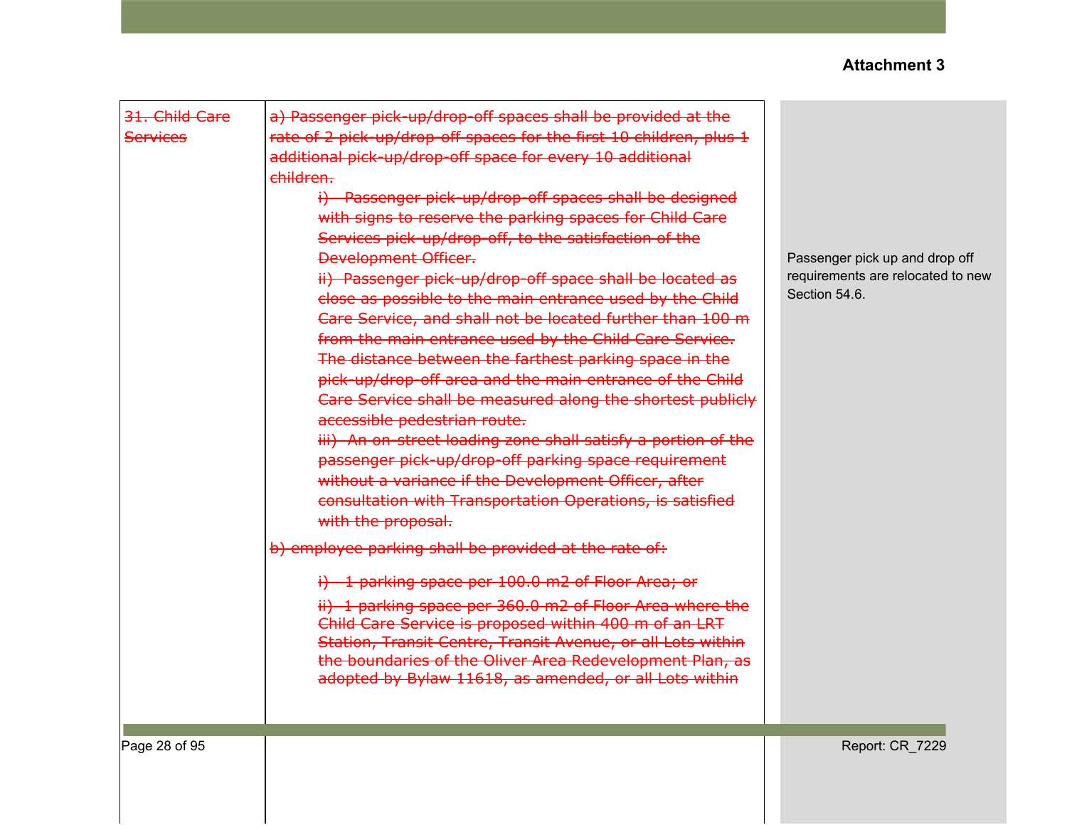**Attachment 3**

| | | |
|---|---|---|
| ~~31. Child Care Services~~ | ~~a) Passenger pick-up/drop-off spaces shall be provided at the rate of 2 pick-up/drop-off spaces for the first 10 children, plus 1 additional pick-up/drop-off space for every 10 additional children.~~<br>~~i) Passenger pick-up/drop-off spaces shall be designed with signs to reserve the parking spaces for Child Care Services pick-up/drop-off, to the satisfaction of the Development Officer.~~<br>~~ii) Passenger pick-up/drop-off space shall be located as close as possible to the main entrance used by the Child Care Service, and shall not be located further than 100 m from the main entrance used by the Child Care Service. The distance between the farthest parking space in the pick-up/drop-off area and the main entrance of the Child Care Service shall be measured along the shortest publicly accessible pedestrian route.~~<br>~~iii) An on-street loading zone shall satisfy a portion of the passenger pick-up/drop-off parking space requirement without a variance if the Development Officer, after consultation with Transportation Operations, is satisfied with the proposal.~~<br>~~b) employee parking shall be provided at the rate of:~~<br>~~i) 1 parking space per 100.0 m2 of Floor Area; or~~<br>~~ii) 1 parking space per 360.0 m2 of Floor Area where the Child Care Service is proposed within 400 m of an LRT Station, Transit Centre, Transit Avenue, or all Lots within the boundaries of the Oliver Area Redevelopment Plan, as adopted by Bylaw 11618, as amended, or all Lots within~~ | Passenger pick up and drop off requirements are relocated to new Section 54.6. |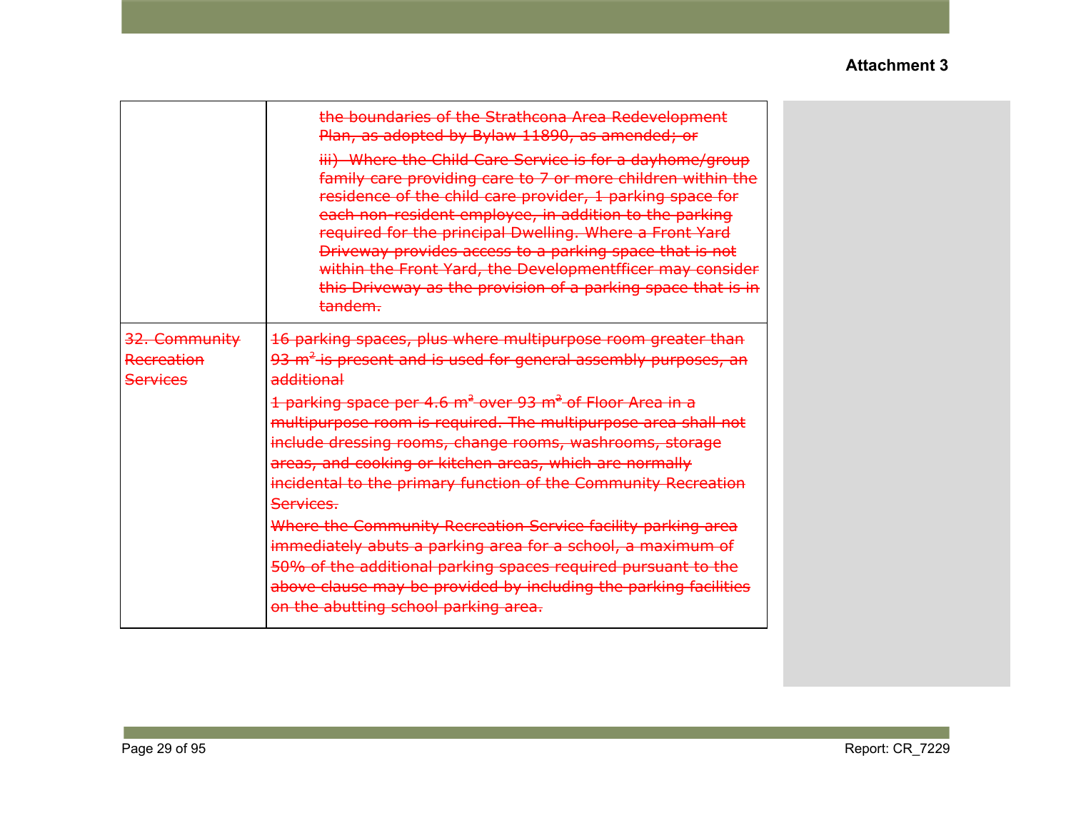| | |
|---|---|
| | ~~the boundaries of the Strathcona Area Redevelopment Plan, as adopted by Bylaw 11890, as amended; or~~<br>~~iii) Where the Child Care Service is for a dayhome/group family care providing care to 7 or more children within the residence of the child care provider, 1 parking space for each non-resident employee, in addition to the parking required for the principal Dwelling. Where a Front Yard Driveway provides access to a parking space that is not within the Front Yard, the Developmentfficer may consider this Driveway as the provision of a parking space that is in tandem.~~ |
| ~~32. Community Recreation Services~~ | ~~16 parking spaces, plus where multipurpose room greater than 93 $m^2$ is present and is used for general assembly purposes, an additional~~<br>~~1 parking space per 4.6 $m^2$ over 93 $m^2$ of Floor Area in a multipurpose room is required. The multipurpose area shall not include dressing rooms, change rooms, washrooms, storage areas, and cooking or kitchen areas, which are normally incidental to the primary function of the Community Recreation Services.~~<br>~~Where the Community Recreation Service facility parking area immediately abuts a parking area for a school, a maximum of 50% of the additional parking spaces required pursuant to the above clause may be provided by including the parking facilities on the abutting school parking area.~~ |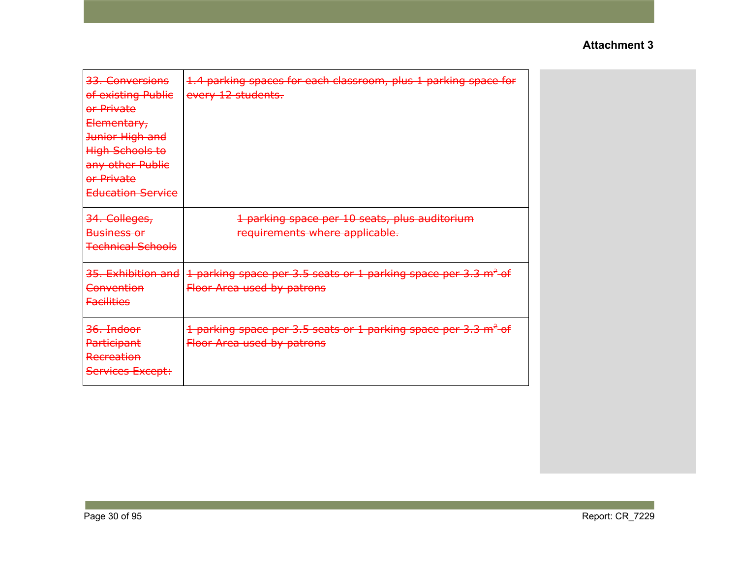**Attachment 3**

| | |
|---|---|
| ~~33. Conversions of existing Public or Private Elementary, Junior High and High Schools to any other Public or Private Education Service~~ | ~~1.4 parking spaces for each classroom, plus 1 parking space for every 12 students.~~ |
| ~~34. Colleges, Business or Technical Schools~~ | ~~1 parking space per 10 seats, plus auditorium requirements where applicable.~~ |
| ~~35. Exhibition and Convention Facilities~~ | ~~1 parking space per 3.5 seats or 1 parking space per 3.3 m² of Floor Area used by patrons~~ |
| ~~36. Indoor Participant Recreation Services Except:~~ | ~~1 parking space per 3.5 seats or 1 parking space per 3.3 m² of Floor Area used by patrons~~ |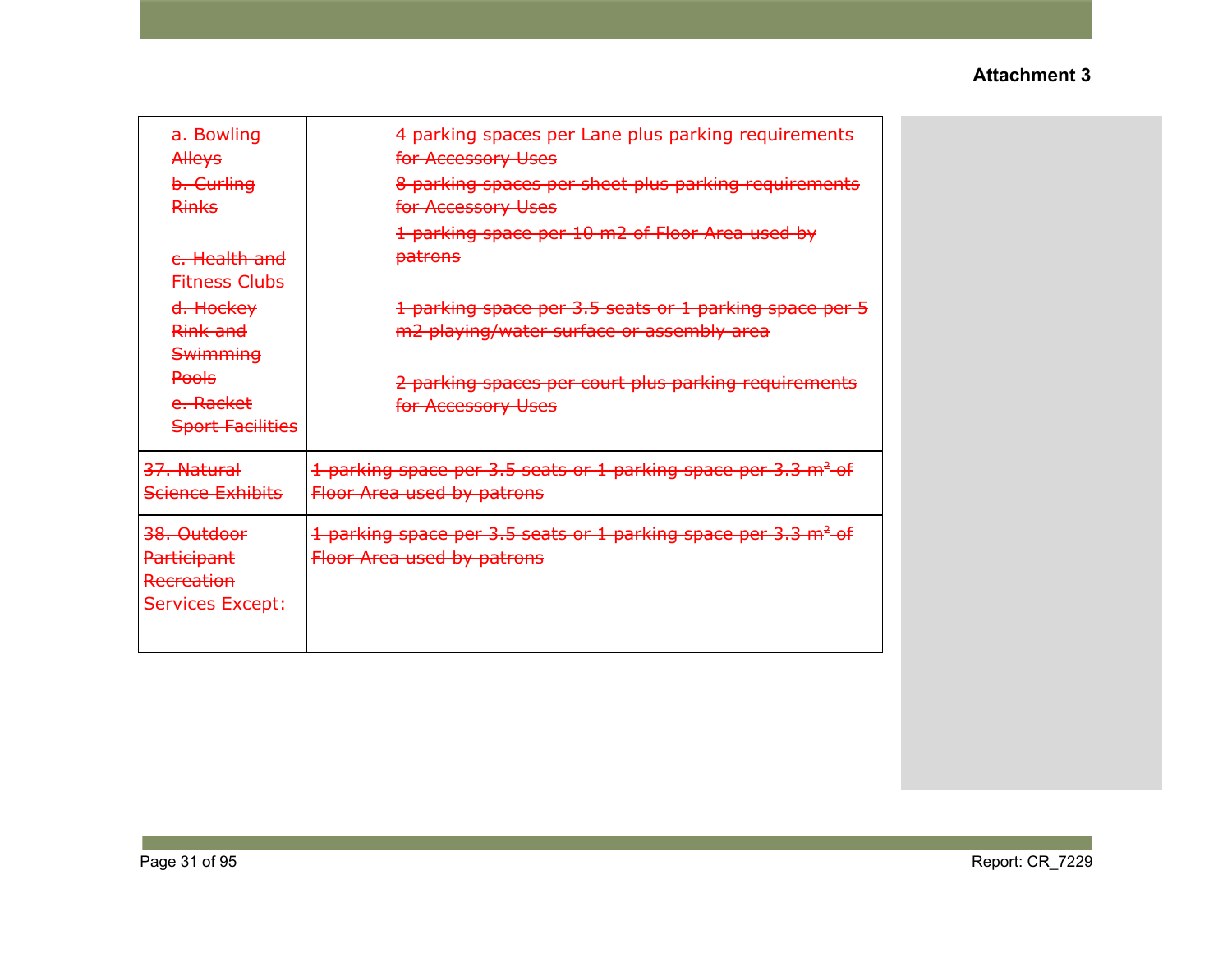**Attachment 3**

| | |
|---|---|
| ~~a. Bowling Alleys~~<br>~~b. Curling Rinks~~<br>~~c. Health and Fitness Clubs~~<br>~~d. Hockey Rink and Swimming Pools~~<br>~~e. Racket Sport Facilities~~ | ~~4 parking spaces per Lane plus parking requirements for Accessory Uses~~<br>~~8 parking spaces per sheet plus parking requirements for Accessory Uses~~<br>~~1 parking space per 10 m2 of Floor Area used by patrons~~<br>~~1 parking space per 3.5 seats or 1 parking space per 5 m2 playing/water surface or assembly area~~<br>~~2 parking spaces per court plus parking requirements for Accessory Uses~~ |
| ~~37. Natural Science Exhibits~~ | ~~1 parking space per 3.5 seats or 1 parking space per 3.3 m² of Floor Area used by patrons~~ |
| ~~38. Outdoor Participant Recreation Services Except:~~ | ~~1 parking space per 3.5 seats or 1 parking space per 3.3 m² of Floor Area used by patrons~~ |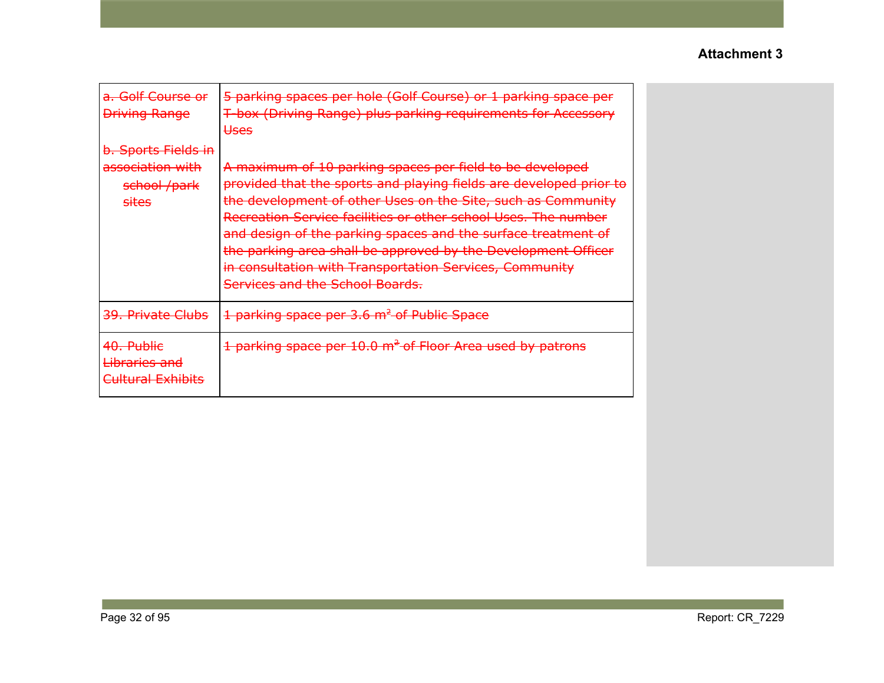**Attachment 3**

| | |
|---|---|
| ~~a. Golf Course or Driving Range~~<br><br>~~b. Sports Fields in association with school /park sites~~ | ~~5 parking spaces per hole (Golf Course) or 1 parking space per T-box (Driving Range) plus parking requirements for Accessory Uses~~<br><br>~~A maximum of 10 parking spaces per field to be developed provided that the sports and playing fields are developed prior to the development of other Uses on the Site, such as Community Recreation Service facilities or other school Uses. The number and design of the parking spaces and the surface treatment of the parking area shall be approved by the Development Officer in consultation with Transportation Services, Community Services and the School Boards.~~ |
| ~~39. Private Clubs~~ | ~~1 parking space per 3.6 $m^2$ of Public Space~~ |
| ~~40. Public Libraries and Cultural Exhibits~~ | ~~1 parking space per 10.0 $m^2$ of Floor Area used by patrons~~ |

Report: CR_7229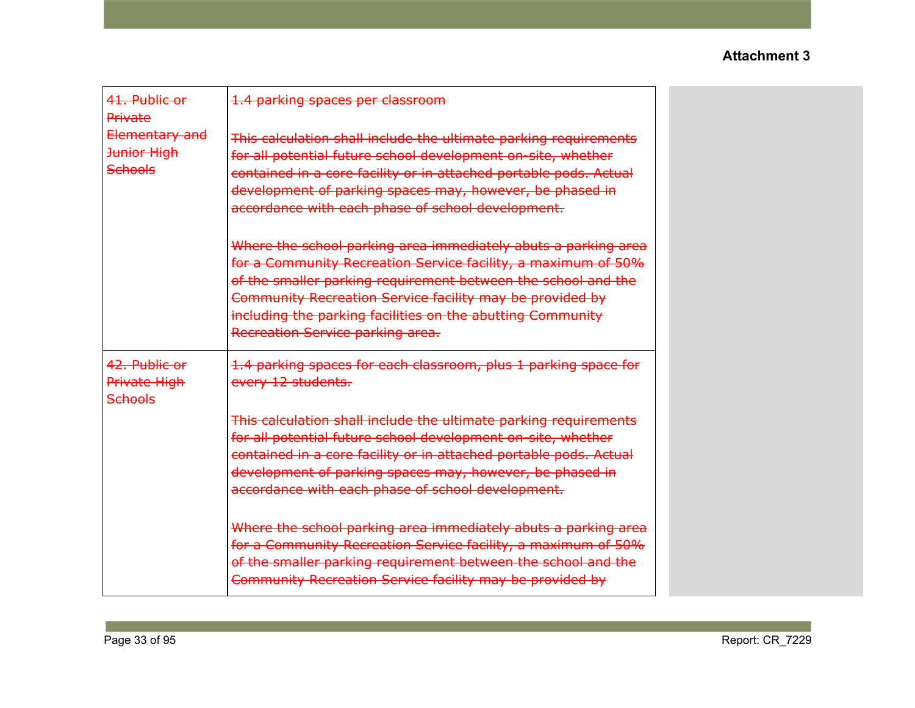**Attachment 3**

| | | |
|---|---|---|
| ~~41. Public or Private Elementary and Junior High Schools~~ | ~~1.4 parking spaces per classroom~~<br><br>~~This calculation shall include the ultimate parking requirements for all potential future school development on-site, whether contained in a core facility or in attached portable pods. Actual development of parking spaces may, however, be phased in accordance with each phase of school development.~~<br><br>~~Where the school parking area immediately abuts a parking area for a Community Recreation Service facility, a maximum of 50% of the smaller parking requirement between the school and the Community Recreation Service facility may be provided by including the parking facilities on the abutting Community Recreation Service parking area.~~ | |
| ~~42. Public or Private High Schools~~ | ~~1.4 parking spaces for each classroom, plus 1 parking space for every 12 students.~~<br><br>~~This calculation shall include the ultimate parking requirements for all potential future school development on-site, whether contained in a core facility or in attached portable pods. Actual development of parking spaces may, however, be phased in accordance with each phase of school development.~~<br><br>~~Where the school parking area immediately abuts a parking area for a Community Recreation Service facility, a maximum of 50% of the smaller parking requirement between the school and the Community Recreation Service facility may be provided by~~ | |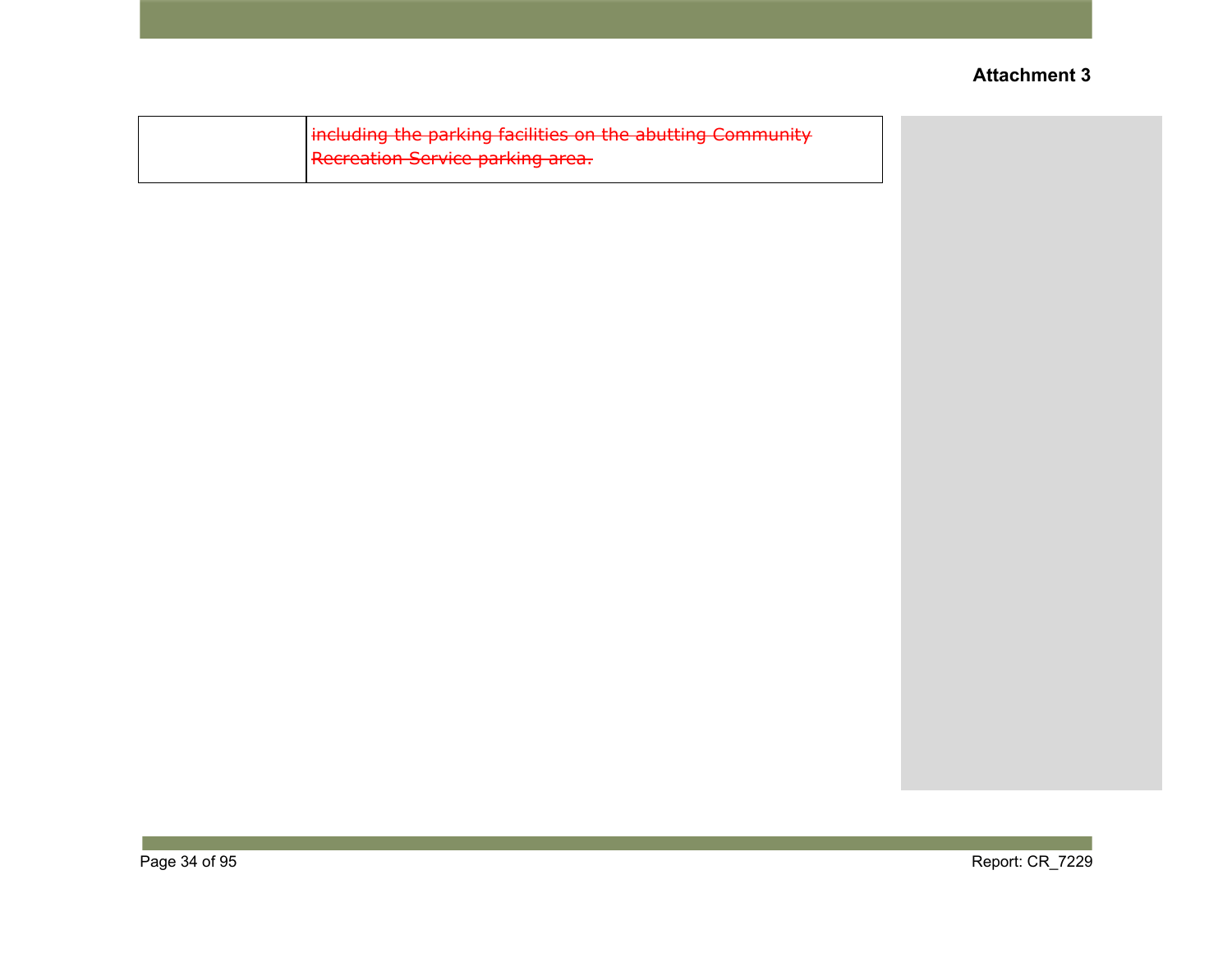| | |
|---|---|
| | ~~including the parking facilities on the abutting Community Recreation Service parking area.~~ |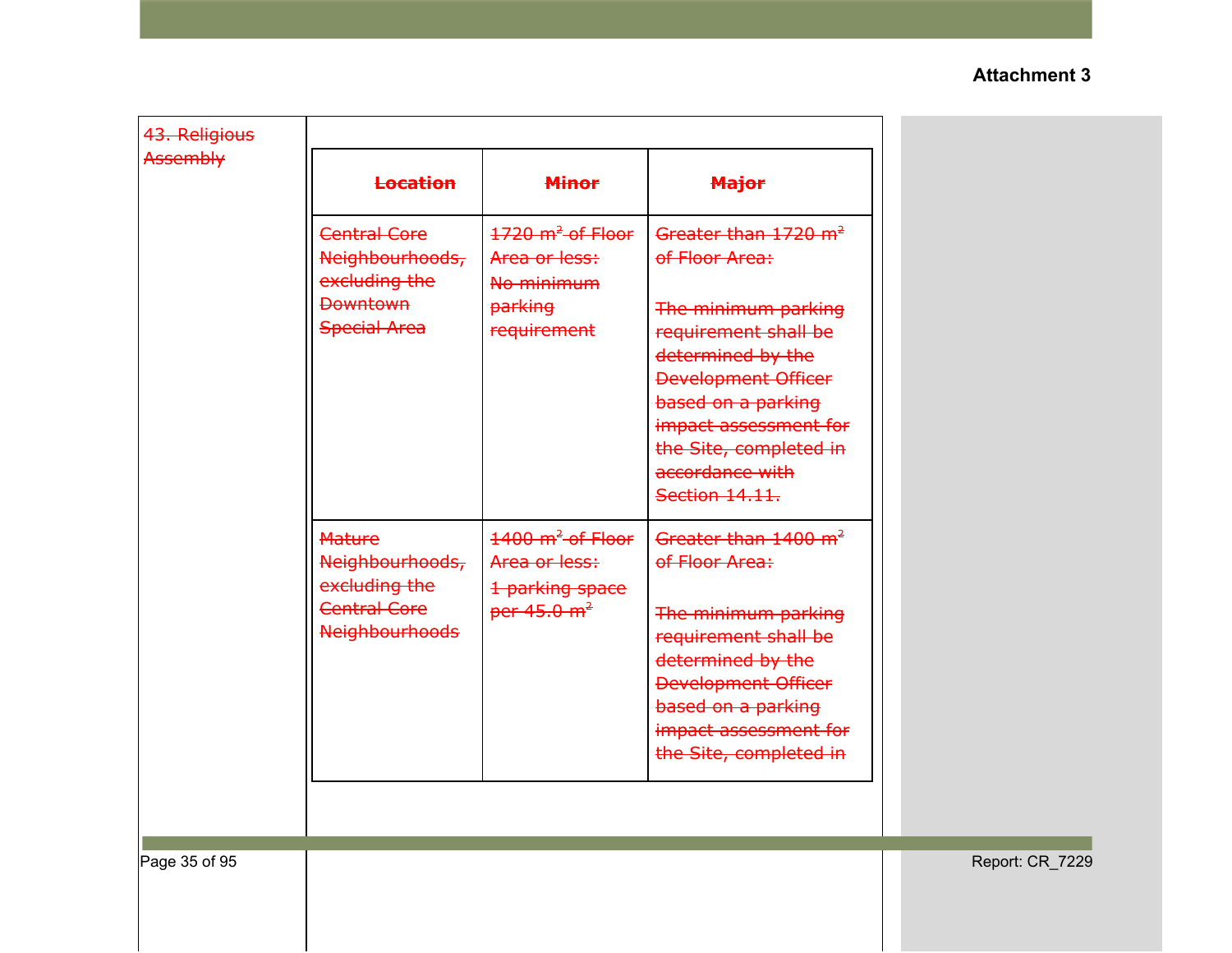Attachment 3

~~43. Religious Assembly~~

| ~~**Location**~~ | ~~**Minor**~~ | ~~**Major**~~ |
|---|---|---|
| ~~Central Core Neighbourhoods, excluding the Downtown Special Area~~ | ~~1720 $m^2$ of Floor Area or less: No minimum parking requirement~~ | ~~Greater than 1720 $m^2$ of Floor Area:~~ ~~The minimum parking requirement shall be determined by the Development Officer based on a parking impact assessment for the Site, completed in accordance with Section 14.11.~~ |
| ~~Mature Neighbourhoods, excluding the Central Core Neighbourhoods~~ | ~~1400 $m^2$ of Floor Area or less: 1 parking space per 45.0 $m^2$~~ | ~~Greater than 1400 $m^2$ of Floor Area:~~ ~~The minimum parking requirement shall be determined by the Development Officer based on a parking impact assessment for the Site, completed in~~ |

Report: CR_7229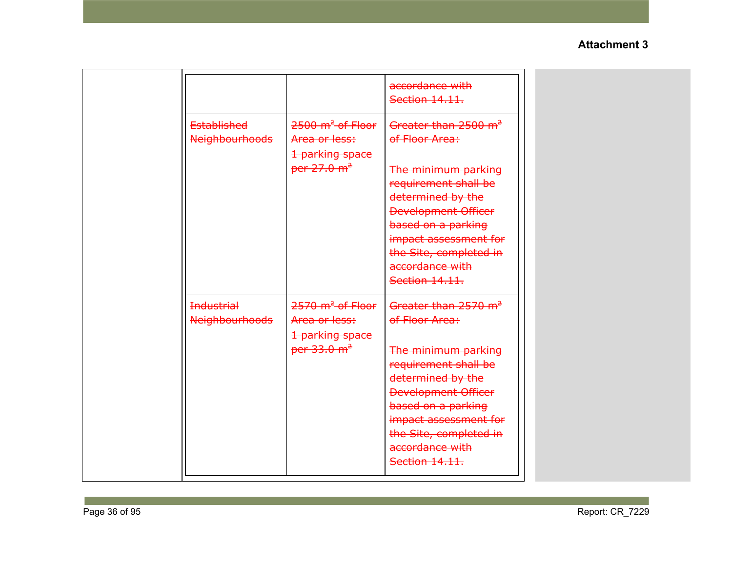**Attachment 3**

| | | | |
|---|---|---|---|
| | | | ~~accordance with Section 14.11.~~ |
| | ~~Established Neighbourhoods~~ | ~~2500 m² of Floor Area or less: 1 parking space per 27.0 m²~~ | ~~Greater than 2500 m² of Floor Area: The minimum parking requirement shall be determined by the Development Officer based on a parking impact assessment for the Site, completed in accordance with Section 14.11.~~ |
| | ~~Industrial Neighbourhoods~~ | ~~2570 m² of Floor Area or less: 1 parking space per 33.0 m²~~ | ~~Greater than 2570 m² of Floor Area: The minimum parking requirement shall be determined by the Development Officer based on a parking impact assessment for the Site, completed in accordance with Section 14.11.~~ |

Report: CR_7229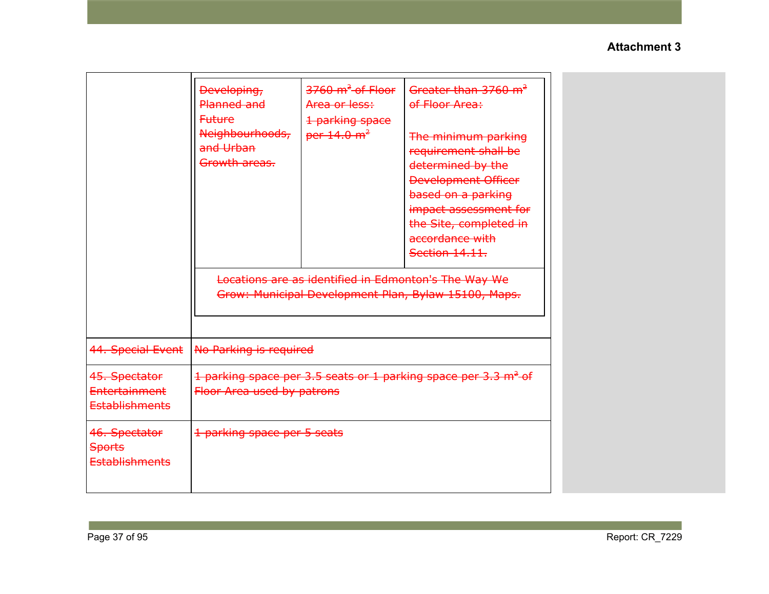**Attachment 3**

| | |
|---|---|
| | <table><tr><td>~~Developing, Planned and Future Neighbourhoods, and Urban Growth areas.~~</td><td>~~3760 m² of Floor Area or less:~~<br>~~1 parking space per 14.0 m²~~</td><td>~~Greater than 3760 m² of Floor Area:~~<br><br>~~The minimum parking requirement shall be determined by the Development Officer based on a parking impact assessment for the Site, completed in accordance with Section 14.11.~~</td></tr><tr><td colspan="3">~~Locations are as identified in Edmonton's The Way We Grow: Municipal Development Plan, Bylaw 15100, Maps.~~</td></tr></table> |
| ~~44. Special Event~~ | ~~No Parking is required~~ |
| ~~45. Spectator Entertainment Establishments~~ | ~~1 parking space per 3.5 seats or 1 parking space per 3.3 m² of Floor Area used by patrons~~ |
| ~~46. Spectator Sports Establishments~~ | ~~1 parking space per 5 seats~~ |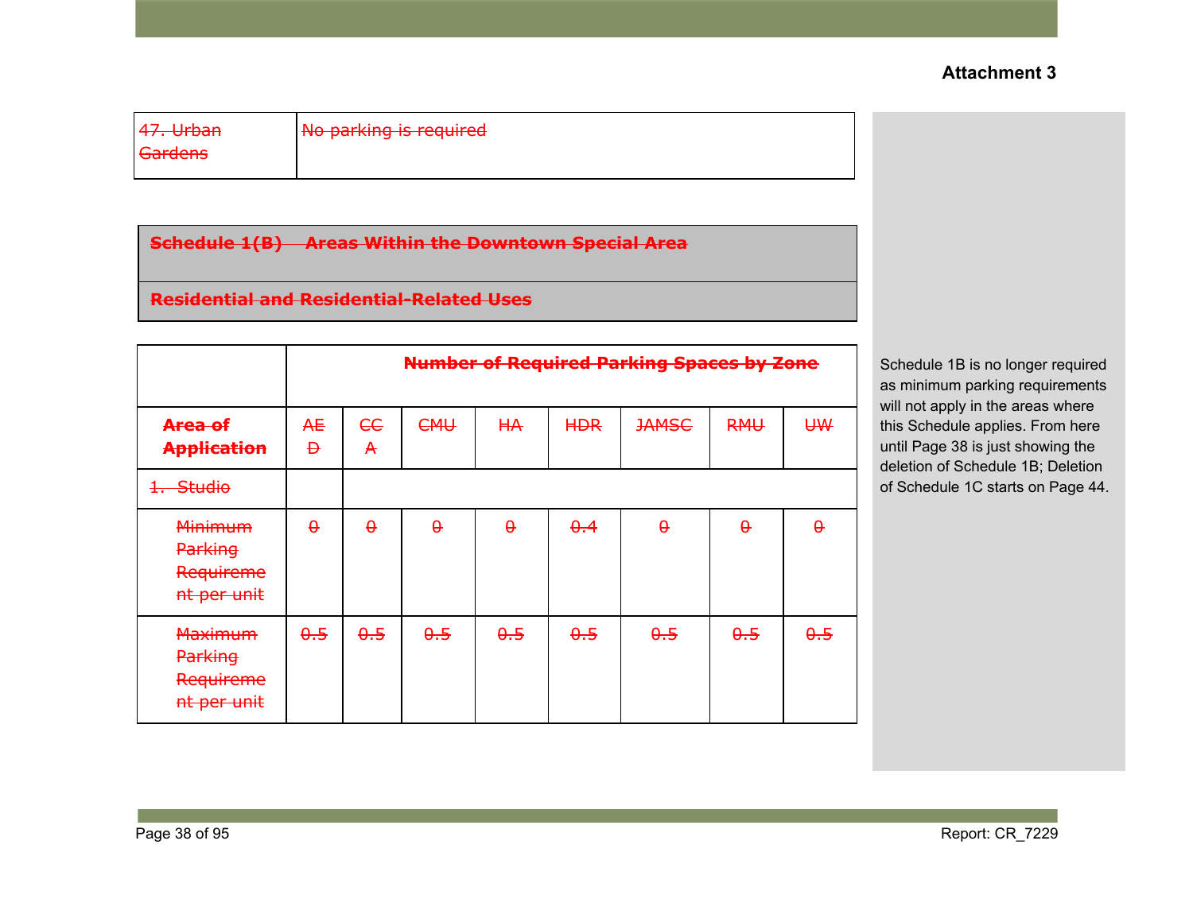**Attachment 3**

| ~~47. Urban Gardens~~ | ~~No parking is required~~ |
|---|---|

| ~~**Schedule 1(B) Areas Within the Downtown Special Area**~~ |
|---|
| ~~**Residential and Residential-Related Uses**~~ |

| | ~~**Number of Required Parking Spaces by Zone**~~ | | | | | | | |
|---|---|---|---|---|---|---|---|---|
| ~~**Area of Application**~~ | ~~AED~~ | ~~CCA~~ | ~~CMU~~ | ~~HA~~ | ~~HDR~~ | ~~JAMSC~~ | ~~RMU~~ | ~~UW~~ |
| ~~1. Studio~~ | | | | | | | | |
| ~~Minimum Parking Requirement per unit~~ | ~~0~~ | ~~0~~ | ~~0~~ | ~~0~~ | ~~0.4~~ | ~~0~~ | ~~0~~ | ~~0~~ |
| ~~Maximum Parking Requirement per unit~~ | ~~0.5~~ | ~~0.5~~ | ~~0.5~~ | ~~0.5~~ | ~~0.5~~ | ~~0.5~~ | ~~0.5~~ | ~~0.5~~ |

Schedule 1B is no longer required as minimum parking requirements will not apply in the areas where this Schedule applies. From here until Page 38 is just showing the deletion of Schedule 1B; Deletion of Schedule 1C starts on Page 44.

Report: CR_7229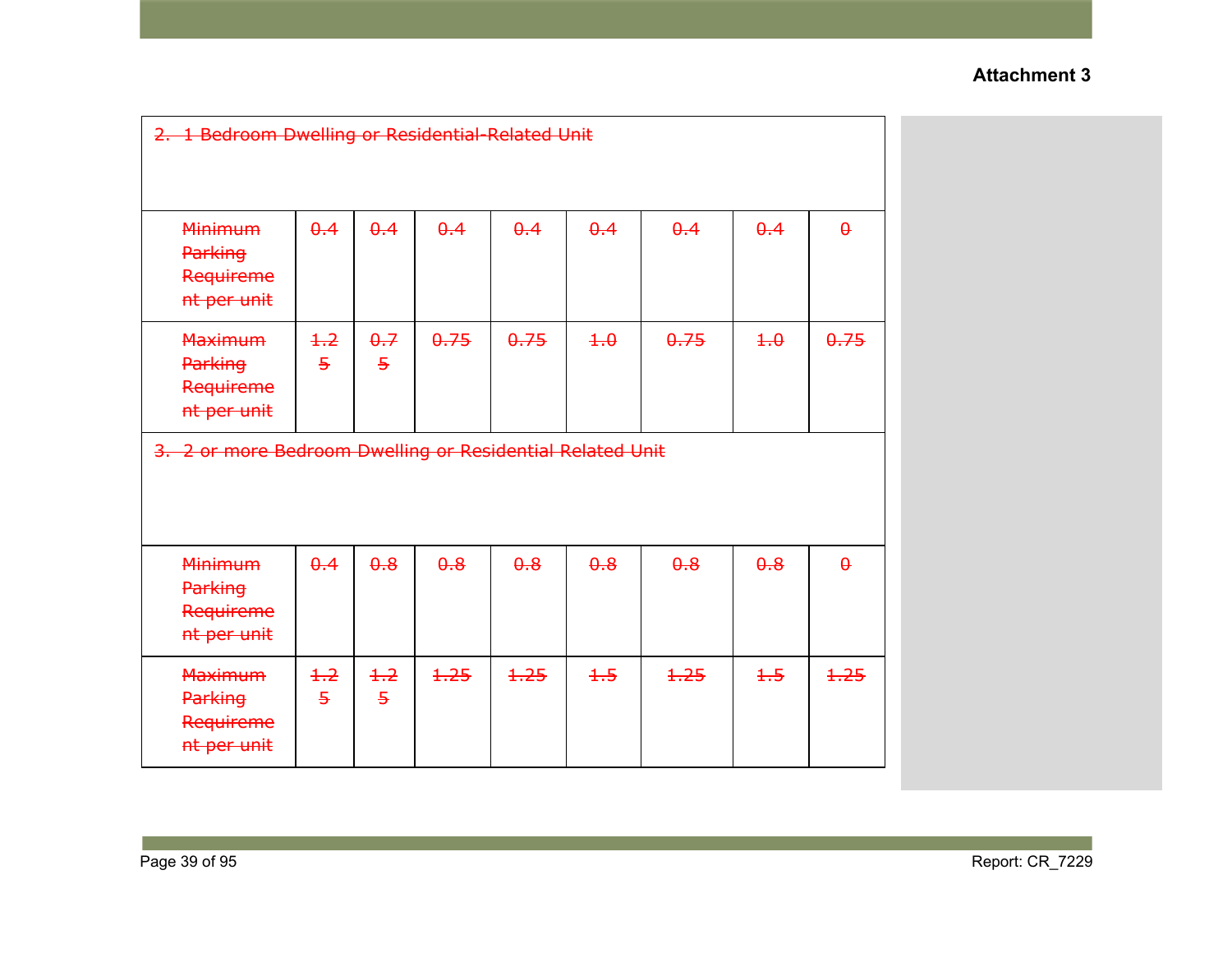**Attachment 3**

| ~~2. 1 Bedroom Dwelling or Residential-Related Unit~~ | | | | | | | | |
|---|---|---|---|---|---|---|---|---|
| ~~Minimum Parking Requirement per unit~~ | ~~0.4~~ | ~~0.4~~ | ~~0.4~~ | ~~0.4~~ | ~~0.4~~ | ~~0.4~~ | ~~0.4~~ | ~~0~~ |
| ~~Maximum Parking Requirement per unit~~ | ~~1.25~~ | ~~0.75~~ | ~~0.75~~ | ~~0.75~~ | ~~1.0~~ | ~~0.75~~ | ~~1.0~~ | ~~0.75~~ |
| ~~3. 2 or more Bedroom Dwelling or Residential Related Unit~~ | | | | | | | | |
| ~~Minimum Parking Requirement per unit~~ | ~~0.4~~ | ~~0.8~~ | ~~0.8~~ | ~~0.8~~ | ~~0.8~~ | ~~0.8~~ | ~~0.8~~ | ~~0~~ |
| ~~Maximum Parking Requirement per unit~~ | ~~1.25~~ | ~~1.25~~ | ~~1.25~~ | ~~1.25~~ | ~~1.5~~ | ~~1.25~~ | ~~1.5~~ | ~~1.25~~ |

Report: CR_7229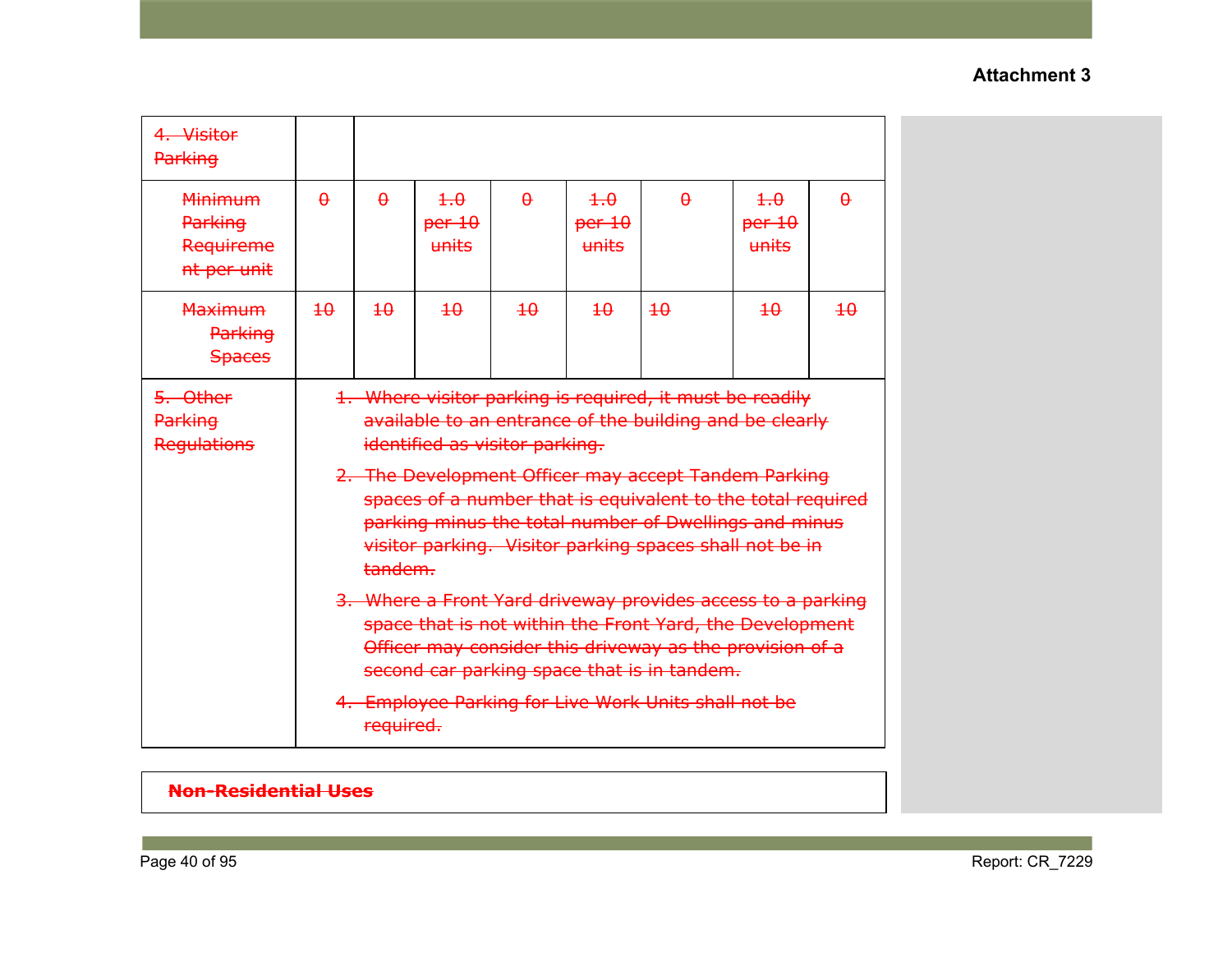Attachment 3

| ~~4. Visitor Parking~~ | | | | | | | | |
|---|---|---|---|---|---|---|---|---|
| ~~Minimum Parking Requirement per unit~~ | ~~0~~ | ~~0~~ | ~~1.0 per 10 units~~ | ~~0~~ | ~~1.0 per 10 units~~ | ~~0~~ | ~~1.0 per 10 units~~ | ~~0~~ |
| ~~Maximum Parking Spaces~~ | ~~10~~ | ~~10~~ | ~~10~~ | ~~10~~ | ~~10~~ | ~~10~~ | ~~10~~ | ~~10~~ |
| ~~5. Other Parking Regulations~~ | ~~1. Where visitor parking is required, it must be readily available to an entrance of the building and be clearly identified as visitor parking.~~<br>~~2. The Development Officer may accept Tandem Parking spaces of a number that is equivalent to the total required parking minus the total number of Dwellings and minus visitor parking. Visitor parking spaces shall not be in tandem.~~<br>~~3. Where a Front Yard driveway provides access to a parking space that is not within the Front Yard, the Development Officer may consider this driveway as the provision of a second car parking space that is in tandem.~~<br>~~4. Employee Parking for Live Work Units shall not be required.~~ | | | | | | | |

| ~~**Non-Residential Uses**~~ |
|---|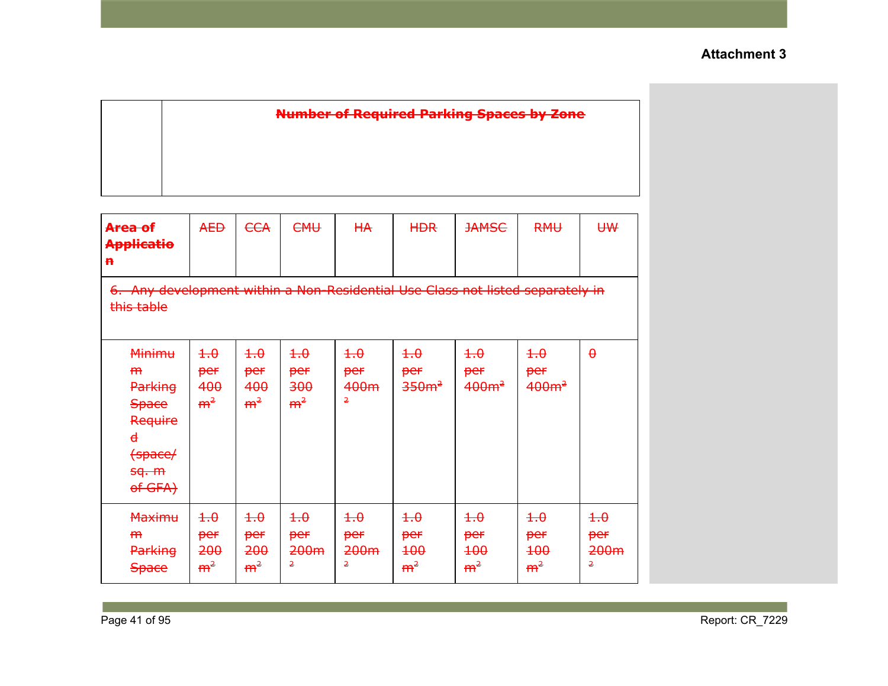**Attachment 3**

| | Number of Required Parking Spaces by Zone |
|---|---|

| Area of Application | AED | CCA | CMU | HA | HDR | JAMSC | RMU | UW |
|---|---|---|---|---|---|---|---|---|
| 6. Any development within a Non-Residential Use Class not listed separately in this table | | | | | | | | |
| Minimum Parking Space Required (space/ sq. m of GFA) | 1.0 per 400 $m^2$ | 1.0 per 400 $m^2$ | 1.0 per 300 $m^2$ | 1.0 per 400$m^2$ | 1.0 per 350$m^2$ | 1.0 per 400$m^2$ | 1.0 per 400$m^2$ | 0 |
| Maximum Parking Space | 1.0 per 200 $m^2$ | 1.0 per 200 $m^2$ | 1.0 per 200$m^2$ | 1.0 per 200$m^2$ | 1.0 per 100 $m^2$ | 1.0 per 100 $m^2$ | 1.0 per 100 $m^2$ | 1.0 per 200$m^2$ |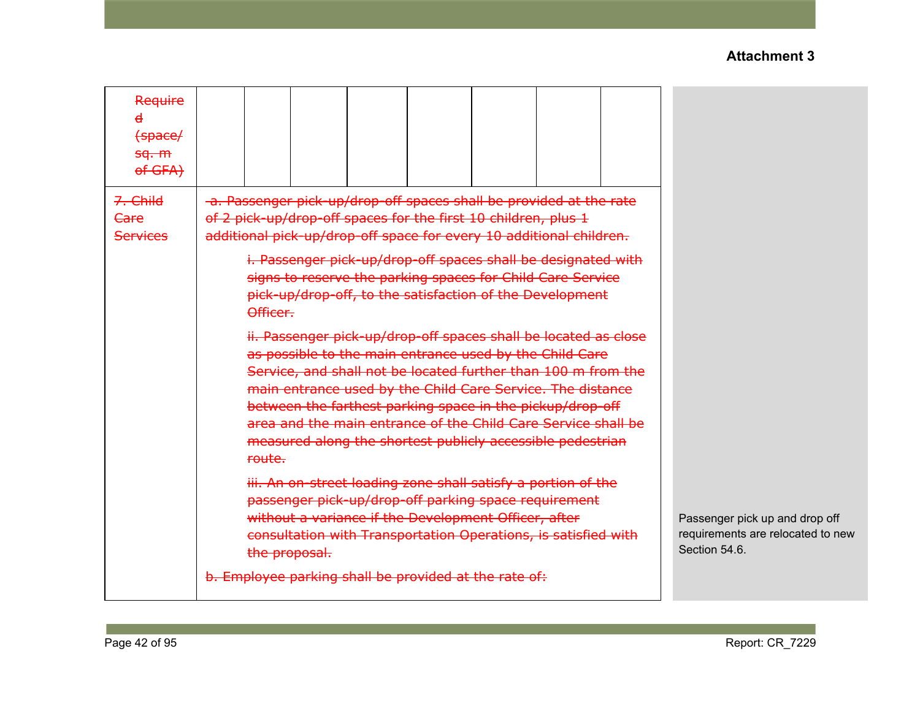**Attachment 3**

| ~~Required (space/ sq. m of GFA)~~ | | | | | | | | | |
|---|---|---|---|---|---|---|---|---|---|
| ~~7. Child Care Services~~ | ~~a. Passenger pick-up/drop-off spaces shall be provided at the rate of 2 pick-up/drop-off spaces for the first 10 children, plus 1 additional pick-up/drop-off space for every 10 additional children.~~<br><br>~~i. Passenger pick-up/drop-off spaces shall be designated with signs to reserve the parking spaces for Child Care Service pick-up/drop-off, to the satisfaction of the Development Officer.~~<br><br>~~ii. Passenger pick-up/drop-off spaces shall be located as close as possible to the main entrance used by the Child Care Service, and shall not be located further than 100 m from the main entrance used by the Child Care Service. The distance between the farthest parking space in the pickup/drop-off area and the main entrance of the Child Care Service shall be measured along the shortest publicly accessible pedestrian route.~~<br><br>~~iii. An on-street loading zone shall satisfy a portion of the passenger pick-up/drop-off parking space requirement without a variance if the Development Officer, after consultation with Transportation Operations, is satisfied with the proposal.~~<br><br>~~b. Employee parking shall be provided at the rate of:~~ | | | | | | | | Passenger pick up and drop off requirements are relocated to new Section 54.6. |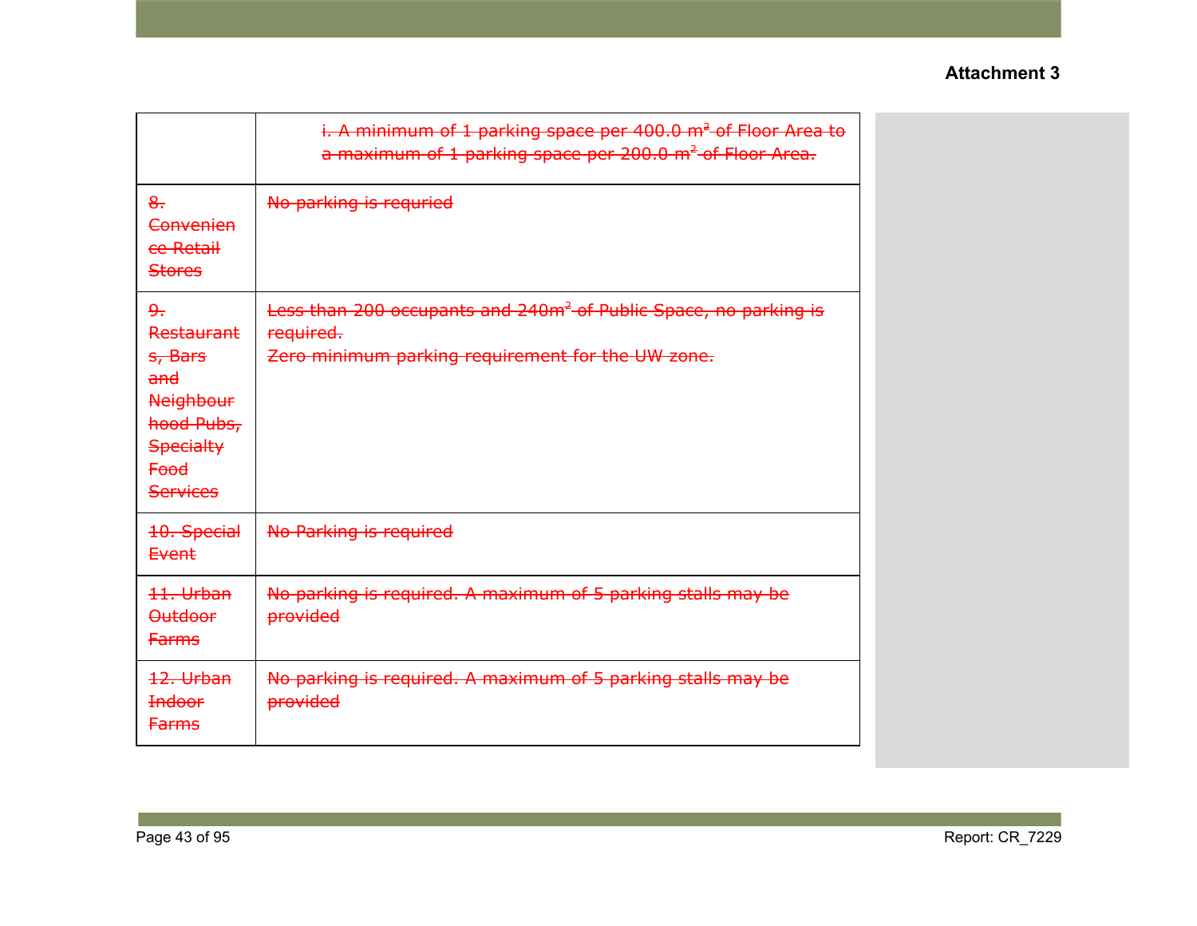| | |
|---|---|
| | ~~i. A minimum of 1 parking space per 400.0 m² of Floor Area to a maximum of 1 parking space per 200.0 m² of Floor Area.~~ |
| ~~8. Convenience Retail Stores~~ | ~~No parking is requried~~ |
| ~~9. Restaurants, Bars and Neighbourhood Pubs, Specialty Food Services~~ | ~~Less than 200 occupants and 240m² of Public Space, no parking is required.~~<br>~~Zero minimum parking requirement for the UW zone.~~ |
| ~~10. Special Event~~ | ~~No Parking is required~~ |
| ~~11. Urban Outdoor Farms~~ | ~~No parking is required. A maximum of 5 parking stalls may be provided~~ |
| ~~12. Urban Indoor Farms~~ | ~~No parking is required. A maximum of 5 parking stalls may be provided~~ |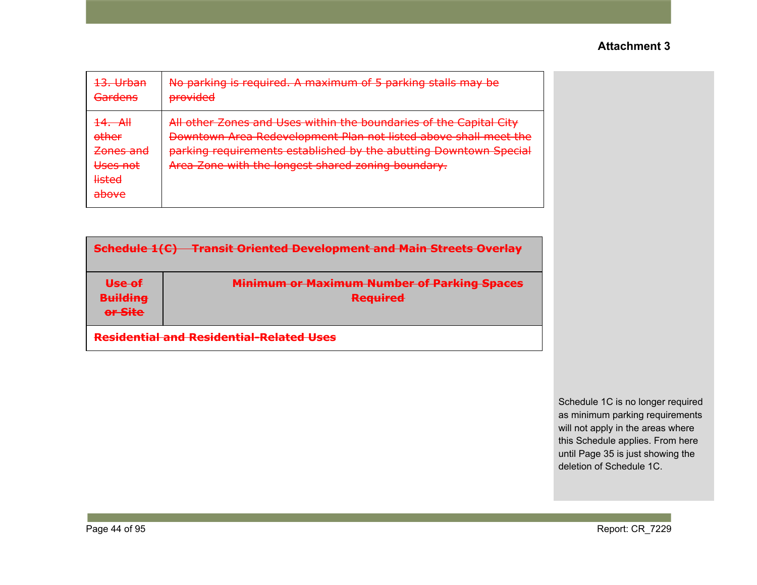**Attachment 3**

| ~~13. Urban Gardens~~ | ~~No parking is required. A maximum of 5 parking stalls may be provided~~ |
|---|---|
| ~~14. All other Zones and Uses not listed above~~ | ~~All other Zones and Uses within the boundaries of the Capital City Downtown Area Redevelopment Plan not listed above shall meet the parking requirements established by the abutting Downtown Special Area Zone with the longest shared zoning boundary.~~ |

| ~~**Schedule 1(C) Transit Oriented Development and Main Streets Overlay**~~ | |
|---|---|
| ~~**Use of Building or Site**~~ | ~~**Minimum or Maximum Number of Parking Spaces Required**~~ |
| ~~**Residential and Residential-Related Uses**~~ | |

Schedule 1C is no longer required as minimum parking requirements will not apply in the areas where this Schedule applies. From here until Page 35 is just showing the deletion of Schedule 1C.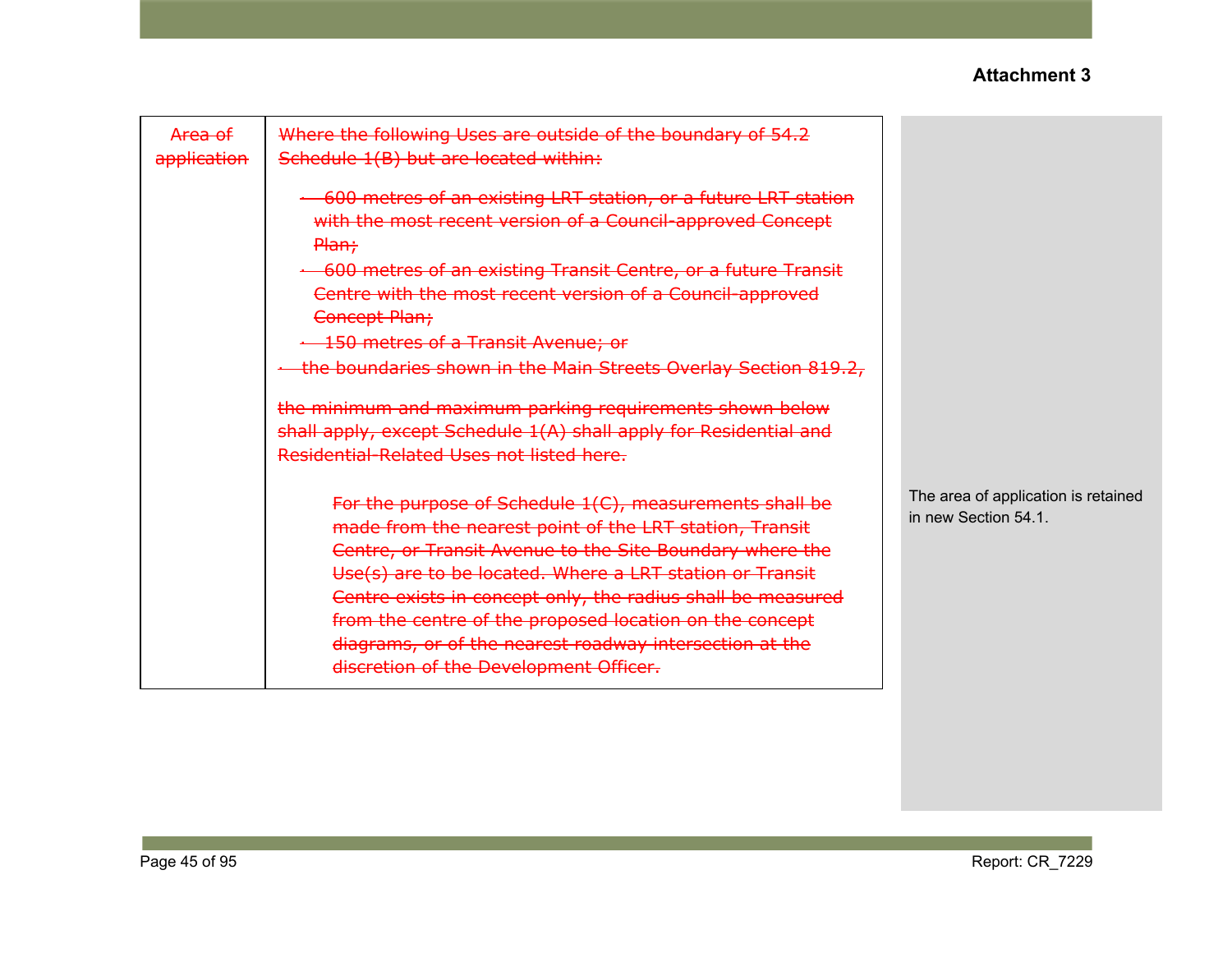**Attachment 3**

| Area of application | Where the following Uses are outside of the boundary of 54.2 Schedule 1(B) but are located within:<br><br>· 600 metres of an existing LRT station, or a future LRT station with the most recent version of a Council-approved Concept Plan;<br>· 600 metres of an existing Transit Centre, or a future Transit Centre with the most recent version of a Council-approved Concept Plan;<br>· 150 metres of a Transit Avenue; or<br>· the boundaries shown in the Main Streets Overlay Section 819.2,<br><br>the minimum and maximum parking requirements shown below shall apply, except Schedule 1(A) shall apply for Residential and Residential-Related Uses not listed here.<br><br>For the purpose of Schedule 1(C), measurements shall be made from the nearest point of the LRT station, Transit Centre, or Transit Avenue to the Site Boundary where the Use(s) are to be located. Where a LRT station or Transit Centre exists in concept only, the radius shall be measured from the centre of the proposed location on the concept diagrams, or of the nearest roadway intersection at the discretion of the Development Officer. | The area of application is retained in new Section 54.1. |
|---|---|---|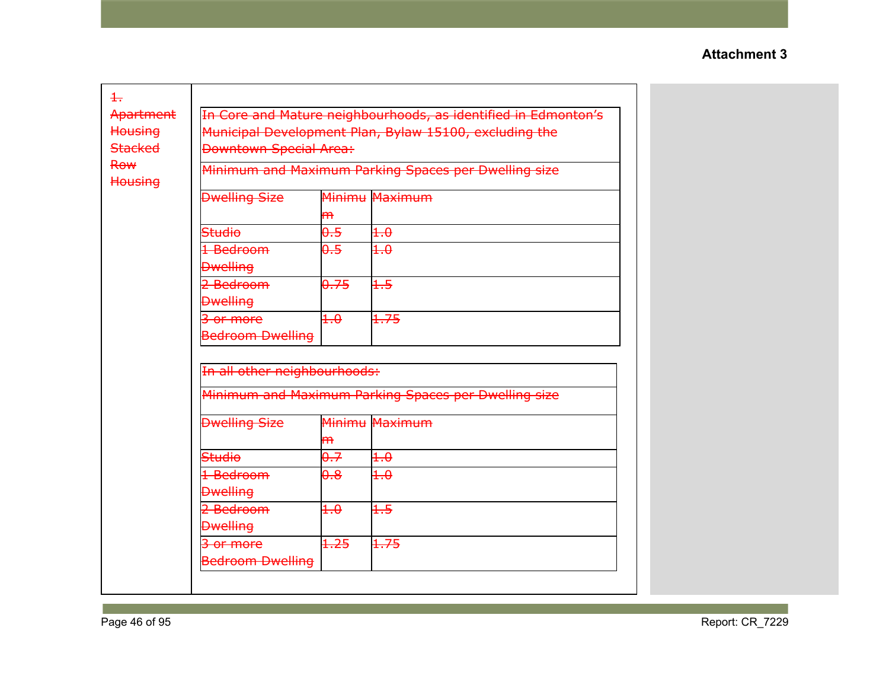**Attachment 3**

<table>
<tr>
<td>

~~1. Apartment Housing Stacked Row Housing~~

</td>
<td>

~~In Core and Mature neighbourhoods, as identified in Edmonton's Municipal Development Plan, Bylaw 15100, excluding the Downtown Special Area:~~

~~Minimum and Maximum Parking Spaces per Dwelling size~~

| ~~Dwelling Size~~ | ~~Minimum~~ | ~~Maximum~~ |
|---|---|---|
| ~~Studio~~ | ~~0.5~~ | ~~1.0~~ |
| ~~1 Bedroom Dwelling~~ | ~~0.5~~ | ~~1.0~~ |
| ~~2 Bedroom Dwelling~~ | ~~0.75~~ | ~~1.5~~ |
| ~~3 or more Bedroom Dwelling~~ | ~~1.0~~ | ~~1.75~~ |

~~In all other neighbourhoods:~~

~~Minimum and Maximum Parking Spaces per Dwelling size~~

| ~~Dwelling Size~~ | ~~Minimum~~ | ~~Maximum~~ |
|---|---|---|
| ~~Studio~~ | ~~0.7~~ | ~~1.0~~ |
| ~~1 Bedroom Dwelling~~ | ~~0.8~~ | ~~1.0~~ |
| ~~2 Bedroom Dwelling~~ | ~~1.0~~ | ~~1.5~~ |
| ~~3 or more Bedroom Dwelling~~ | ~~1.25~~ | ~~1.75~~ |

</td>
</tr>
</table>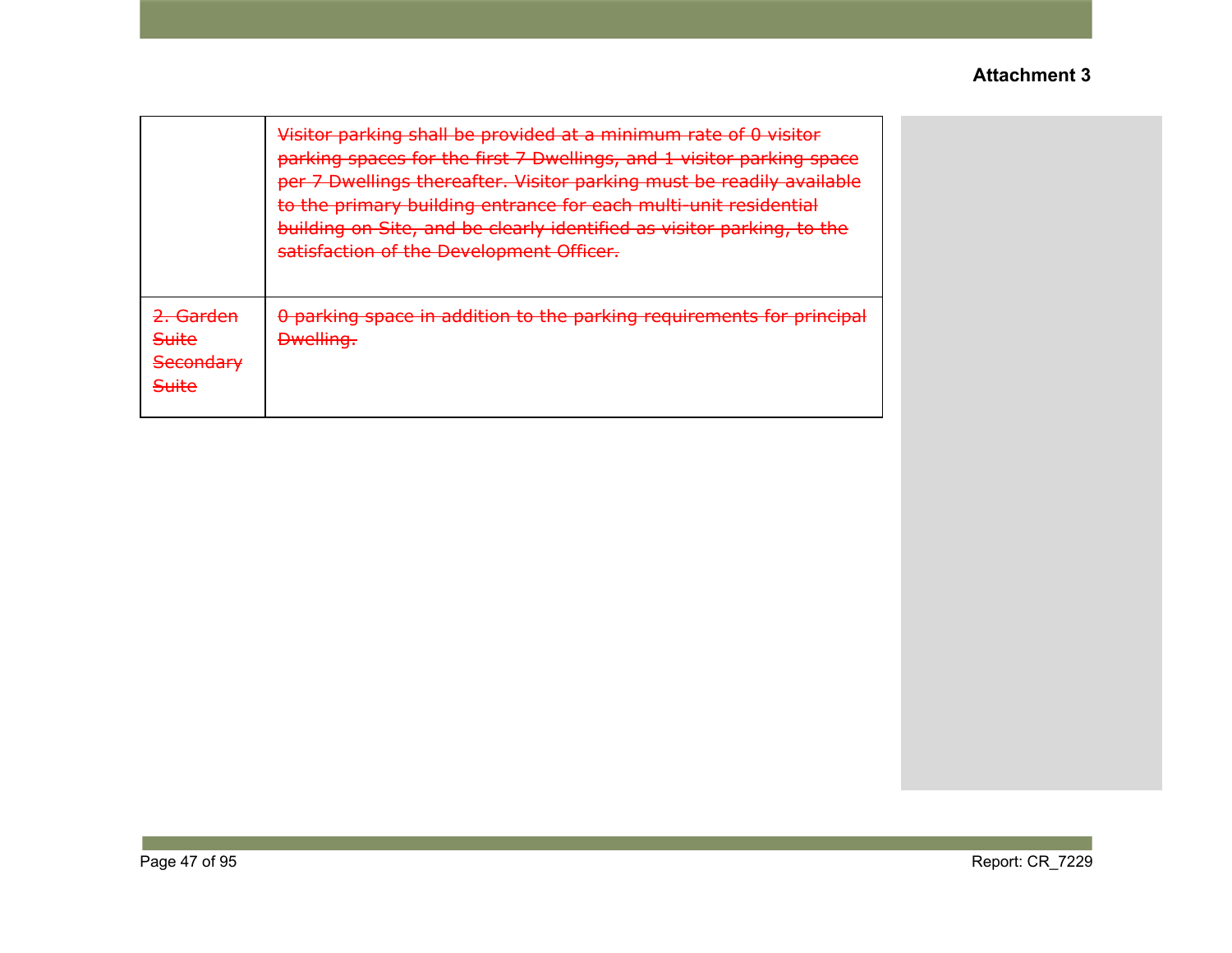| | |
|---|---|
| | ~~Visitor parking shall be provided at a minimum rate of 0 visitor parking spaces for the first 7 Dwellings, and 1 visitor parking space per 7 Dwellings thereafter. Visitor parking must be readily available to the primary building entrance for each multi-unit residential building on Site, and be clearly identified as visitor parking, to the satisfaction of the Development Officer.~~ |
| ~~2. Garden Suite Secondary Suite~~ | ~~0 parking space in addition to the parking requirements for principal Dwelling.~~ |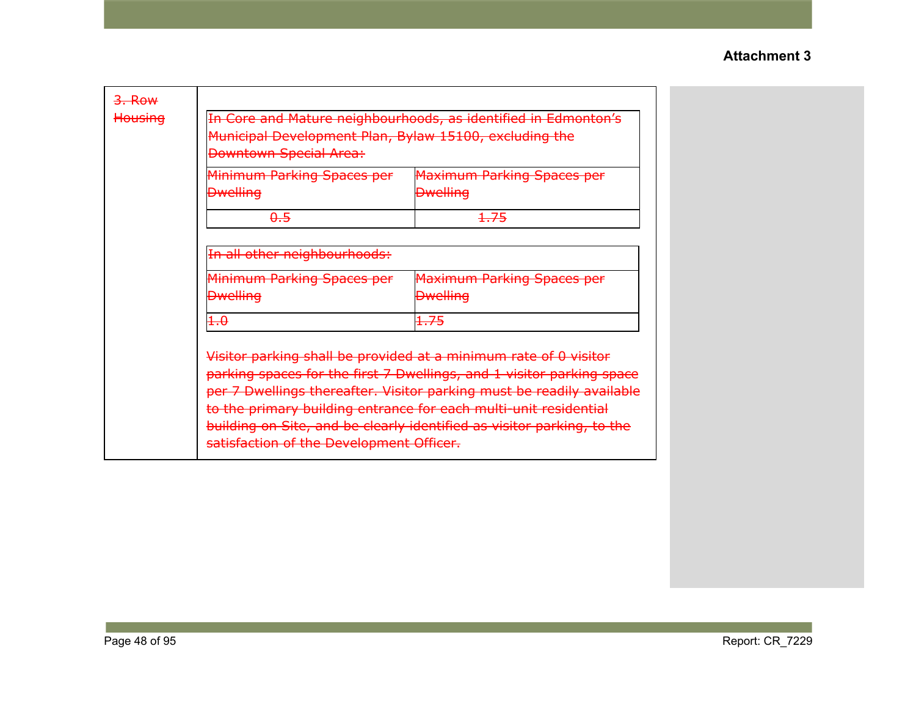**Attachment 3**

<table>
<tr>
<td>~~3. Row Housing~~</td>
<td>

| ~~In Core and Mature neighbourhoods, as identified in Edmonton's Municipal Development Plan, Bylaw 15100, excluding the Downtown Special Area:~~ | |
|---|---|
| ~~Minimum Parking Spaces per Dwelling~~ | ~~Maximum Parking Spaces per Dwelling~~ |
| ~~0.5~~ | ~~1.75~~ |

| ~~In all other neighbourhoods:~~ | |
|---|---|
| ~~Minimum Parking Spaces per Dwelling~~ | ~~Maximum Parking Spaces per Dwelling~~ |
| ~~1.0~~ | ~~1.75~~ |

~~Visitor parking shall be provided at a minimum rate of 0 visitor parking spaces for the first 7 Dwellings, and 1 visitor parking space per 7 Dwellings thereafter. Visitor parking must be readily available to the primary building entrance for each multi-unit residential building on Site, and be clearly identified as visitor parking, to the satisfaction of the Development Officer.~~

</td>
</tr>
</table>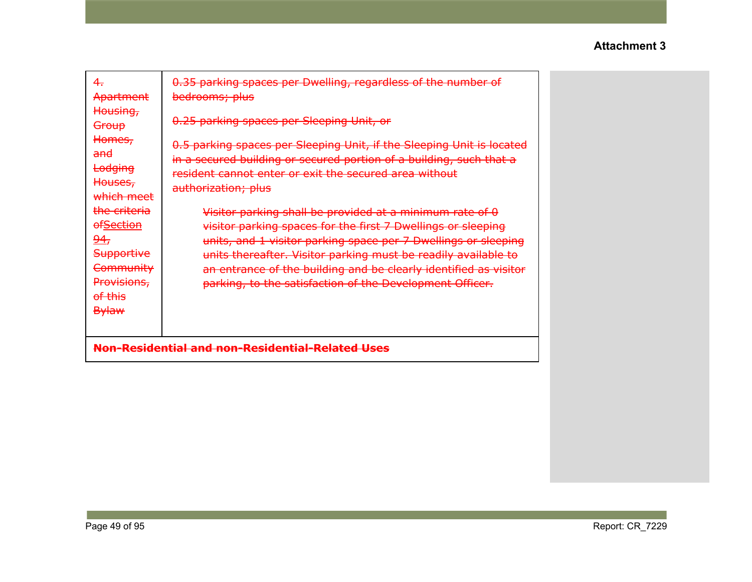**Attachment 3**

| ~~4. Apartment Housing, Group Homes, and Lodging Houses, which meet the criteria of~~Section 94, ~~Supportive Community Provisions, of this Bylaw~~ | ~~0.35 parking spaces per Dwelling, regardless of the number of bedrooms; plus~~<br><br>~~0.25 parking spaces per Sleeping Unit, or~~<br><br>~~0.5 parking spaces per Sleeping Unit, if the Sleeping Unit is located in a secured building or secured portion of a building, such that a resident cannot enter or exit the secured area without authorization; plus~~<br><br>~~Visitor parking shall be provided at a minimum rate of 0 visitor parking spaces for the first 7 Dwellings or sleeping units, and 1 visitor parking space per 7 Dwellings or sleeping units thereafter. Visitor parking must be readily available to an entrance of the building and be clearly identified as visitor parking, to the satisfaction of the Development Officer.~~ |
|---|---|
| ~~**Non-Residential and non-Residential-Related Uses**~~ | |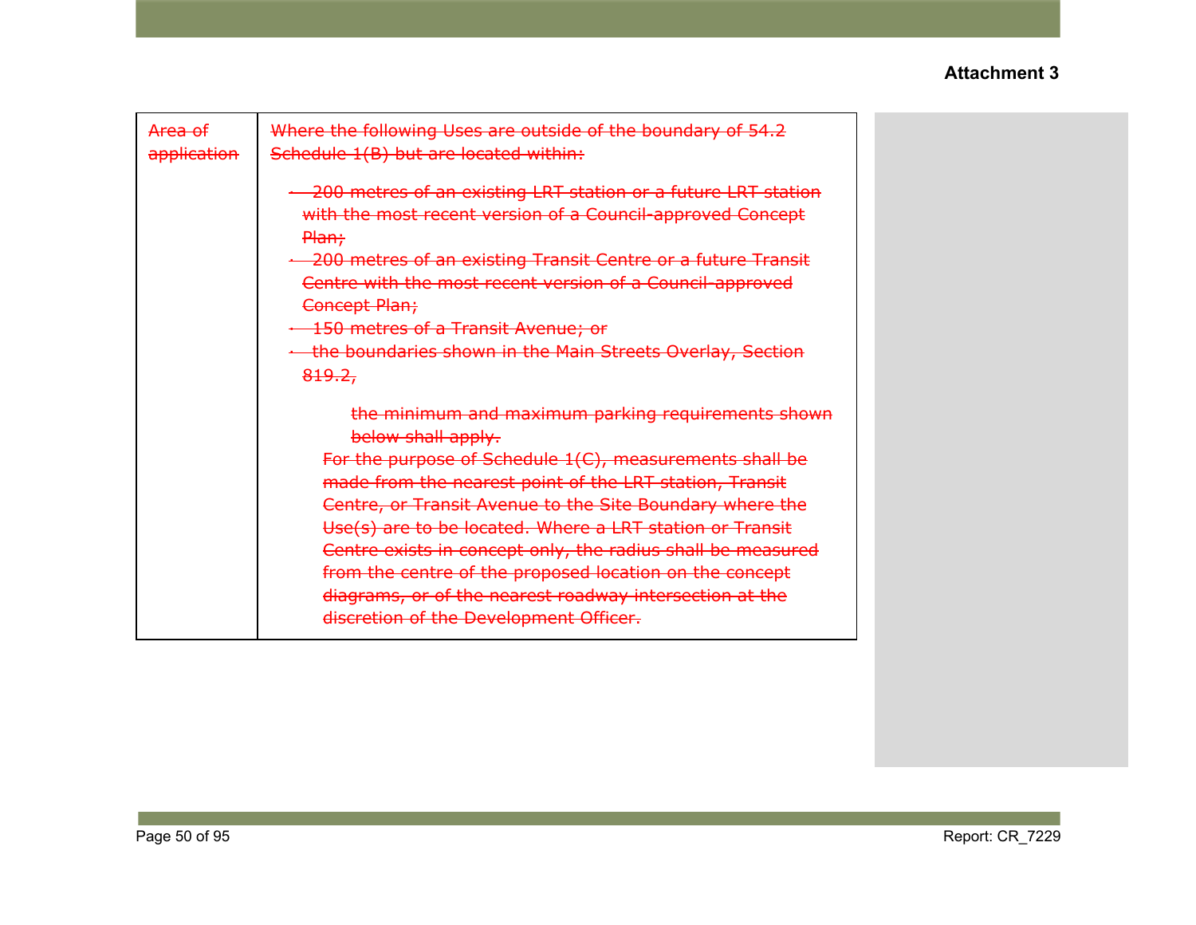Attachment 3

| ~~Area of application~~ | ~~Where the following Uses are outside of the boundary of 54.2 Schedule 1(B) but are located within:~~<br><br>~~· 200 metres of an existing LRT station or a future LRT station with the most recent version of a Council-approved Concept Plan;~~<br>~~· 200 metres of an existing Transit Centre or a future Transit Centre with the most recent version of a Council-approved Concept Plan;~~<br>~~· 150 metres of a Transit Avenue; or~~<br>~~· the boundaries shown in the Main Streets Overlay, Section 819.2,~~<br><br>~~the minimum and maximum parking requirements shown below shall apply.~~<br>~~For the purpose of Schedule 1(C), measurements shall be made from the nearest point of the LRT station, Transit Centre, or Transit Avenue to the Site Boundary where the Use(s) are to be located. Where a LRT station or Transit Centre exists in concept only, the radius shall be measured from the centre of the proposed location on the concept diagrams, or of the nearest roadway intersection at the discretion of the Development Officer.~~ |
| --- | --- |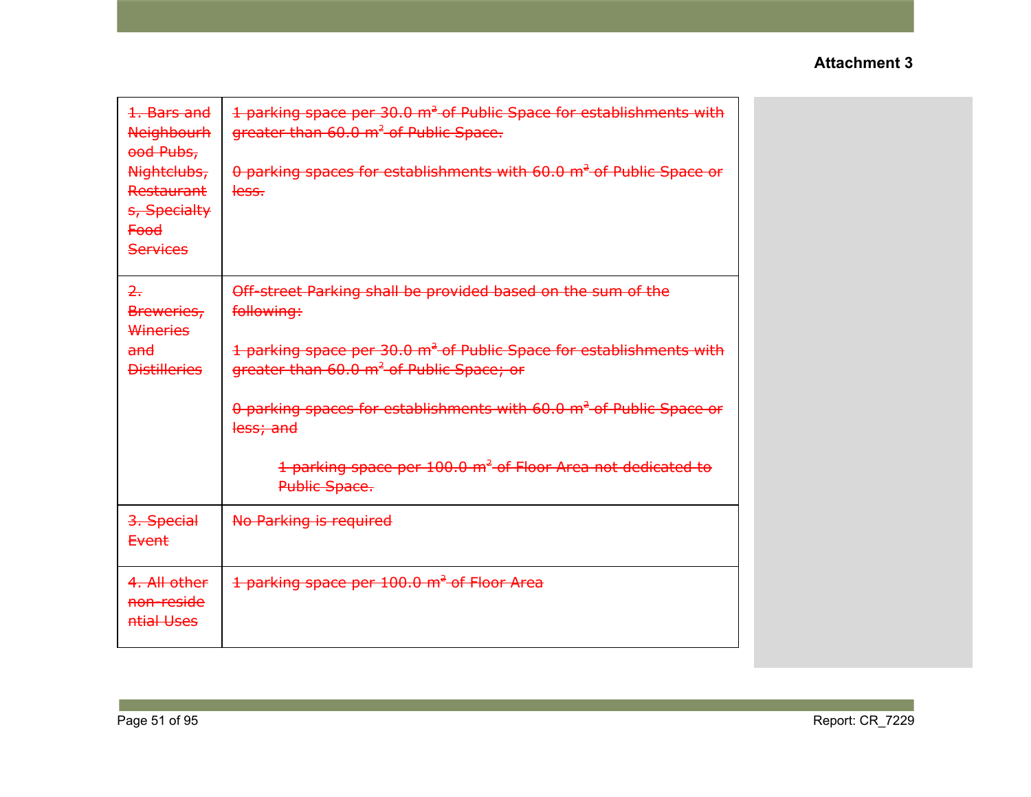| | |
|---|---|
| ~~1. Bars and Neighbourhood Pubs, Nightclubs, Restaurants, Specialty Food Services~~ | ~~1 parking space per 30.0 m² of Public Space for establishments with greater than 60.0 m² of Public Space.~~<br><br>~~0 parking spaces for establishments with 60.0 m² of Public Space or less.~~ |
| ~~2. Breweries, Wineries and Distilleries~~ | ~~Off-street Parking shall be provided based on the sum of the following:~~<br><br>~~1 parking space per 30.0 m² of Public Space for establishments with greater than 60.0 m² of Public Space; or~~<br><br>~~0 parking spaces for establishments with 60.0 m² of Public Space or less; and~~<br><br>~~1 parking space per 100.0 m² of Floor Area not dedicated to Public Space.~~ |
| ~~3. Special Event~~ | ~~No Parking is required~~ |
| ~~4. All other non-residential Uses~~ | ~~1 parking space per 100.0 m² of Floor Area~~ |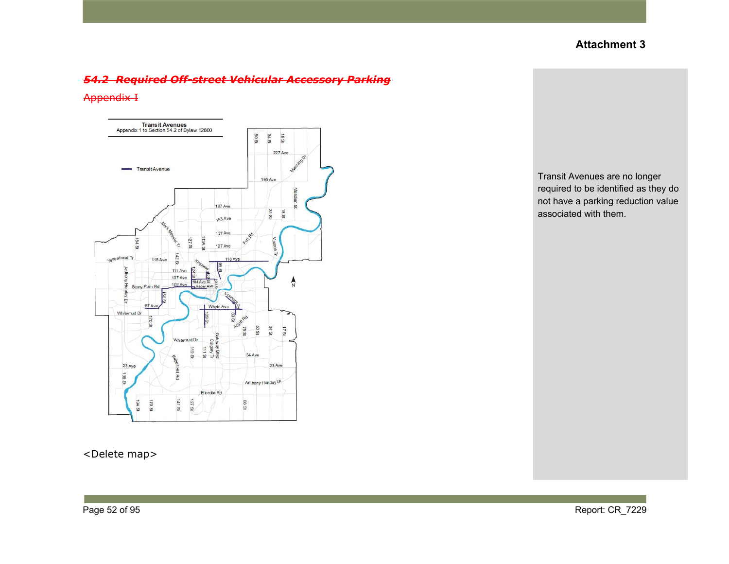**Attachment 3**

## ~~*54.2 Required Off-street Vehicular Accessory Parking*~~

~~Appendix I~~

**Transit Avenues**
Appendix 1 to Section 54.2 of Bylaw 12800

Transit Avenue

<Delete map>

Transit Avenues are no longer required to be identified as they do not have a parking reduction value associated with them.

Report: CR_7229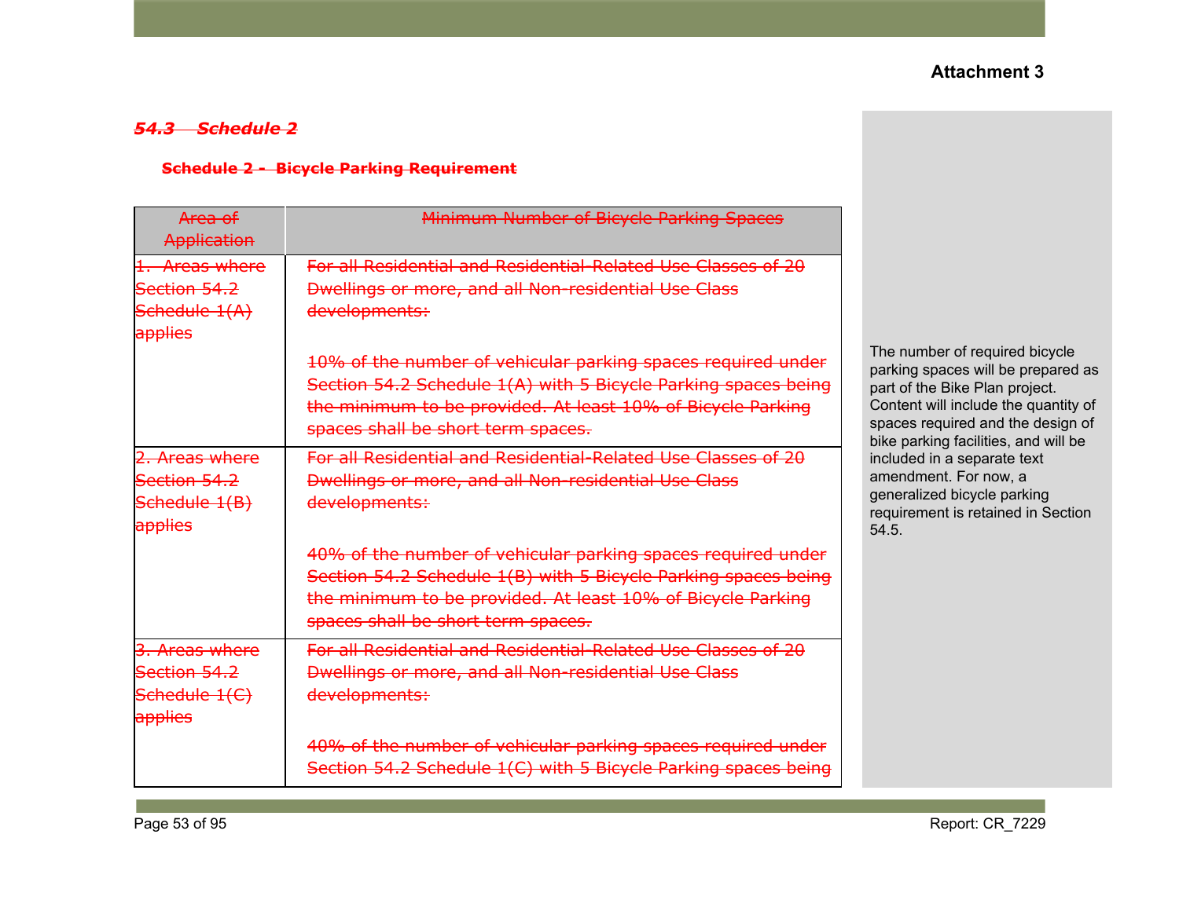Attachment 3

### ~~54.3 Schedule 2~~

**~~Schedule 2 - Bicycle Parking Requirement~~**

| ~~Area of Application~~ | ~~Minimum Number of Bicycle Parking Spaces~~ |
|---|---|
| ~~1. Areas where Section 54.2 Schedule 1(A) applies~~ | ~~For all Residential and Residential-Related Use Classes of 20 Dwellings or more, and all Non-residential Use Class developments:~~<br><br>~~10% of the number of vehicular parking spaces required under Section 54.2 Schedule 1(A) with 5 Bicycle Parking spaces being the minimum to be provided. At least 10% of Bicycle Parking spaces shall be short term spaces.~~ |
| ~~2. Areas where Section 54.2 Schedule 1(B) applies~~ | ~~For all Residential and Residential-Related Use Classes of 20 Dwellings or more, and all Non-residential Use Class developments:~~<br><br>~~40% of the number of vehicular parking spaces required under Section 54.2 Schedule 1(B) with 5 Bicycle Parking spaces being the minimum to be provided. At least 10% of Bicycle Parking spaces shall be short term spaces.~~ |
| ~~3. Areas where Section 54.2 Schedule 1(C) applies~~ | ~~For all Residential and Residential-Related Use Classes of 20 Dwellings or more, and all Non-residential Use Class developments:~~<br><br>~~40% of the number of vehicular parking spaces required under Section 54.2 Schedule 1(C) with 5 Bicycle Parking spaces being~~ |

The number of required bicycle parking spaces will be prepared as part of the Bike Plan project. Content will include the quantity of spaces required and the design of bike parking facilities, and will be included in a separate text amendment. For now, a generalized bicycle parking requirement is retained in Section 54.5.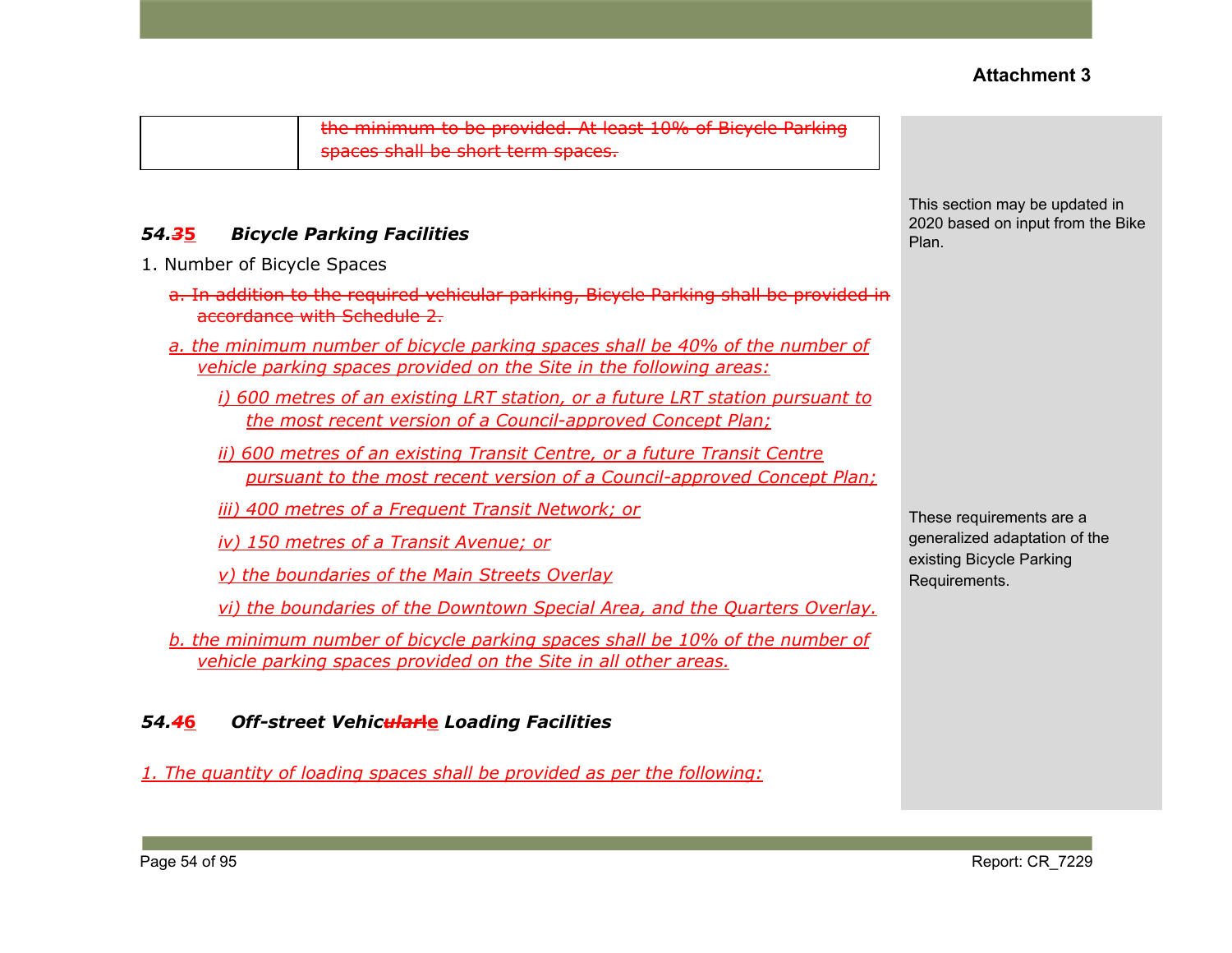**Attachment 3**

| | ~~the minimum to be provided. At least 10% of Bicycle Parking spaces shall be short term spaces.~~ |
|---|---|

### ***54.~~3~~5 Bicycle Parking Facilities***

This section may be updated in 2020 based on input from the Bike Plan.

1. Number of Bicycle Spaces

   ~~a. In addition to the required vehicular parking, Bicycle Parking shall be provided in accordance with Schedule 2.~~

   *a. the minimum number of bicycle parking spaces shall be 40% of the number of vehicle parking spaces provided on the Site in the following areas:*

   *i) 600 metres of an existing LRT station, or a future LRT station pursuant to the most recent version of a Council-approved Concept Plan;*

   *ii) 600 metres of an existing Transit Centre, or a future Transit Centre pursuant to the most recent version of a Council-approved Concept Plan;*

   *iii) 400 metres of a Frequent Transit Network; or*

   *iv) 150 metres of a Transit Avenue; or*

   *v) the boundaries of the Main Streets Overlay*

   *vi) the boundaries of the Downtown Special Area, and the Quarters Overlay.*

   *b. the minimum number of bicycle parking spaces shall be 10% of the number of vehicle parking spaces provided on the Site in all other areas.*

These requirements are a generalized adaptation of the existing Bicycle Parking Requirements.

### ***54.~~4~~6 Off-street Vehic~~ular~~le Loading Facilities***

*1. The quantity of loading spaces shall be provided as per the following:*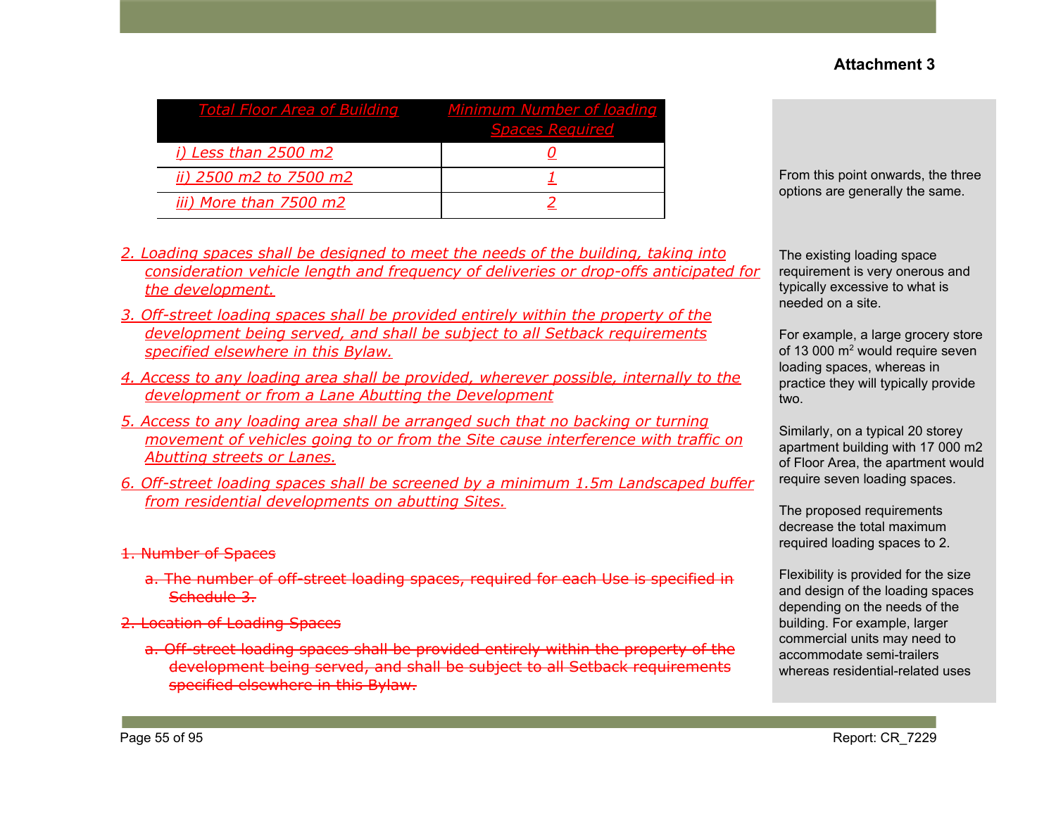**Attachment 3**

| *Total Floor Area of Building* | *Minimum Number of loading Spaces Required* |
| --- | --- |
| *i) Less than 2500 m2* | *0* |
| *ii) 2500 m2 to 7500 m2* | *1* |
| *iii) More than 7500 m2* | *2* |

*2. Loading spaces shall be designed to meet the needs of the building, taking into consideration vehicle length and frequency of deliveries or drop-offs anticipated for the development.*

*3. Off-street loading spaces shall be provided entirely within the property of the development being served, and shall be subject to all Setback requirements specified elsewhere in this Bylaw.*

*4. Access to any loading area shall be provided, wherever possible, internally to the development or from a Lane Abutting the Development*

*5. Access to any loading area shall be arranged such that no backing or turning movement of vehicles going to or from the Site cause interference with traffic on Abutting streets or Lanes.*

*6. Off-street loading spaces shall be screened by a minimum 1.5m Landscaped buffer from residential developments on abutting Sites.*

~~1. Number of Spaces~~

~~a. The number of off-street loading spaces, required for each Use is specified in Schedule 3.~~

~~2. Location of Loading Spaces~~

~~a. Off-street loading spaces shall be provided entirely within the property of the development being served, and shall be subject to all Setback requirements specified elsewhere in this Bylaw.~~

From this point onwards, the three options are generally the same.

The existing loading space requirement is very onerous and typically excessive to what is needed on a site.

For example, a large grocery store of 13 000 $m^2$ would require seven loading spaces, whereas in practice they will typically provide two.

Similarly, on a typical 20 storey apartment building with 17 000 m2 of Floor Area, the apartment would require seven loading spaces.

The proposed requirements decrease the total maximum required loading spaces to 2.

Flexibility is provided for the size and design of the loading spaces depending on the needs of the building. For example, larger commercial units may need to accommodate semi-trailers whereas residential-related uses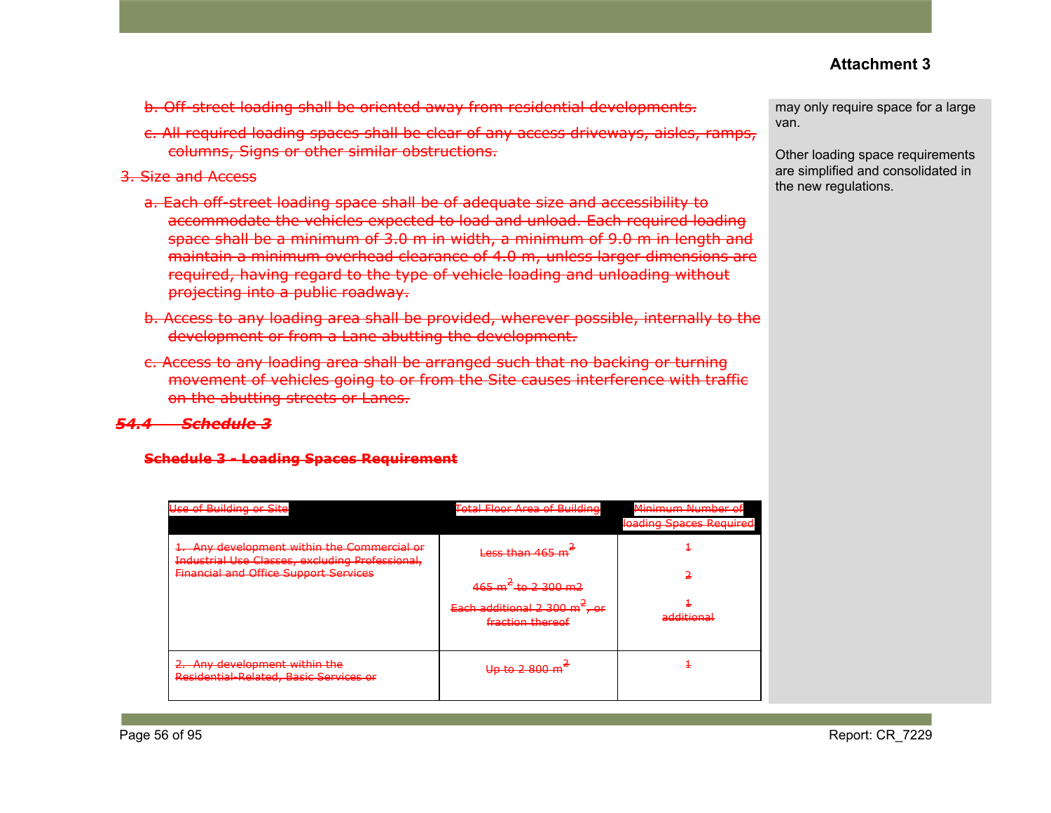**Attachment 3**

~~b. Off-street loading shall be oriented away from residential developments.~~

~~c. All required loading spaces shall be clear of any access driveways, aisles, ramps, columns, Signs or other similar obstructions.~~

~~3. Size and Access~~

~~a. Each off-street loading space shall be of adequate size and accessibility to accommodate the vehicles expected to load and unload. Each required loading space shall be a minimum of 3.0 m in width, a minimum of 9.0 m in length and maintain a minimum overhead clearance of 4.0 m, unless larger dimensions are required, having regard to the type of vehicle loading and unloading without projecting into a public roadway.~~

~~b. Access to any loading area shall be provided, wherever possible, internally to the development or from a Lane abutting the development.~~

~~c. Access to any loading area shall be arranged such that no backing or turning movement of vehicles going to or from the Site causes interference with traffic on the abutting streets or Lanes.~~

### ~~*54.4 Schedule 3*~~

**~~Schedule 3 - Loading Spaces Requirement~~**

| ~~Use of Building or Site~~ | ~~Total Floor Area of Building~~ | ~~Minimum Number of loading Spaces Required~~ |
|---|---|---|
| ~~1. Any development within the Commercial or Industrial Use Classes, excluding Professional, Financial and Office Support Services~~ | ~~Less than 465 m$^2$~~<br>~~465 m$^2$ to 2 300 m2~~<br>~~Each additional 2 300 m$^2$, or fraction thereof~~ | ~~1~~<br>~~2~~<br>~~1 additional~~ |
| ~~2. Any development within the Residential-Related, Basic Services or~~ | ~~Up to 2 800 m$^2$~~ | ~~1~~ |

may only require space for a large van.

Other loading space requirements are simplified and consolidated in the new regulations.

Report: CR_7229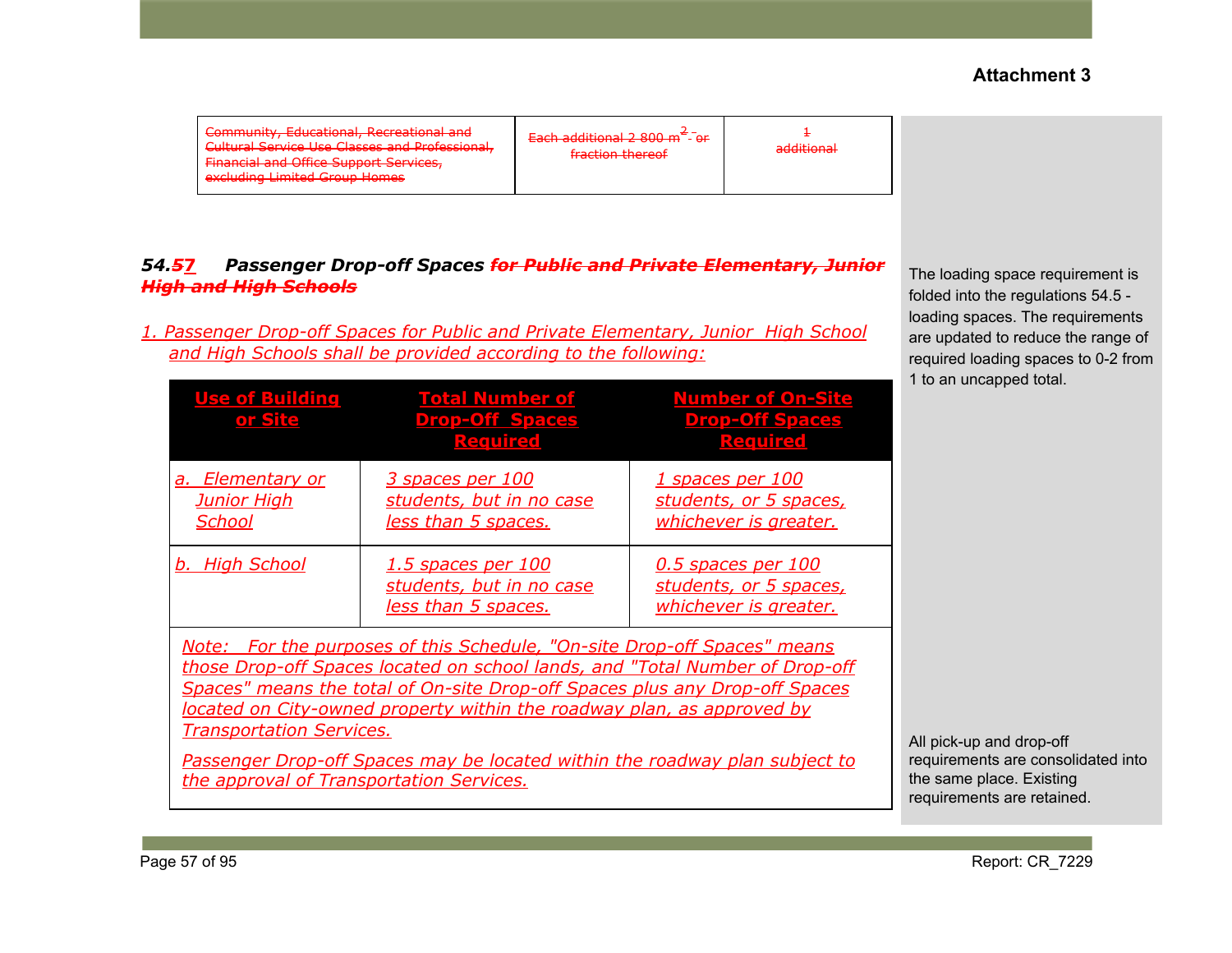**Attachment 3**

| Community, Educational, Recreational and Cultural Service Use Classes and Professional, Financial and Office Support Services, excluding Limited Group Homes | Each additional 2 800 $m^2$ or fraction thereof | 1 additional |
|---|---|---|

### *54.57 Passenger Drop-off Spaces for Public and Private Elementary, Junior High and High Schools*

*1. Passenger Drop-off Spaces for Public and Private Elementary, Junior High School and High Schools shall be provided according to the following:*

| Use of Building or Site | Total Number of Drop-Off Spaces Required | Number of On-Site Drop-Off Spaces Required |
|---|---|---|
| *a. Elementary or Junior High School* | *3 spaces per 100 students, but in no case less than 5 spaces.* | *1 spaces per 100 students, or 5 spaces, whichever is greater.* |
| *b. High School* | *1.5 spaces per 100 students, but in no case less than 5 spaces.* | *0.5 spaces per 100 students, or 5 spaces, whichever is greater.* |

*Note: For the purposes of this Schedule, "On-site Drop-off Spaces" means those Drop-off Spaces located on school lands, and "Total Number of Drop-off Spaces" means the total of On-site Drop-off Spaces plus any Drop-off Spaces located on City-owned property within the roadway plan, as approved by Transportation Services.*

*Passenger Drop-off Spaces may be located within the roadway plan subject to the approval of Transportation Services.*

The loading space requirement is folded into the regulations 54.5 - loading spaces. The requirements are updated to reduce the range of required loading spaces to 0-2 from 1 to an uncapped total.

All pick-up and drop-off requirements are consolidated into the same place. Existing requirements are retained.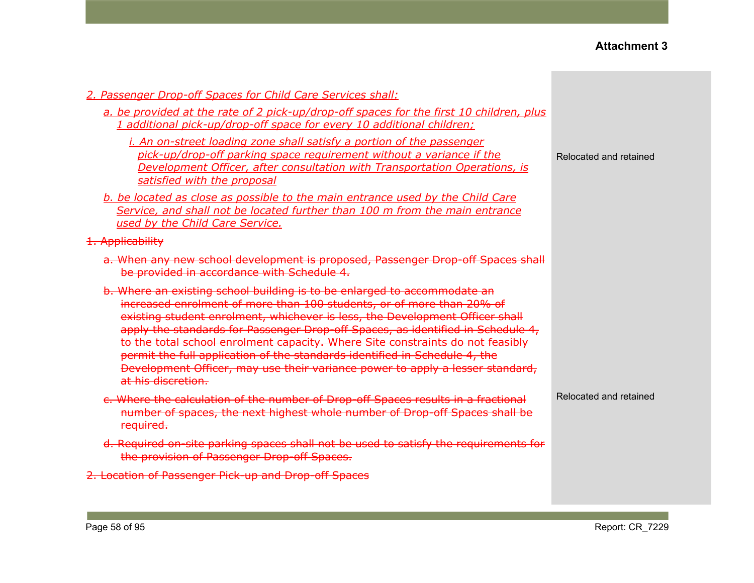**Attachment 3**

| | |
|---|---|
| *2. Passenger Drop-off Spaces for Child Care Services shall:*<br><br>*a. be provided at the rate of 2 pick-up/drop-off spaces for the first 10 children, plus 1 additional pick-up/drop-off space for every 10 additional children;*<br><br>*i. An on-street loading zone shall satisfy a portion of the passenger pick-up/drop-off parking space requirement without a variance if the Development Officer, after consultation with Transportation Operations, is satisfied with the proposal*<br><br>*b. be located as close as possible to the main entrance used by the Child Care Service, and shall not be located further than 100 m from the main entrance used by the Child Care Service.* | Relocated and retained |
| ~~1. Applicability~~<br><br>~~a. When any new school development is proposed, Passenger Drop-off Spaces shall be provided in accordance with Schedule 4.~~<br><br>~~b. Where an existing school building is to be enlarged to accommodate an increased enrolment of more than 100 students, or of more than 20% of existing student enrolment, whichever is less, the Development Officer shall apply the standards for Passenger Drop-off Spaces, as identified in Schedule 4, to the total school enrolment capacity. Where Site constraints do not feasibly permit the full application of the standards identified in Schedule 4, the Development Officer, may use their variance power to apply a lesser standard, at his discretion.~~<br><br>~~c. Where the calculation of the number of Drop-off Spaces results in a fractional number of spaces, the next highest whole number of Drop-off Spaces shall be required.~~<br><br>~~d. Required on-site parking spaces shall not be used to satisfy the requirements for the provision of Passenger Drop-off Spaces.~~<br><br>~~2. Location of Passenger Pick-up and Drop-off Spaces~~ | Relocated and retained |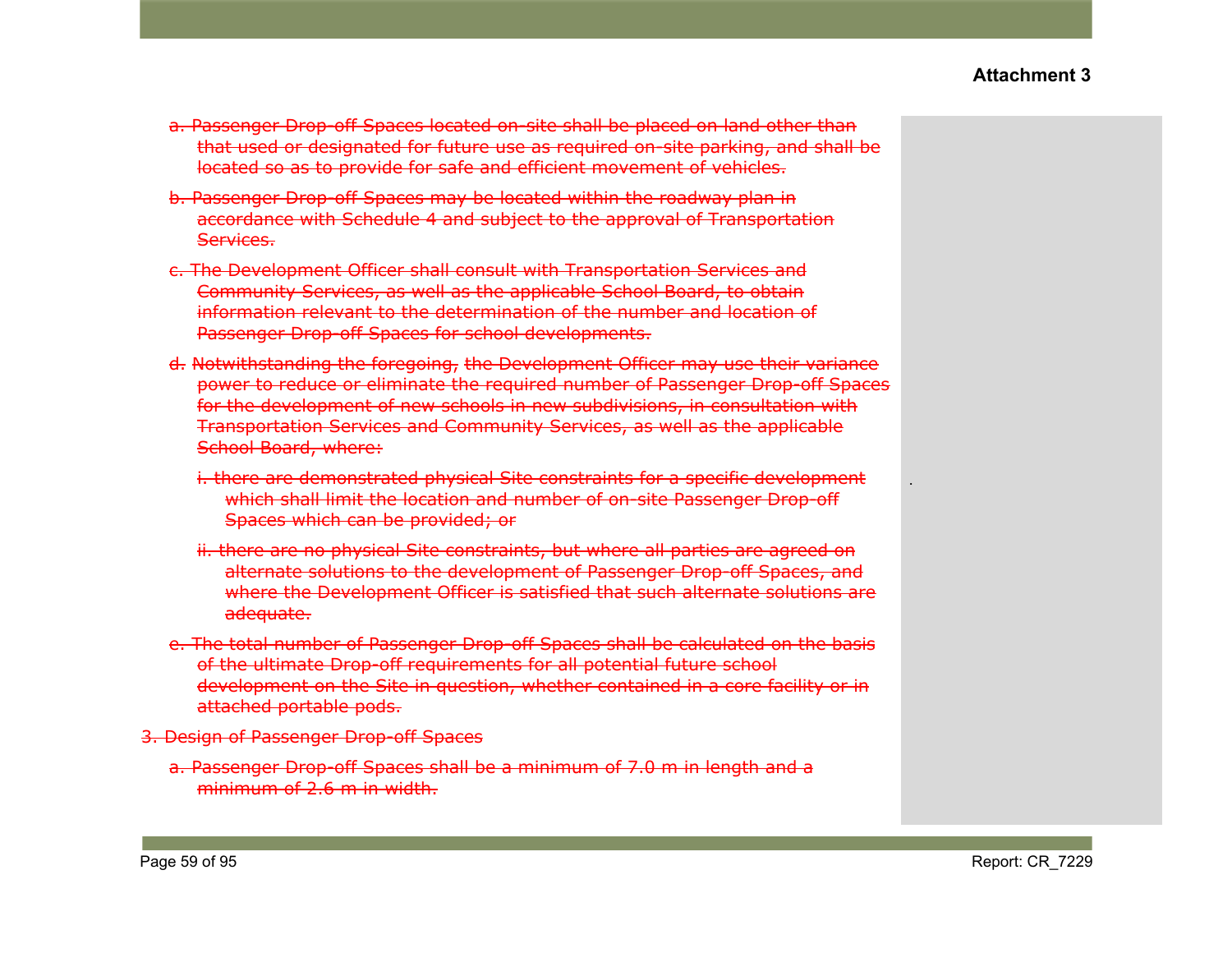**Attachment 3**

~~a. Passenger Drop-off Spaces located on-site shall be placed on land other than that used or designated for future use as required on-site parking, and shall be located so as to provide for safe and efficient movement of vehicles.~~

~~b. Passenger Drop-off Spaces may be located within the roadway plan in accordance with Schedule 4 and subject to the approval of Transportation Services.~~

~~c. The Development Officer shall consult with Transportation Services and Community Services, as well as the applicable School Board, to obtain information relevant to the determination of the number and location of Passenger Drop-off Spaces for school developments.~~

~~d. Notwithstanding the foregoing, the Development Officer may use their variance power to reduce or eliminate the required number of Passenger Drop-off Spaces for the development of new schools in new subdivisions, in consultation with Transportation Services and Community Services, as well as the applicable School Board, where:~~

~~i. there are demonstrated physical Site constraints for a specific development which shall limit the location and number of on-site Passenger Drop-off Spaces which can be provided; or~~

~~ii. there are no physical Site constraints, but where all parties are agreed on alternate solutions to the development of Passenger Drop-off Spaces, and where the Development Officer is satisfied that such alternate solutions are adequate.~~

~~e. The total number of Passenger Drop-off Spaces shall be calculated on the basis of the ultimate Drop-off requirements for all potential future school development on the Site in question, whether contained in a core facility or in attached portable pods.~~

~~3. Design of Passenger Drop-off Spaces~~

~~a. Passenger Drop-off Spaces shall be a minimum of 7.0 m in length and a minimum of 2.6 m in width.~~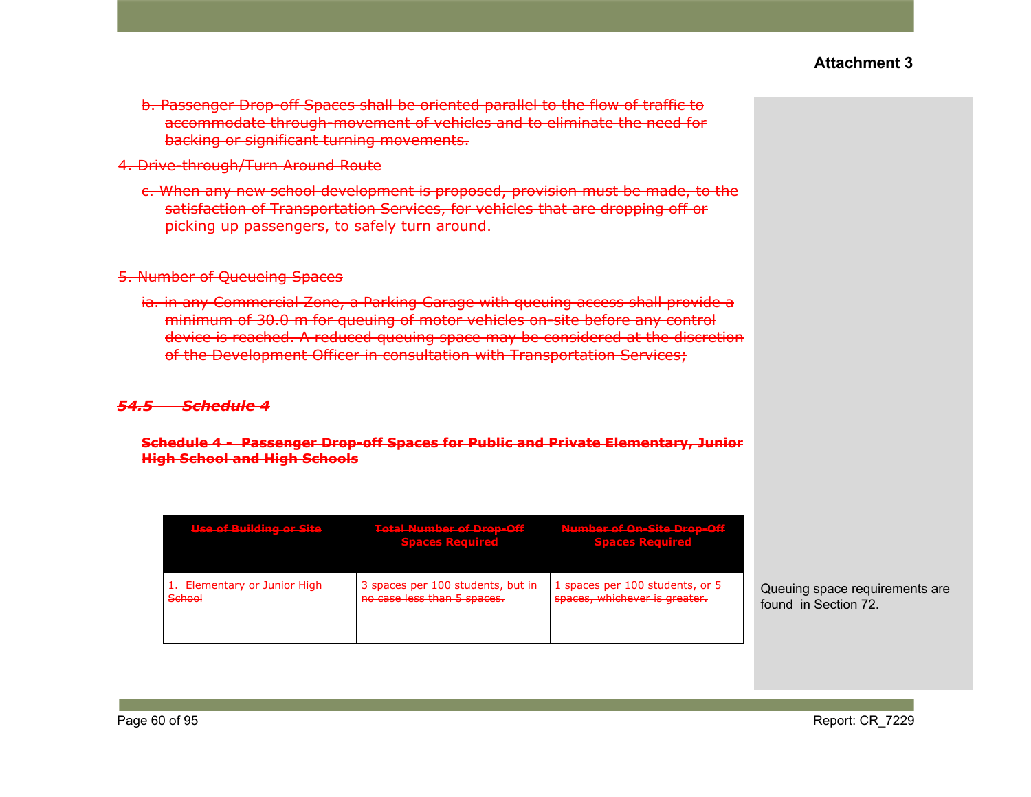~~b. Passenger Drop-off Spaces shall be oriented parallel to the flow of traffic to accommodate through-movement of vehicles and to eliminate the need for backing or significant turning movements.~~

~~4. Drive-through/Turn Around Route~~

~~c. When any new school development is proposed, provision must be made, to the satisfaction of Transportation Services, for vehicles that are dropping off or picking up passengers, to safely turn around.~~

~~5. Number of Queueing Spaces~~

~~ia. in any Commercial Zone, a Parking Garage with queuing access shall provide a minimum of 30.0 m for queuing of motor vehicles on-site before any control device is reached. A reduced queuing space may be considered at the discretion of the Development Officer in consultation with Transportation Services;~~

### ~~*54.5 Schedule 4*~~

~~**Schedule 4 - Passenger Drop-off Spaces for Public and Private Elementary, Junior High School and High Schools**~~

| ~~Use of Building or Site~~ | ~~Total Number of Drop-Off Spaces Required~~ | ~~Number of On-Site Drop-Off Spaces Required~~ |
|---|---|---|
| ~~1. Elementary or Junior High School~~ | ~~3 spaces per 100 students, but in no case less than 5 spaces.~~ | ~~1 spaces per 100 students, or 5 spaces, whichever is greater.~~ |

Queuing space requirements are found in Section 72.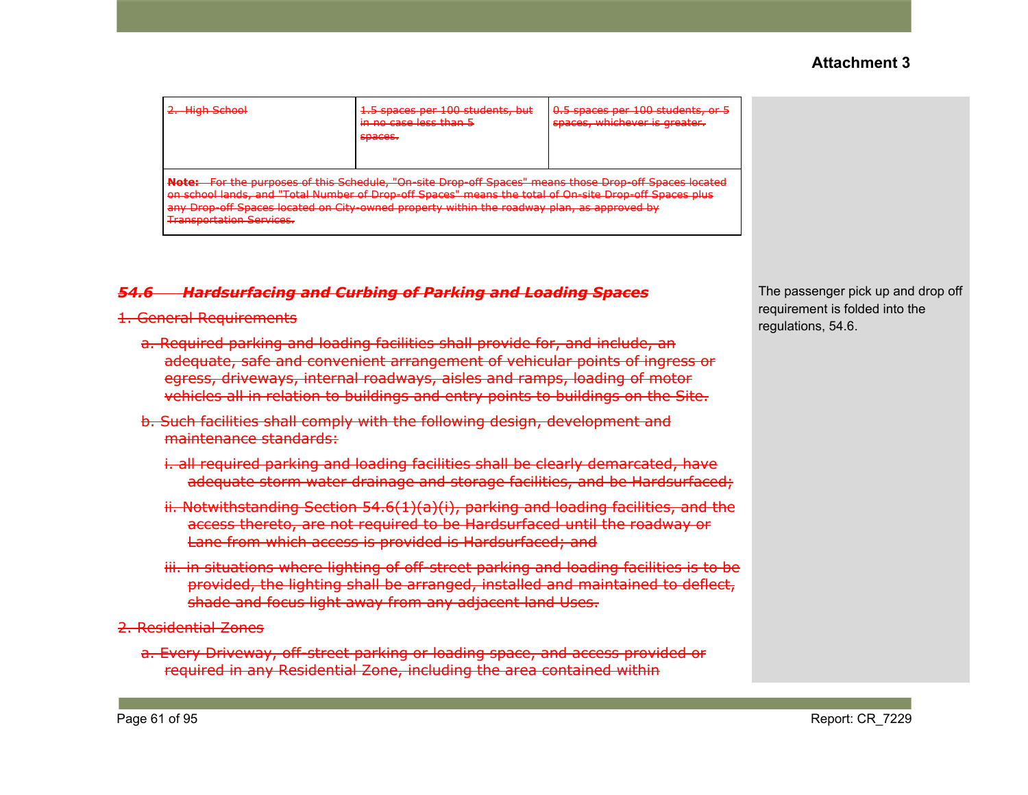Attachment 3

| ~~2. High School~~ | ~~1.5 spaces per 100 students, but in no case less than 5 spaces.~~ | ~~0.5 spaces per 100 students, or 5 spaces, whichever is greater.~~ |
|---|---|---|
| ~~**Note:** For the purposes of this Schedule, "On-site Drop-off Spaces" means those Drop-off Spaces located on school lands, and "Total Number of Drop-off Spaces" means the total of On-site Drop-off Spaces plus any Drop-off Spaces located on City-owned property within the roadway plan, as approved by Transportation Services.~~ | | |

### ~~*54.6 Hardsurfacing and Curbing of Parking and Loading Spaces*~~

The passenger pick up and drop off requirement is folded into the regulations, 54.6.

~~1. General Requirements~~

- ~~a. Required parking and loading facilities shall provide for, and include, an adequate, safe and convenient arrangement of vehicular points of ingress or egress, driveways, internal roadways, aisles and ramps, loading of motor vehicles all in relation to buildings and entry points to buildings on the Site.~~
- ~~b. Such facilities shall comply with the following design, development and maintenance standards:~~
  - ~~i. all required parking and loading facilities shall be clearly demarcated, have adequate storm water drainage and storage facilities, and be Hardsurfaced;~~
  - ~~ii. Notwithstanding Section 54.6(1)(a)(i), parking and loading facilities, and the access thereto, are not required to be Hardsurfaced until the roadway or Lane from which access is provided is Hardsurfaced; and~~
  - ~~iii. in situations where lighting of off-street parking and loading facilities is to be provided, the lighting shall be arranged, installed and maintained to deflect, shade and focus light away from any adjacent land Uses.~~

~~2. Residential Zones~~

- ~~a. Every Driveway, off-street parking or loading space, and access provided or required in any Residential Zone, including the area contained within~~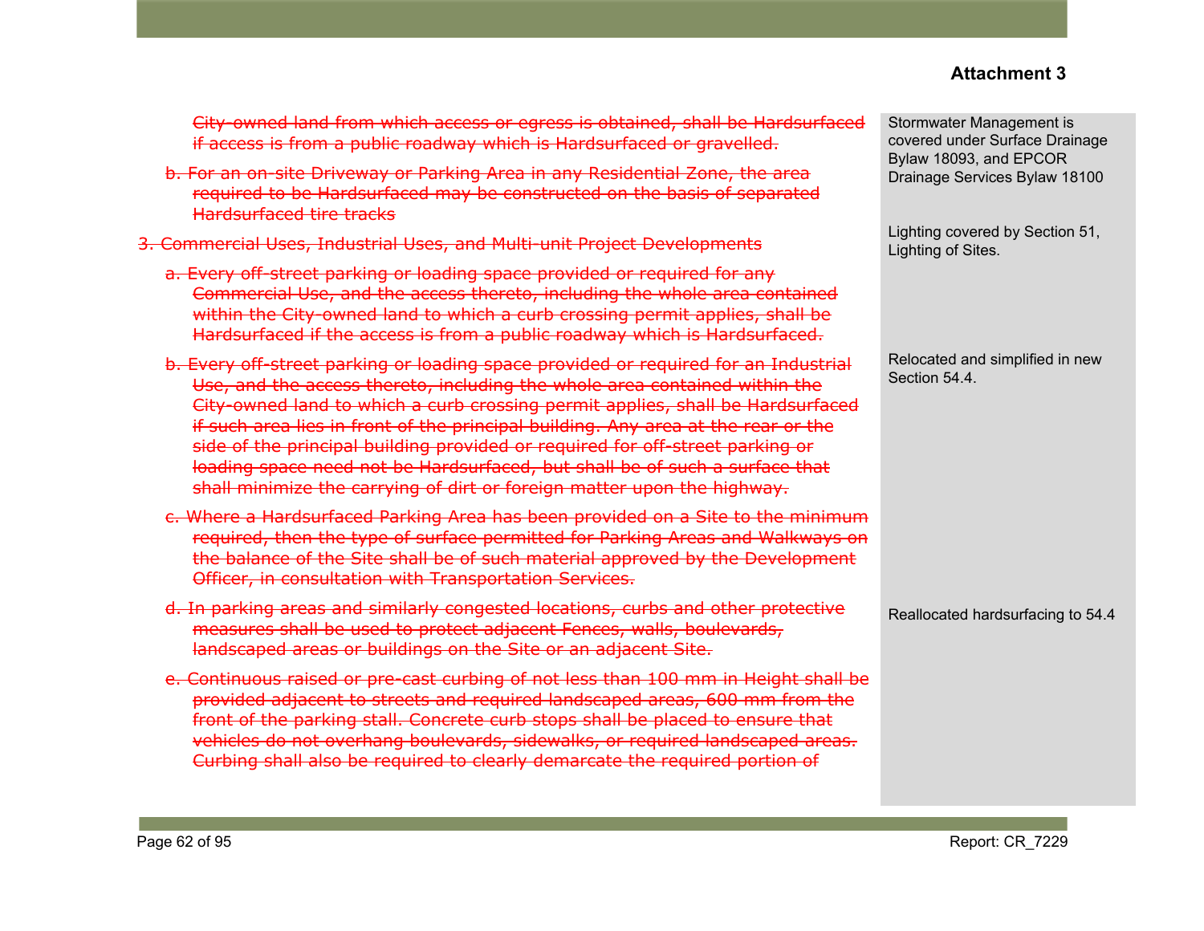## Attachment 3

| | |
|---|---|
| ~~City-owned land from which access or egress is obtained, shall be Hardsurfaced if access is from a public roadway which is Hardsurfaced or gravelled.~~ | Stormwater Management is covered under Surface Drainage Bylaw 18093, and EPCOR Drainage Services Bylaw 18100 |
| ~~b. For an on-site Driveway or Parking Area in any Residential Zone, the area required to be Hardsurfaced may be constructed on the basis of separated Hardsurfaced tire tracks~~ | |
| ~~3. Commercial Uses, Industrial Uses, and Multi-unit Project Developments~~ | Lighting covered by Section 51, Lighting of Sites. |
| ~~a. Every off-street parking or loading space provided or required for any Commercial Use, and the access thereto, including the whole area contained within the City-owned land to which a curb crossing permit applies, shall be Hardsurfaced if the access is from a public roadway which is Hardsurfaced.~~ | |
| ~~b. Every off-street parking or loading space provided or required for an Industrial Use, and the access thereto, including the whole area contained within the City-owned land to which a curb crossing permit applies, shall be Hardsurfaced if such area lies in front of the principal building. Any area at the rear or the side of the principal building provided or required for off-street parking or loading space need not be Hardsurfaced, but shall be of such a surface that shall minimize the carrying of dirt or foreign matter upon the highway.~~ | Relocated and simplified in new Section 54.4. |
| ~~c. Where a Hardsurfaced Parking Area has been provided on a Site to the minimum required, then the type of surface permitted for Parking Areas and Walkways on the balance of the Site shall be of such material approved by the Development Officer, in consultation with Transportation Services.~~ | |
| ~~d. In parking areas and similarly congested locations, curbs and other protective measures shall be used to protect adjacent Fences, walls, boulevards, landscaped areas or buildings on the Site or an adjacent Site.~~ | Reallocated hardsurfacing to 54.4 |
| ~~e. Continuous raised or pre-cast curbing of not less than 100 mm in Height shall be provided adjacent to streets and required landscaped areas, 600 mm from the front of the parking stall. Concrete curb stops shall be placed to ensure that vehicles do not overhang boulevards, sidewalks, or required landscaped areas. Curbing shall also be required to clearly demarcate the required portion of~~ | |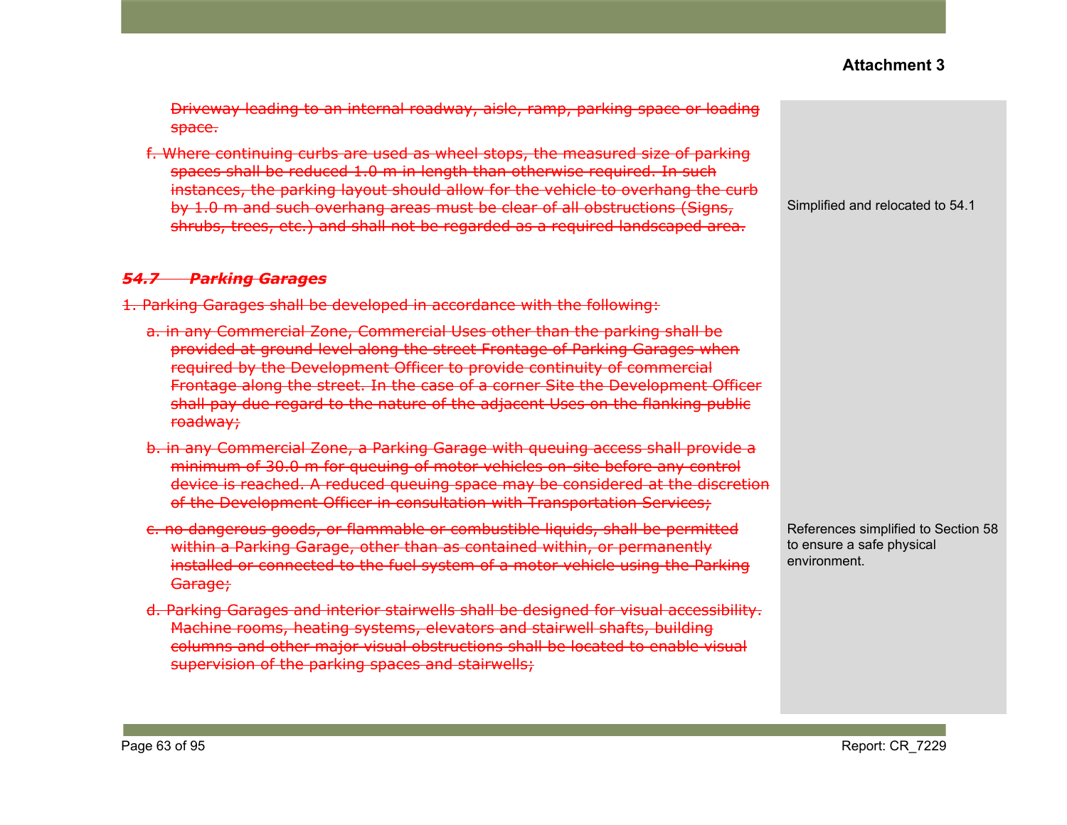~~Driveway leading to an internal roadway, aisle, ramp, parking space or loading space.~~

~~f. Where continuing curbs are used as wheel stops, the measured size of parking spaces shall be reduced 1.0 m in length than otherwise required. In such instances, the parking layout should allow for the vehicle to overhang the curb by 1.0 m and such overhang areas must be clear of all obstructions (Signs, shrubs, trees, etc.) and shall not be regarded as a required landscaped area.~~

Simplified and relocated to 54.1

### ~~*54.7 Parking Garages*~~

~~1. Parking Garages shall be developed in accordance with the following:~~

~~a. in any Commercial Zone, Commercial Uses other than the parking shall be provided at ground level along the street Frontage of Parking Garages when required by the Development Officer to provide continuity of commercial Frontage along the street. In the case of a corner Site the Development Officer shall pay due regard to the nature of the adjacent Uses on the flanking public roadway;~~

~~b. in any Commercial Zone, a Parking Garage with queuing access shall provide a minimum of 30.0 m for queuing of motor vehicles on-site before any control device is reached. A reduced queuing space may be considered at the discretion of the Development Officer in consultation with Transportation Services;~~

~~c. no dangerous goods, or flammable or combustible liquids, shall be permitted within a Parking Garage, other than as contained within, or permanently installed or connected to the fuel system of a motor vehicle using the Parking Garage;~~

References simplified to Section 58 to ensure a safe physical environment.

~~d. Parking Garages and interior stairwells shall be designed for visual accessibility. Machine rooms, heating systems, elevators and stairwell shafts, building columns and other major visual obstructions shall be located to enable visual supervision of the parking spaces and stairwells;~~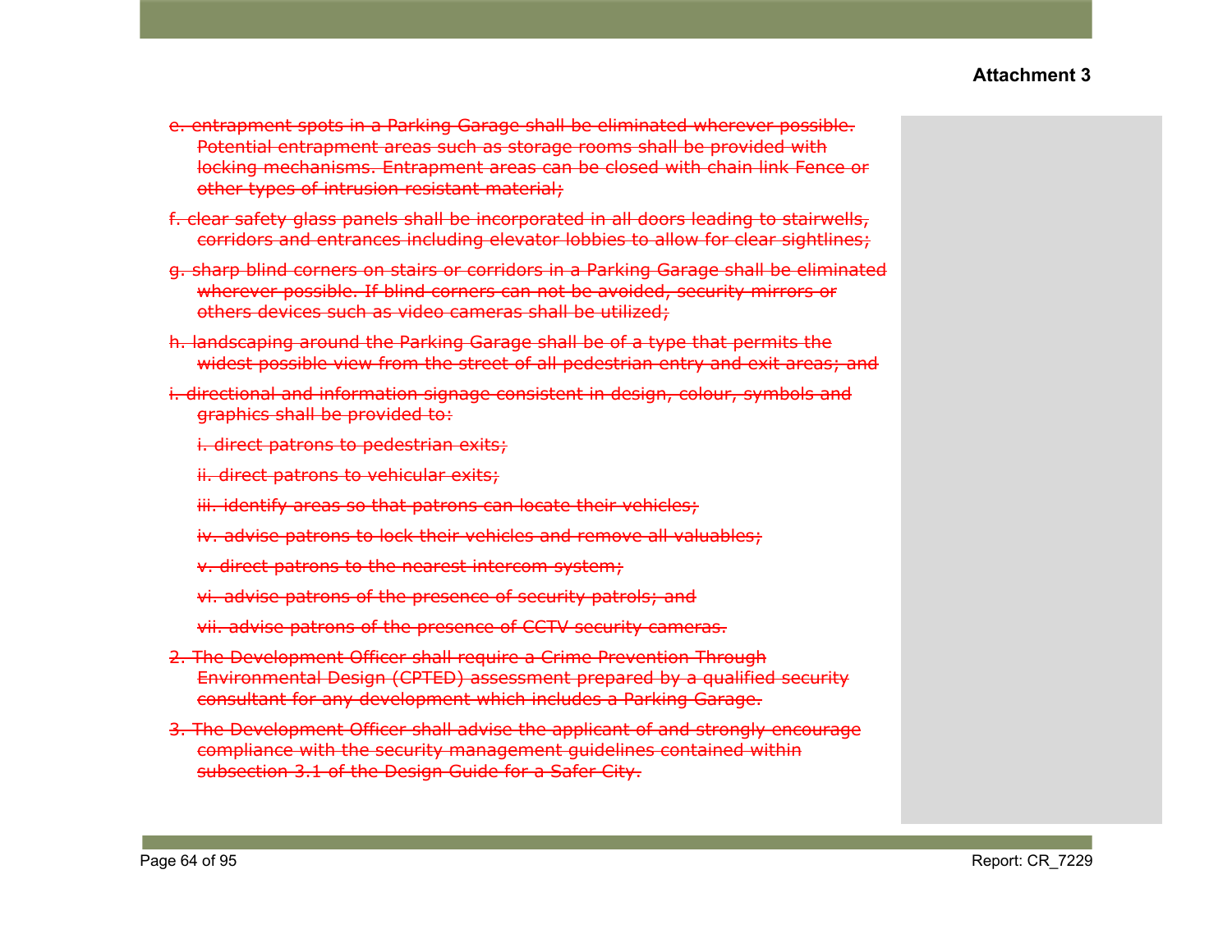**Attachment 3**

~~e. entrapment spots in a Parking Garage shall be eliminated wherever possible. Potential entrapment areas such as storage rooms shall be provided with locking mechanisms. Entrapment areas can be closed with chain link Fence or other types of intrusion resistant material;~~

~~f. clear safety glass panels shall be incorporated in all doors leading to stairwells, corridors and entrances including elevator lobbies to allow for clear sightlines;~~

~~g. sharp blind corners on stairs or corridors in a Parking Garage shall be eliminated wherever possible. If blind corners can not be avoided, security mirrors or others devices such as video cameras shall be utilized;~~

~~h. landscaping around the Parking Garage shall be of a type that permits the widest possible view from the street of all pedestrian entry and exit areas; and~~

~~i. directional and information signage consistent in design, colour, symbols and graphics shall be provided to:~~

~~i. direct patrons to pedestrian exits;~~

~~ii. direct patrons to vehicular exits;~~

~~iii. identify areas so that patrons can locate their vehicles;~~

~~iv. advise patrons to lock their vehicles and remove all valuables;~~

~~v. direct patrons to the nearest intercom system;~~

~~vi. advise patrons of the presence of security patrols; and~~

~~vii. advise patrons of the presence of CCTV security cameras.~~

~~2. The Development Officer shall require a Crime Prevention Through Environmental Design (CPTED) assessment prepared by a qualified security consultant for any development which includes a Parking Garage.~~

~~3. The Development Officer shall advise the applicant of and strongly encourage compliance with the security management guidelines contained within subsection 3.1 of the Design Guide for a Safer City.~~

Report: CR_7229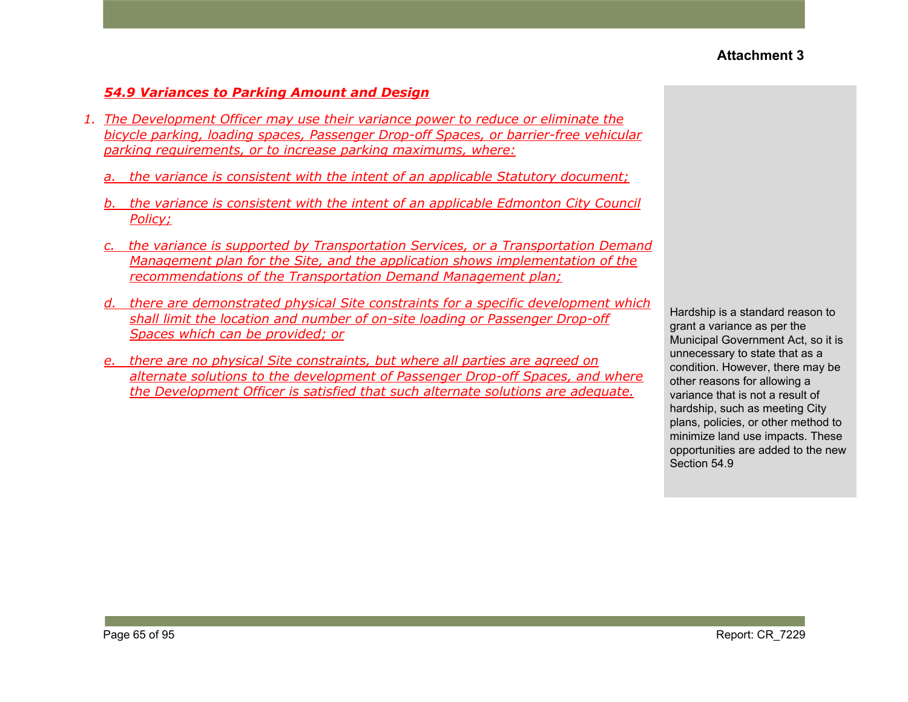**Attachment 3**

***54.9 Variances to Parking Amount and Design***

1. *The Development Officer may use their variance power to reduce or eliminate the bicycle parking, loading spaces, Passenger Drop-off Spaces, or barrier-free vehicular parking requirements, or to increase parking maximums, where:*

   a. *the variance is consistent with the intent of an applicable Statutory document;*

   b. *the variance is consistent with the intent of an applicable Edmonton City Council Policy;*

   c. *the variance is supported by Transportation Services, or a Transportation Demand Management plan for the Site, and the application shows implementation of the recommendations of the Transportation Demand Management plan;*

   d. *there are demonstrated physical Site constraints for a specific development which shall limit the location and number of on-site loading or Passenger Drop-off Spaces which can be provided; or*

   e. *there are no physical Site constraints, but where all parties are agreed on alternate solutions to the development of Passenger Drop-off Spaces, and where the Development Officer is satisfied that such alternate solutions are adequate.*

Hardship is a standard reason to grant a variance as per the Municipal Government Act, so it is unnecessary to state that as a condition. However, there may be other reasons for allowing a variance that is not a result of hardship, such as meeting City plans, policies, or other method to minimize land use impacts. These opportunities are added to the new Section 54.9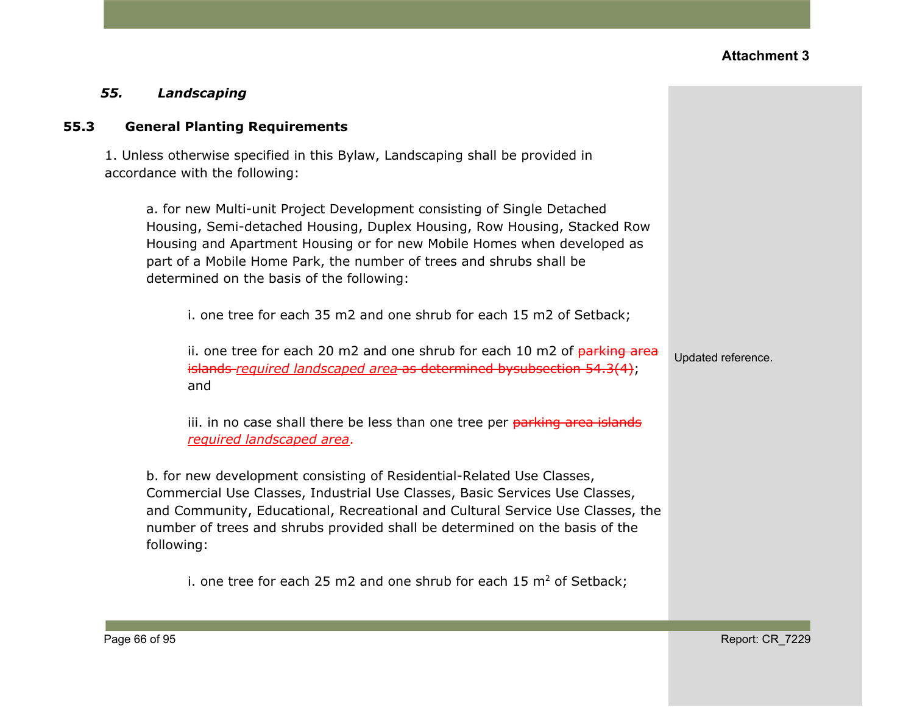Attachment 3

### *55. Landscaping*

#### 55.3 General Planting Requirements

1. Unless otherwise specified in this Bylaw, Landscaping shall be provided in accordance with the following:

   a. for new Multi-unit Project Development consisting of Single Detached Housing, Semi-detached Housing, Duplex Housing, Row Housing, Stacked Row Housing and Apartment Housing or for new Mobile Homes when developed as part of a Mobile Home Park, the number of trees and shrubs shall be determined on the basis of the following:

      i. one tree for each 35 m2 and one shrub for each 15 m2 of Setback;

      ii. one tree for each 20 m2 and one shrub for each 10 m2 of ~~parking area islands~~ *required landscaped area* ~~as determined bysubsection 54.3(4)~~; and

      iii. in no case shall there be less than one tree per ~~parking area islands~~ *required landscaped area*.

   b. for new development consisting of Residential-Related Use Classes, Commercial Use Classes, Industrial Use Classes, Basic Services Use Classes, and Community, Educational, Recreational and Cultural Service Use Classes, the number of trees and shrubs provided shall be determined on the basis of the following:

      i. one tree for each 25 m2 and one shrub for each 15 $m^2$ of Setback;

Updated reference.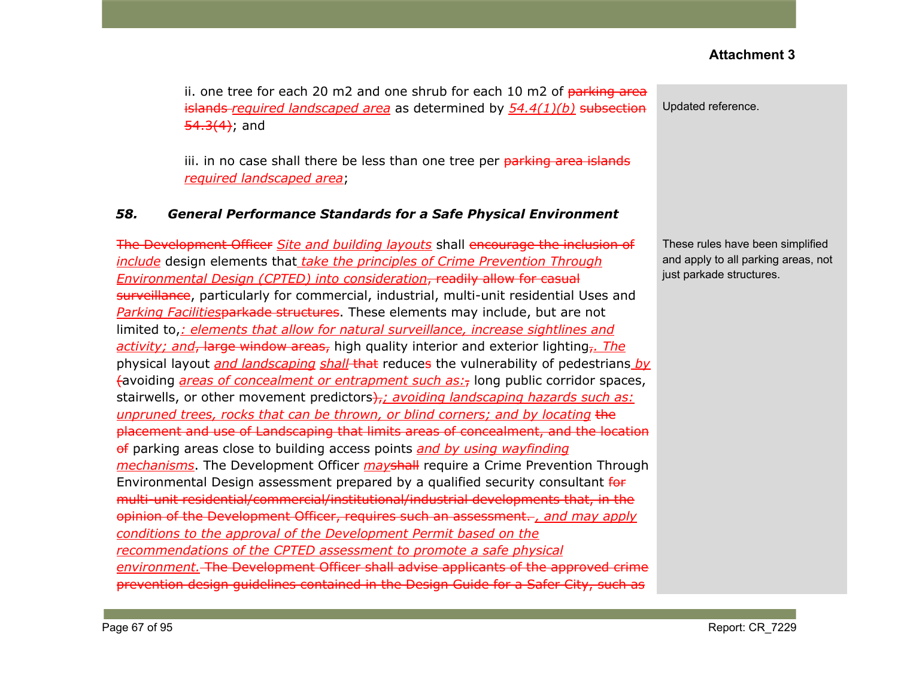Attachment 3

ii. one tree for each 20 m2 and one shrub for each 10 m2 of ~~parking area islands~~ _required landscaped area_ as determined by _54.4(1)(b)_ ~~subsection 54.3(4)~~; and

iii. in no case shall there be less than one tree per ~~parking area islands~~ _required landscaped area_;

> Updated reference.

### *58. General Performance Standards for a Safe Physical Environment*

~~The Development Officer~~ _Site and building layouts_ shall ~~encourage the inclusion of~~ _include_ design elements that _take the principles of Crime Prevention Through Environmental Design (CPTED) into consideration_~~, readily allow for casual surveillance~~, particularly for commercial, industrial, multi-unit residential Uses and _Parking Facilities_~~parkade structures~~. These elements may include, but are not limited to,_: elements that allow for natural surveillance, increase sightlines and activity; and_~~, large window areas,~~ high quality interior and exterior lighting~~,~~_. The_ physical layout _and landscaping_ _shall_ ~~that~~ reduce~~s~~ the vulnerability of pedestrians _by_ ~~(~~avoiding _areas of concealment or entrapment such as:_~~,~~ long public corridor spaces, stairwells, or other movement predictors~~),~~_; avoiding landscaping hazards such as: unpruned trees, rocks that can be thrown, or blind corners; and by locating_ ~~the placement and use of Landscaping that limits areas of concealment, and the location of~~ parking areas close to building access points _and by using wayfinding mechanisms_. The Development Officer _may_~~shall~~ require a Crime Prevention Through Environmental Design assessment prepared by a qualified security consultant ~~for multi-unit residential/commercial/institutional/industrial developments that, in the opinion of the Development Officer, requires such an assessment.~~ _, and may apply conditions to the approval of the Development Permit based on the recommendations of the CPTED assessment to promote a safe physical environment._ ~~The Development Officer shall advise applicants of the approved crime prevention design guidelines contained in the Design Guide for a Safer City, such as~~

> These rules have been simplified and apply to all parking areas, not just parkade structures.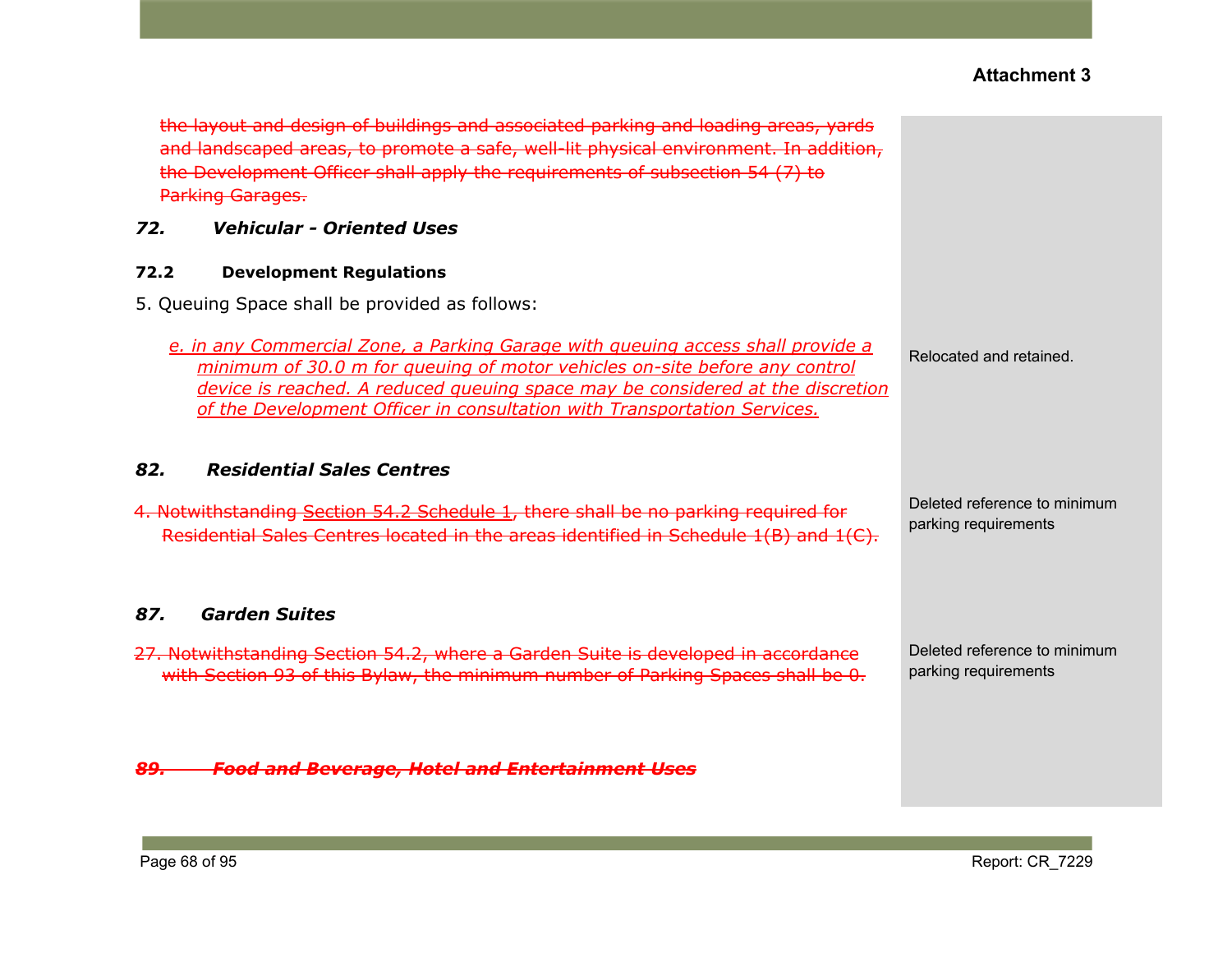**Attachment 3**

~~the layout and design of buildings and associated parking and loading areas, yards and landscaped areas, to promote a safe, well-lit physical environment. In addition, the Development Officer shall apply the requirements of subsection 54 (7) to Parking Garages.~~

| | |
|---|---|
| ***72. Vehicular - Oriented Uses*** | |
| **72.2 Development Regulations** | |
| 5. Queuing Space shall be provided as follows: | |
| <u>*e. in any Commercial Zone, a Parking Garage with queuing access shall provide a minimum of 30.0 m for queuing of motor vehicles on-site before any control device is reached. A reduced queuing space may be considered at the discretion of the Development Officer in consultation with Transportation Services.*</u> | Relocated and retained. |
| ***82. Residential Sales Centres*** | |
| ~~4. Notwithstanding <u>Section 54.2 Schedule 1</u>, there shall be no parking required for Residential Sales Centres located in the areas identified in Schedule 1(B) and 1(C).~~ | Deleted reference to minimum parking requirements |
| ***87. Garden Suites*** | |
| ~~27. Notwithstanding Section 54.2, where a Garden Suite is developed in accordance with Section 93 of this Bylaw, the minimum number of Parking Spaces shall be 0.~~ | Deleted reference to minimum parking requirements |
| ~~***89. Food and Beverage, Hotel and Entertainment Uses***~~ | |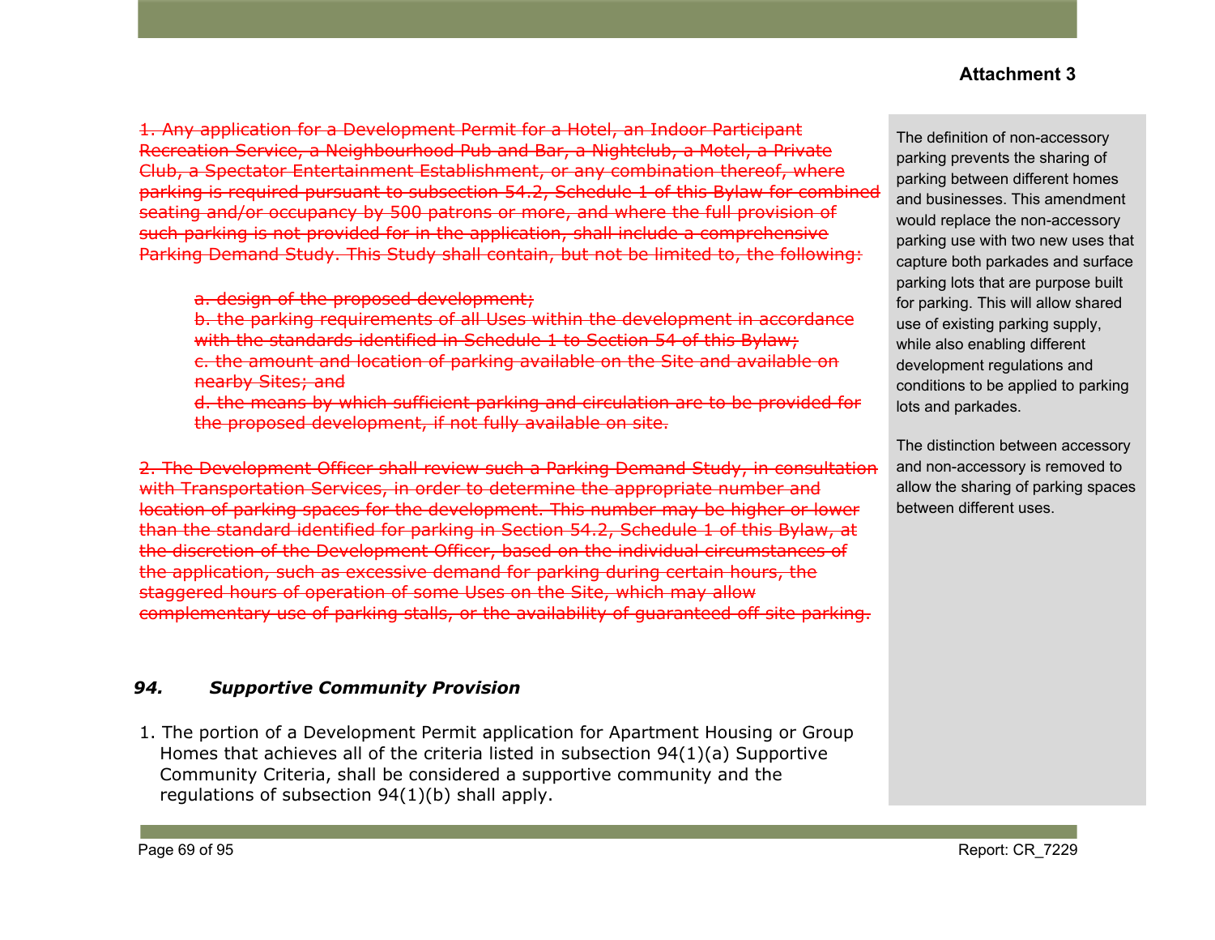**Attachment 3**

~~1. Any application for a Development Permit for a Hotel, an Indoor Participant Recreation Service, a Neighbourhood Pub and Bar, a Nightclub, a Motel, a Private Club, a Spectator Entertainment Establishment, or any combination thereof, where parking is required pursuant to subsection 54.2, Schedule 1 of this Bylaw for combined seating and/or occupancy by 500 patrons or more, and where the full provision of such parking is not provided for in the application, shall include a comprehensive Parking Demand Study. This Study shall contain, but not be limited to, the following:~~

> ~~a. design of the proposed development;~~
> ~~b. the parking requirements of all Uses within the development in accordance with the standards identified in Schedule 1 to Section 54 of this Bylaw;~~
> ~~c. the amount and location of parking available on the Site and available on nearby Sites; and~~
> ~~d. the means by which sufficient parking and circulation are to be provided for the proposed development, if not fully available on site.~~

~~2. The Development Officer shall review such a Parking Demand Study, in consultation with Transportation Services, in order to determine the appropriate number and location of parking spaces for the development. This number may be higher or lower than the standard identified for parking in Section 54.2, Schedule 1 of this Bylaw, at the discretion of the Development Officer, based on the individual circumstances of the application, such as excessive demand for parking during certain hours, the staggered hours of operation of some Uses on the Site, which may allow complementary use of parking stalls, or the availability of guaranteed off site parking.~~

### *94. Supportive Community Provision*

1. The portion of a Development Permit application for Apartment Housing or Group Homes that achieves all of the criteria listed in subsection 94(1)(a) Supportive Community Criteria, shall be considered a supportive community and the regulations of subsection 94(1)(b) shall apply.

---

The definition of non-accessory parking prevents the sharing of parking between different homes and businesses. This amendment would replace the non-accessory parking use with two new uses that capture both parkades and surface parking lots that are purpose built for parking. This will allow shared use of existing parking supply, while also enabling different development regulations and conditions to be applied to parking lots and parkades.

The distinction between accessory and non-accessory is removed to allow the sharing of parking spaces between different uses.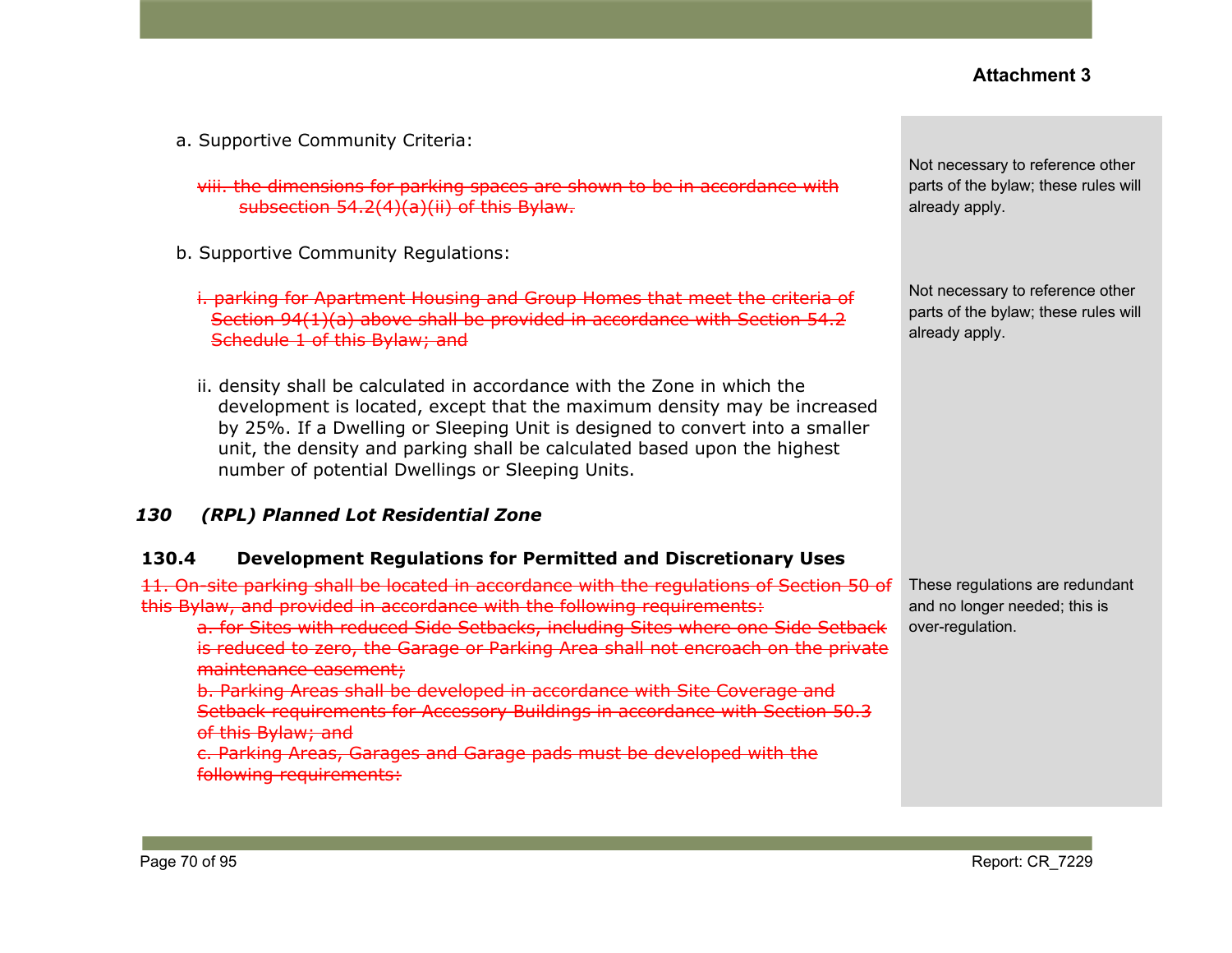**Attachment 3**

a. Supportive Community Criteria:

~~viii. the dimensions for parking spaces are shown to be in accordance with subsection 54.2(4)(a)(ii) of this Bylaw.~~

> Not necessary to reference other parts of the bylaw; these rules will already apply.

b. Supportive Community Regulations:

~~i. parking for Apartment Housing and Group Homes that meet the criteria of Section 94(1)(a) above shall be provided in accordance with Section 54.2 Schedule 1 of this Bylaw; and~~

> Not necessary to reference other parts of the bylaw; these rules will already apply.

ii. density shall be calculated in accordance with the Zone in which the development is located, except that the maximum density may be increased by 25%. If a Dwelling or Sleeping Unit is designed to convert into a smaller unit, the density and parking shall be calculated based upon the highest number of potential Dwellings or Sleeping Units.

### *130 (RPL) Planned Lot Residential Zone*

#### 130.4 Development Regulations for Permitted and Discretionary Uses

~~11. On-site parking shall be located in accordance with the regulations of Section 50 of this Bylaw, and provided in accordance with the following requirements:~~

- ~~a. for Sites with reduced Side Setbacks, including Sites where one Side Setback is reduced to zero, the Garage or Parking Area shall not encroach on the private maintenance easement;~~
- ~~b. Parking Areas shall be developed in accordance with Site Coverage and Setback requirements for Accessory Buildings in accordance with Section 50.3 of this Bylaw; and~~
- ~~c. Parking Areas, Garages and Garage pads must be developed with the following requirements:~~

> These regulations are redundant and no longer needed; this is over-regulation.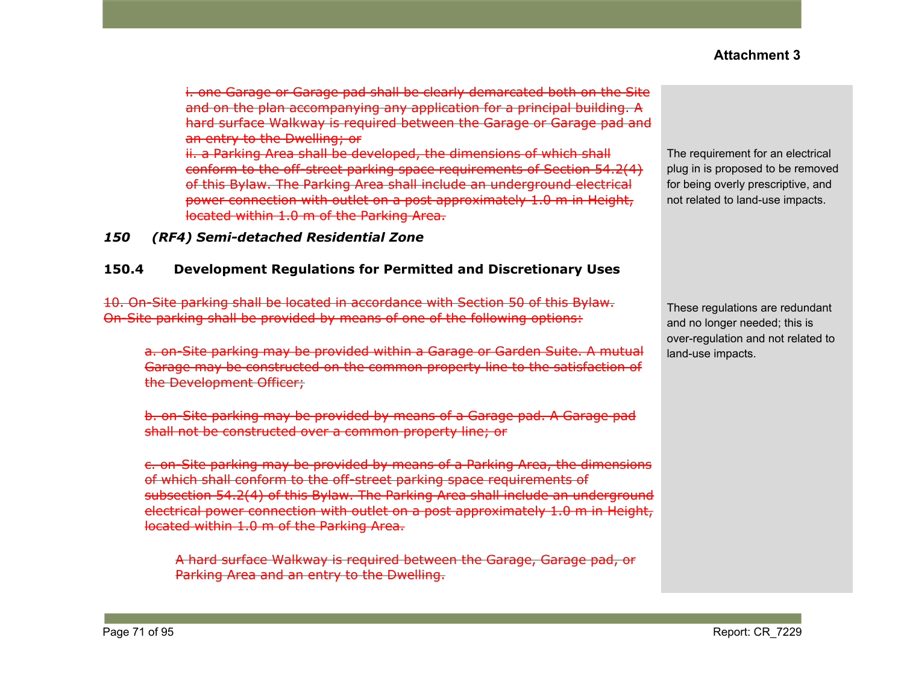**Attachment 3**

~~i. one Garage or Garage pad shall be clearly demarcated both on the Site and on the plan accompanying any application for a principal building. A hard surface Walkway is required between the Garage or Garage pad and an entry to the Dwelling; or~~

~~ii. a Parking Area shall be developed, the dimensions of which shall conform to the off-street parking space requirements of Section 54.2(4) of this Bylaw. The Parking Area shall include an underground electrical power connection with outlet on a post approximately 1.0 m in Height, located within 1.0 m of the Parking Area.~~

The requirement for an electrical plug in is proposed to be removed for being overly prescriptive, and not related to land-use impacts.

### *150 (RF4) Semi-detached Residential Zone*

#### 150.4 Development Regulations for Permitted and Discretionary Uses

~~10. On-Site parking shall be located in accordance with Section 50 of this Bylaw. On-Site parking shall be provided by means of one of the following options:~~

~~a. on-Site parking may be provided within a Garage or Garden Suite. A mutual Garage may be constructed on the common property line to the satisfaction of the Development Officer;~~

~~b. on-Site parking may be provided by means of a Garage pad. A Garage pad shall not be constructed over a common property line; or~~

~~c. on-Site parking may be provided by means of a Parking Area, the dimensions of which shall conform to the off-street parking space requirements of subsection 54.2(4) of this Bylaw. The Parking Area shall include an underground electrical power connection with outlet on a post approximately 1.0 m in Height, located within 1.0 m of the Parking Area.~~

~~A hard surface Walkway is required between the Garage, Garage pad, or Parking Area and an entry to the Dwelling.~~

These regulations are redundant and no longer needed; this is over-regulation and not related to land-use impacts.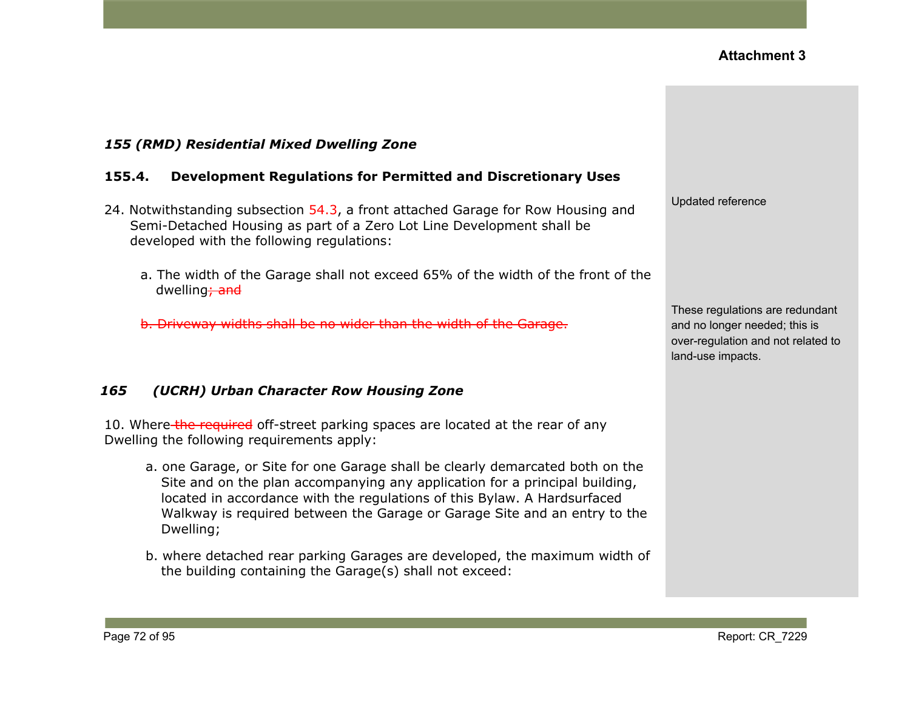**Attachment 3**

***155 (RMD) Residential Mixed Dwelling Zone***

**155.4. Development Regulations for Permitted and Discretionary Uses**

24. Notwithstanding subsection 54.3, a front attached Garage for Row Housing and Semi-Detached Housing as part of a Zero Lot Line Development shall be developed with the following regulations:

   a. The width of the Garage shall not exceed 65% of the width of the front of the dwelling~~; and~~

   ~~b. Driveway widths shall be no wider than the width of the Garage.~~

***165 (UCRH) Urban Character Row Housing Zone***

10. Where ~~the required~~ off-street parking spaces are located at the rear of any Dwelling the following requirements apply:

   a. one Garage, or Site for one Garage shall be clearly demarcated both on the Site and on the plan accompanying any application for a principal building, located in accordance with the regulations of this Bylaw. A Hardsurfaced Walkway is required between the Garage or Garage Site and an entry to the Dwelling;

   b. where detached rear parking Garages are developed, the maximum width of the building containing the Garage(s) shall not exceed:

Updated reference

These regulations are redundant and no longer needed; this is over-regulation and not related to land-use impacts.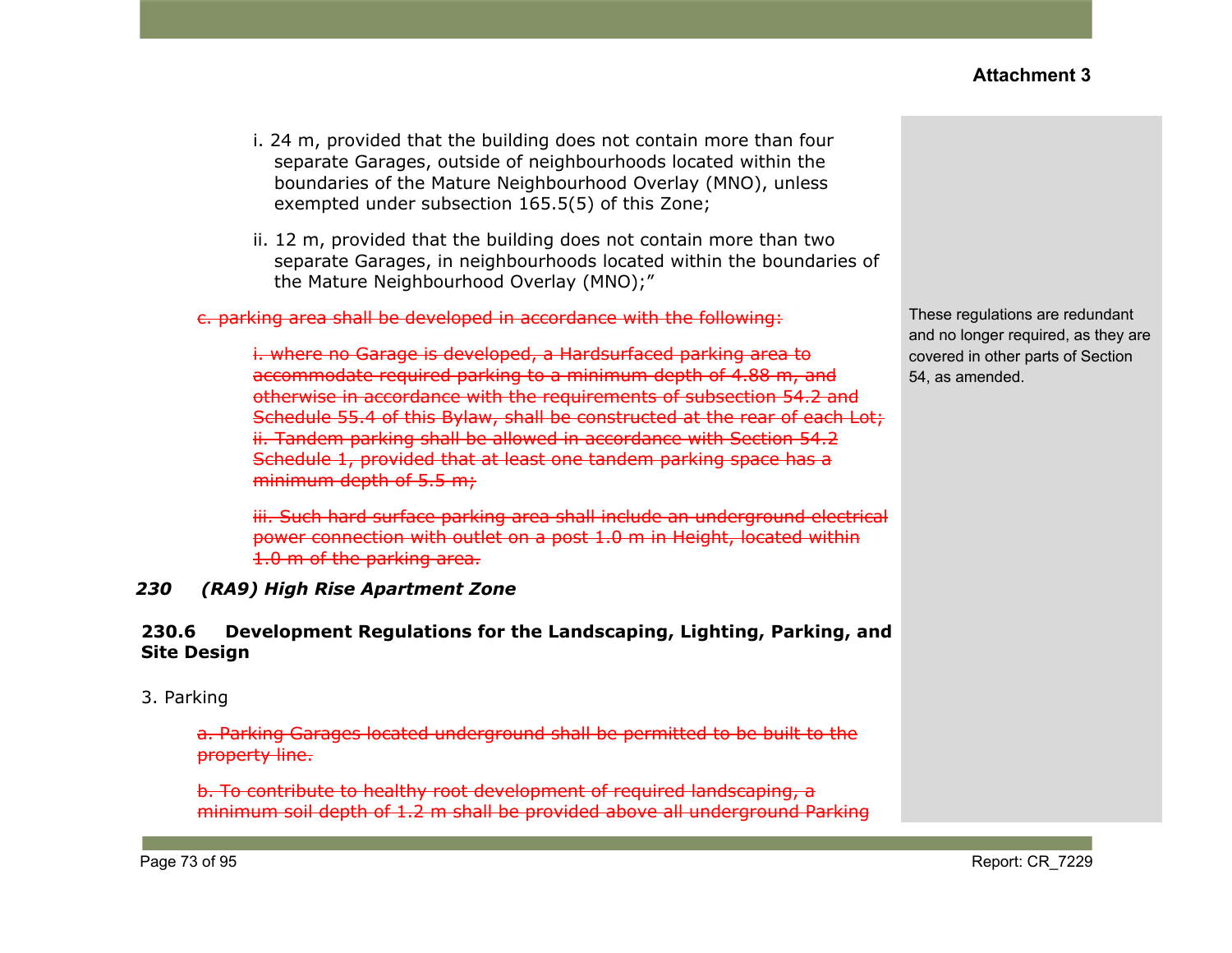Attachment 3

i. 24 m, provided that the building does not contain more than four separate Garages, outside of neighbourhoods located within the boundaries of the Mature Neighbourhood Overlay (MNO), unless exempted under subsection 165.5(5) of this Zone;

ii. 12 m, provided that the building does not contain more than two separate Garages, in neighbourhoods located within the boundaries of the Mature Neighbourhood Overlay (MNO);"

~~c. parking area shall be developed in accordance with the following:~~

~~i. where no Garage is developed, a Hardsurfaced parking area to accommodate required parking to a minimum depth of 4.88 m, and otherwise in accordance with the requirements of subsection 54.2 and Schedule 55.4 of this Bylaw, shall be constructed at the rear of each Lot;~~
~~ii. Tandem parking shall be allowed in accordance with Section 54.2 Schedule 1, provided that at least one tandem parking space has a minimum depth of 5.5 m;~~

~~iii. Such hard surface parking area shall include an underground electrical power connection with outlet on a post 1.0 m in Height, located within 1.0 m of the parking area.~~

These regulations are redundant and no longer required, as they are covered in other parts of Section 54, as amended.

***230 (RA9) High Rise Apartment Zone***

**230.6 Development Regulations for the Landscaping, Lighting, Parking, and Site Design**

3. Parking

~~a. Parking Garages located underground shall be permitted to be built to the property line.~~

~~b. To contribute to healthy root development of required landscaping, a minimum soil depth of 1.2 m shall be provided above all underground Parking~~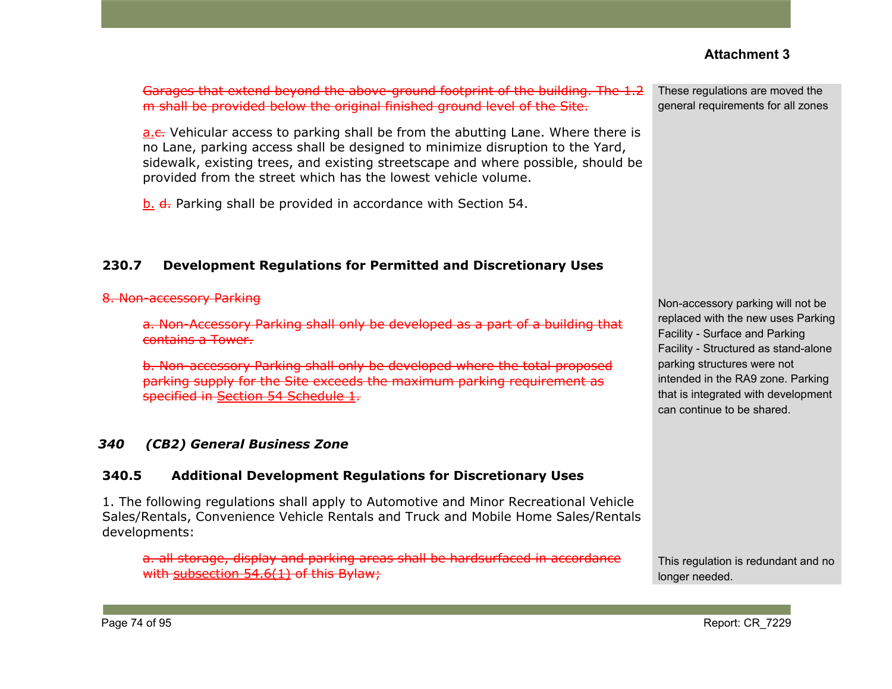**Attachment 3**

~~Garages that extend beyond the above-ground footprint of the building. The 1.2 m shall be provided below the original finished ground level of the Site.~~

| | These regulations are moved the general requirements for all zones |
|---|---|

a.~~c.~~ Vehicular access to parking shall be from the abutting Lane. Where there is no Lane, parking access shall be designed to minimize disruption to the Yard, sidewalk, existing trees, and existing streetscape and where possible, should be provided from the street which has the lowest vehicle volume.

b. ~~d.~~ Parking shall be provided in accordance with Section 54.

### 230.7 Development Regulations for Permitted and Discretionary Uses

~~8. Non-accessory Parking~~

~~a. Non-Accessory Parking shall only be developed as a part of a building that contains a Tower.~~

~~b. Non-accessory Parking shall only be developed where the total proposed parking supply for the Site exceeds the maximum parking requirement as specified in Section 54 Schedule 1.~~

Non-accessory parking will not be replaced with the new uses Parking Facility - Surface and Parking Facility - Structured as stand-alone parking structures were not intended in the RA9 zone. Parking that is integrated with development can continue to be shared.

## *340 (CB2) General Business Zone*

### 340.5 Additional Development Regulations for Discretionary Uses

1. The following regulations shall apply to Automotive and Minor Recreational Vehicle Sales/Rentals, Convenience Vehicle Rentals and Truck and Mobile Home Sales/Rentals developments:

~~a. all storage, display and parking areas shall be hardsurfaced in accordance with subsection 54.6(1) of this Bylaw;~~

This regulation is redundant and no longer needed.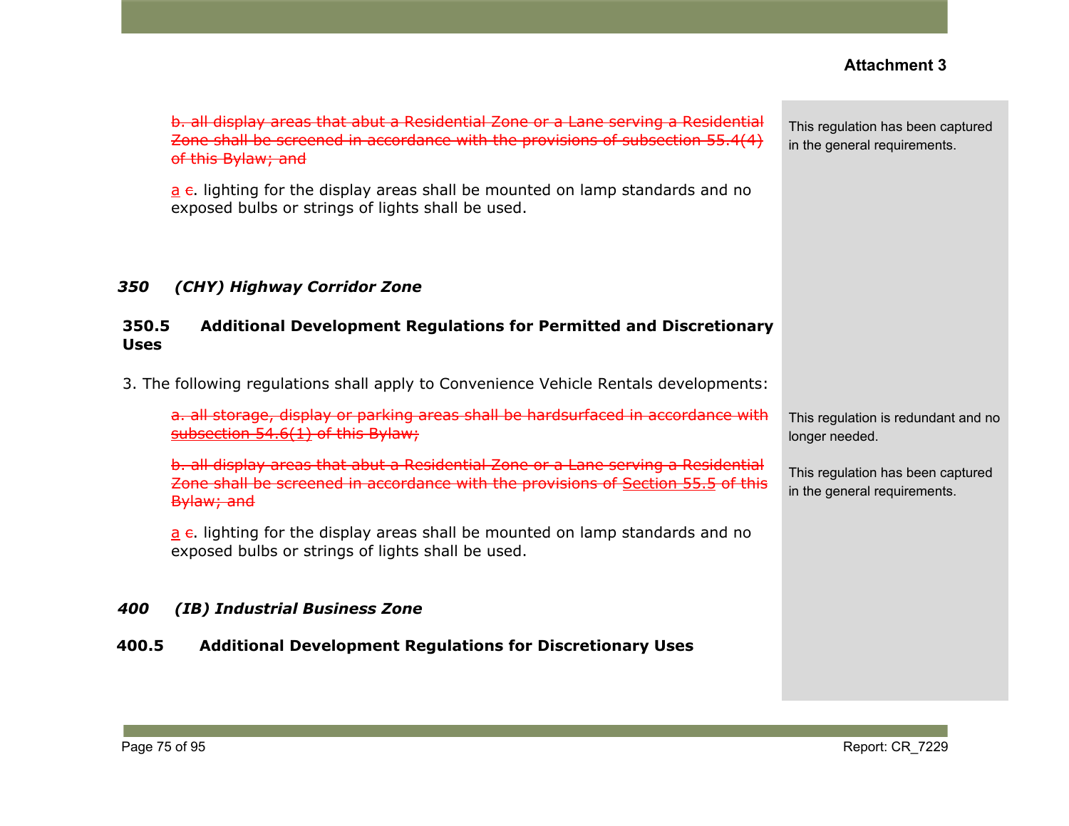**Attachment 3**

~~b. all display areas that abut a Residential Zone or a Lane serving a Residential Zone shall be screened in accordance with the provisions of subsection 55.4(4) of this Bylaw; and~~

> This regulation has been captured in the general requirements.

<u>a</u> ~~c~~. lighting for the display areas shall be mounted on lamp standards and no exposed bulbs or strings of lights shall be used.

***350 (CHY) Highway Corridor Zone***

**350.5 Additional Development Regulations for Permitted and Discretionary Uses**

3. The following regulations shall apply to Convenience Vehicle Rentals developments:

~~a. all storage, display or parking areas shall be hardsurfaced in accordance with subsection 54.6(1) of this Bylaw;~~

> This regulation is redundant and no longer needed.

~~b. all display areas that abut a Residential Zone or a Lane serving a Residential Zone shall be screened in accordance with the provisions of Section 55.5 of this Bylaw; and~~

> This regulation has been captured in the general requirements.

<u>a</u> ~~c~~. lighting for the display areas shall be mounted on lamp standards and no exposed bulbs or strings of lights shall be used.

***400 (IB) Industrial Business Zone***

**400.5 Additional Development Regulations for Discretionary Uses**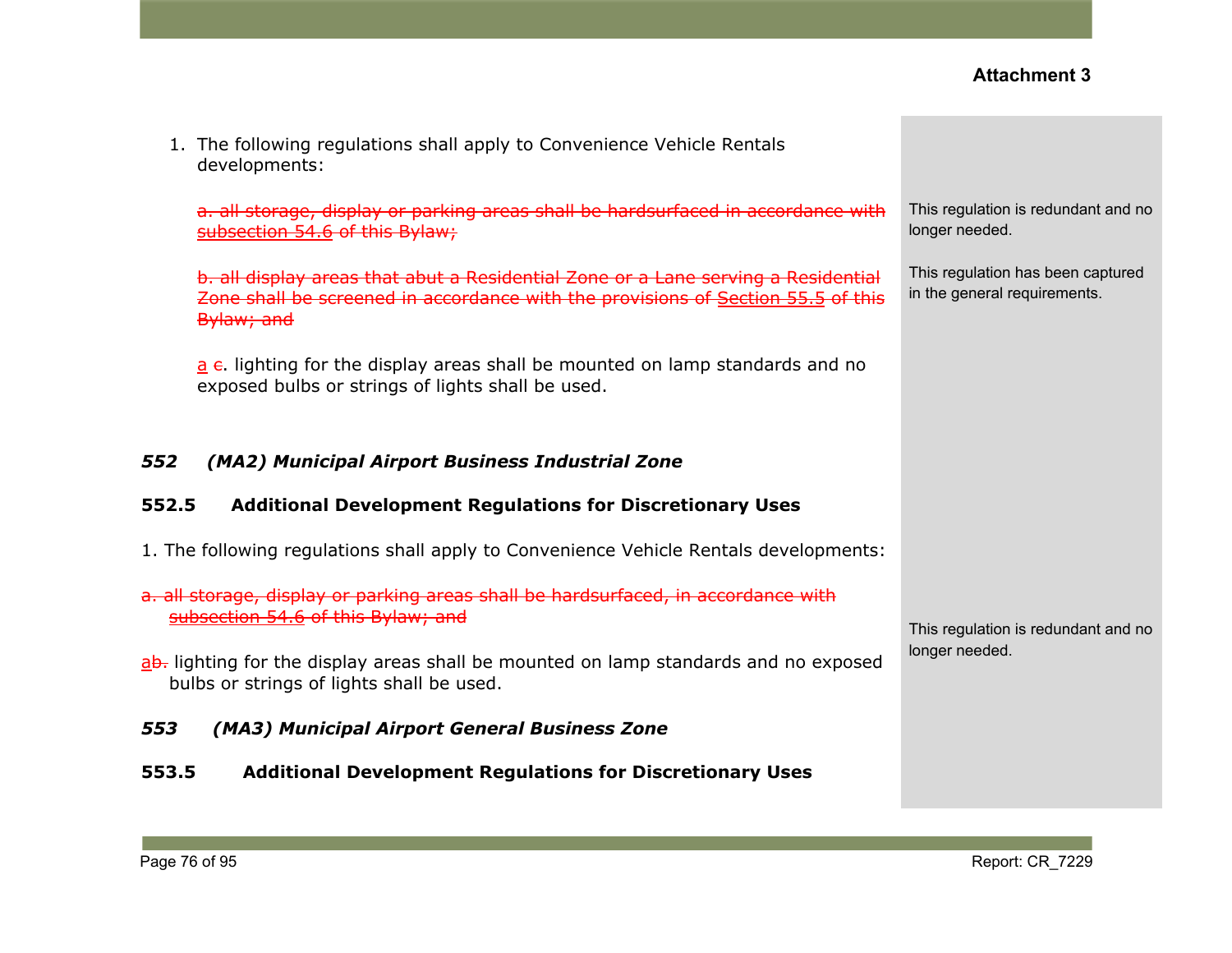1. The following regulations shall apply to Convenience Vehicle Rentals developments:

   ~~a. all storage, display or parking areas shall be hardsurfaced in accordance with subsection 54.6 of this Bylaw;~~

   ~~b. all display areas that abut a Residential Zone or a Lane serving a Residential Zone shall be screened in accordance with the provisions of Section 55.5 of this Bylaw; and~~

   a ~~c~~. lighting for the display areas shall be mounted on lamp standards and no exposed bulbs or strings of lights shall be used.

> This regulation is redundant and no longer needed.

> This regulation has been captured in the general requirements.

### *552 (MA2) Municipal Airport Business Industrial Zone*

#### 552.5 Additional Development Regulations for Discretionary Uses

1. The following regulations shall apply to Convenience Vehicle Rentals developments:

~~a. all storage, display or parking areas shall be hardsurfaced, in accordance with subsection 54.6 of this Bylaw; and~~

a~~b.~~ lighting for the display areas shall be mounted on lamp standards and no exposed bulbs or strings of lights shall be used.

> This regulation is redundant and no longer needed.

### *553 (MA3) Municipal Airport General Business Zone*

#### 553.5 Additional Development Regulations for Discretionary Uses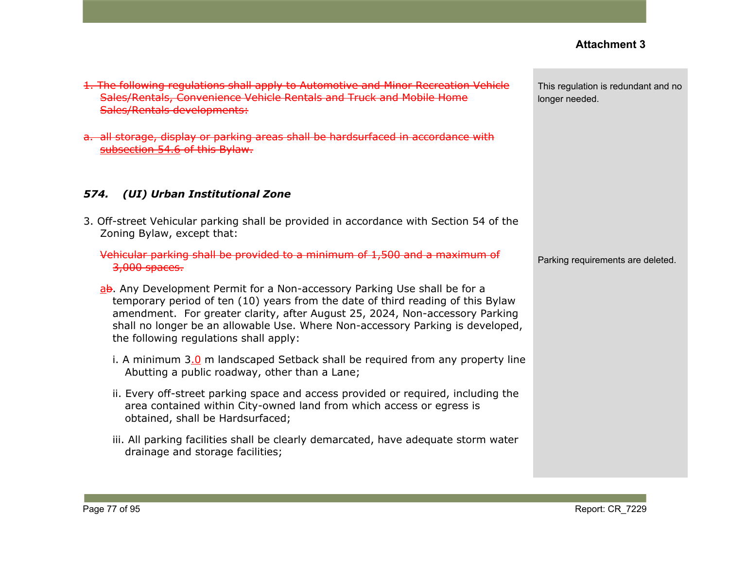**Attachment 3**

~~1. The following regulations shall apply to Automotive and Minor Recreation Vehicle Sales/Rentals, Convenience Vehicle Rentals and Truck and Mobile Home Sales/Rentals developments:~~

~~a. all storage, display or parking areas shall be hardsurfaced in accordance with subsection 54.6 of this Bylaw.~~

This regulation is redundant and no longer needed.

***574. (UI) Urban Institutional Zone***

3. Off-street Vehicular parking shall be provided in accordance with Section 54 of the Zoning Bylaw, except that:

~~Vehicular parking shall be provided to a minimum of 1,500 and a maximum of 3,000 spaces.~~

Parking requirements are deleted.

a~~b~~. Any Development Permit for a Non-accessory Parking Use shall be for a temporary period of ten (10) years from the date of third reading of this Bylaw amendment. For greater clarity, after August 25, 2024, Non-accessory Parking shall no longer be an allowable Use. Where Non-accessory Parking is developed, the following regulations shall apply:

i. A minimum 3.0 m landscaped Setback shall be required from any property line Abutting a public roadway, other than a Lane;

ii. Every off-street parking space and access provided or required, including the area contained within City-owned land from which access or egress is obtained, shall be Hardsurfaced;

iii. All parking facilities shall be clearly demarcated, have adequate storm water drainage and storage facilities;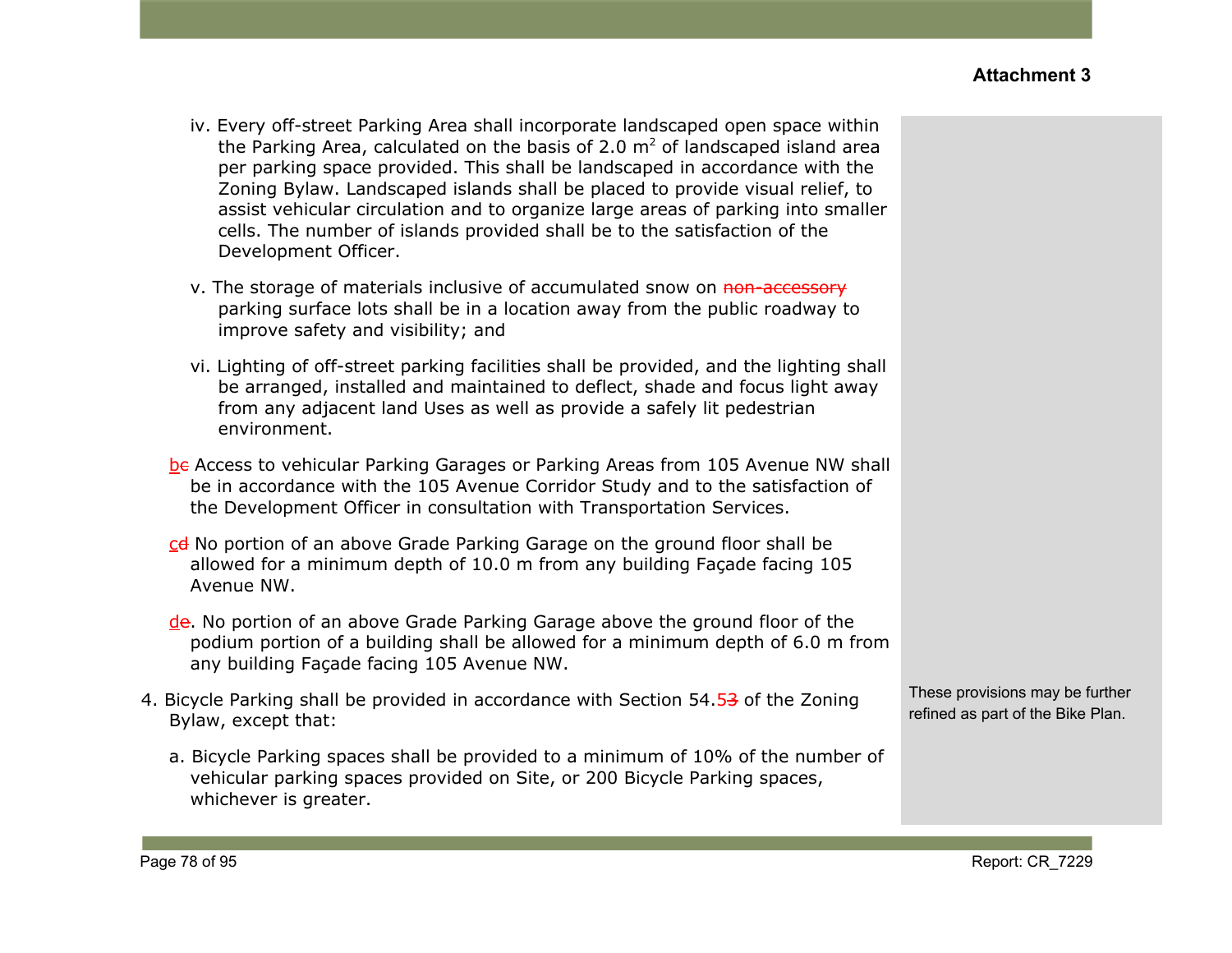**Attachment 3**

iv. Every off-street Parking Area shall incorporate landscaped open space within the Parking Area, calculated on the basis of 2.0 $m^2$ of landscaped island area per parking space provided. This shall be landscaped in accordance with the Zoning Bylaw. Landscaped islands shall be placed to provide visual relief, to assist vehicular circulation and to organize large areas of parking into smaller cells. The number of islands provided shall be to the satisfaction of the Development Officer.

v. The storage of materials inclusive of accumulated snow on ~~non-accessory~~ parking surface lots shall be in a location away from the public roadway to improve safety and visibility; and

vi. Lighting of off-street parking facilities shall be provided, and the lighting shall be arranged, installed and maintained to deflect, shade and focus light away from any adjacent land Uses as well as provide a safely lit pedestrian environment.

b~~c~~ Access to vehicular Parking Garages or Parking Areas from 105 Avenue NW shall be in accordance with the 105 Avenue Corridor Study and to the satisfaction of the Development Officer in consultation with Transportation Services.

c~~d~~ No portion of an above Grade Parking Garage on the ground floor shall be allowed for a minimum depth of 10.0 m from any building Façade facing 105 Avenue NW.

d~~e~~. No portion of an above Grade Parking Garage above the ground floor of the podium portion of a building shall be allowed for a minimum depth of 6.0 m from any building Façade facing 105 Avenue NW.

4. Bicycle Parking shall be provided in accordance with Section 54.5~~3~~ of the Zoning Bylaw, except that:

   a. Bicycle Parking spaces shall be provided to a minimum of 10% of the number of vehicular parking spaces provided on Site, or 200 Bicycle Parking spaces, whichever is greater.

These provisions may be further refined as part of the Bike Plan.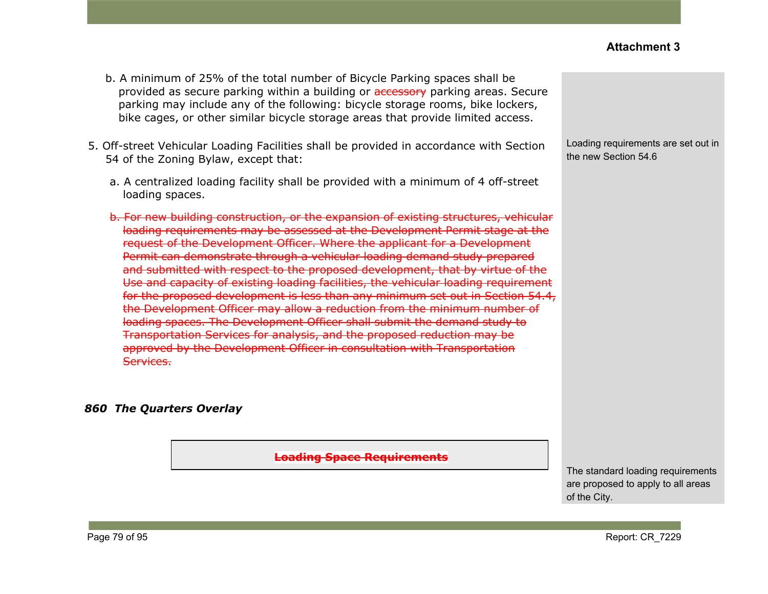**Attachment 3**

b. A minimum of 25% of the total number of Bicycle Parking spaces shall be provided as secure parking within a building or ~~accessory~~ parking areas. Secure parking may include any of the following: bicycle storage rooms, bike lockers, bike cages, or other similar bicycle storage areas that provide limited access.

5. Off-street Vehicular Loading Facilities shall be provided in accordance with Section 54 of the Zoning Bylaw, except that:

   a. A centralized loading facility shall be provided with a minimum of 4 off-street loading spaces.

   ~~b. For new building construction, or the expansion of existing structures, vehicular loading requirements may be assessed at the Development Permit stage at the request of the Development Officer. Where the applicant for a Development Permit can demonstrate through a vehicular loading demand study prepared and submitted with respect to the proposed development, that by virtue of the Use and capacity of existing loading facilities, the vehicular loading requirement for the proposed development is less than any minimum set out in Section 54.4, the Development Officer may allow a reduction from the minimum number of loading spaces. The Development Officer shall submit the demand study to Transportation Services for analysis, and the proposed reduction may be approved by the Development Officer in consultation with Transportation Services.~~

Loading requirements are set out in the new Section 54.6

***860 The Quarters Overlay***

| ~~**Loading Space Requirements**~~ |
|---|

The standard loading requirements are proposed to apply to all areas of the City.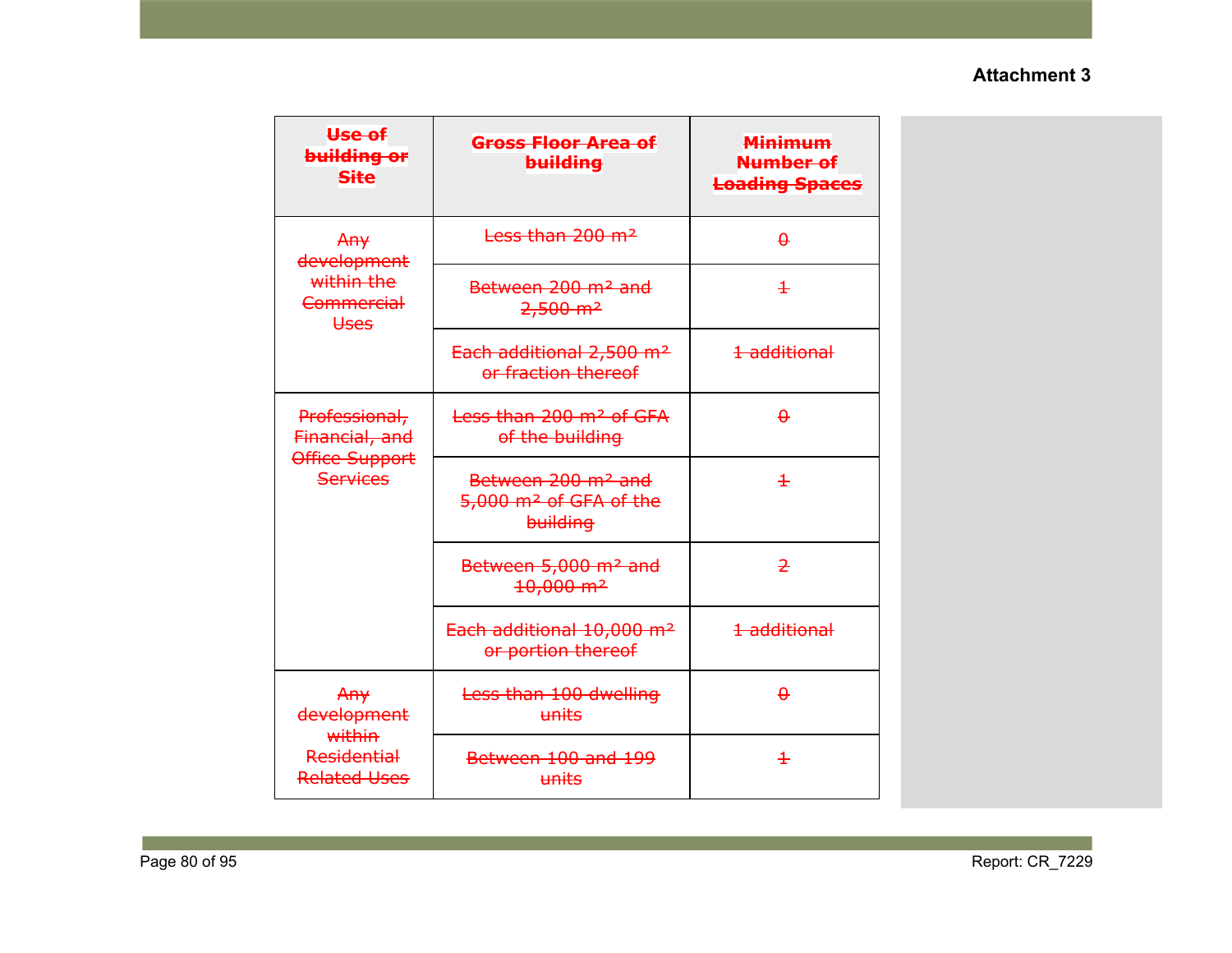**Attachment 3**

| ~~Use of building or Site~~ | ~~Gross Floor Area of building~~ | ~~Minimum Number of Loading Spaces~~ |
|---|---|---|
| ~~Any development within the Commercial Uses~~ | ~~Less than 200 m²~~ | ~~0~~ |
| | ~~Between 200 m² and 2,500 m²~~ | ~~1~~ |
| | ~~Each additional 2,500 m² or fraction thereof~~ | ~~1 additional~~ |
| ~~Professional, Financial, and Office Support Services~~ | ~~Less than 200 m² of GFA of the building~~ | ~~0~~ |
| | ~~Between 200 m² and 5,000 m² of GFA of the building~~ | ~~1~~ |
| | ~~Between 5,000 m² and 10,000 m²~~ | ~~2~~ |
| | ~~Each additional 10,000 m² or portion thereof~~ | ~~1 additional~~ |
| ~~Any development within Residential Related Uses~~ | ~~Less than 100 dwelling units~~ | ~~0~~ |
| | ~~Between 100 and 199 units~~ | ~~1~~ |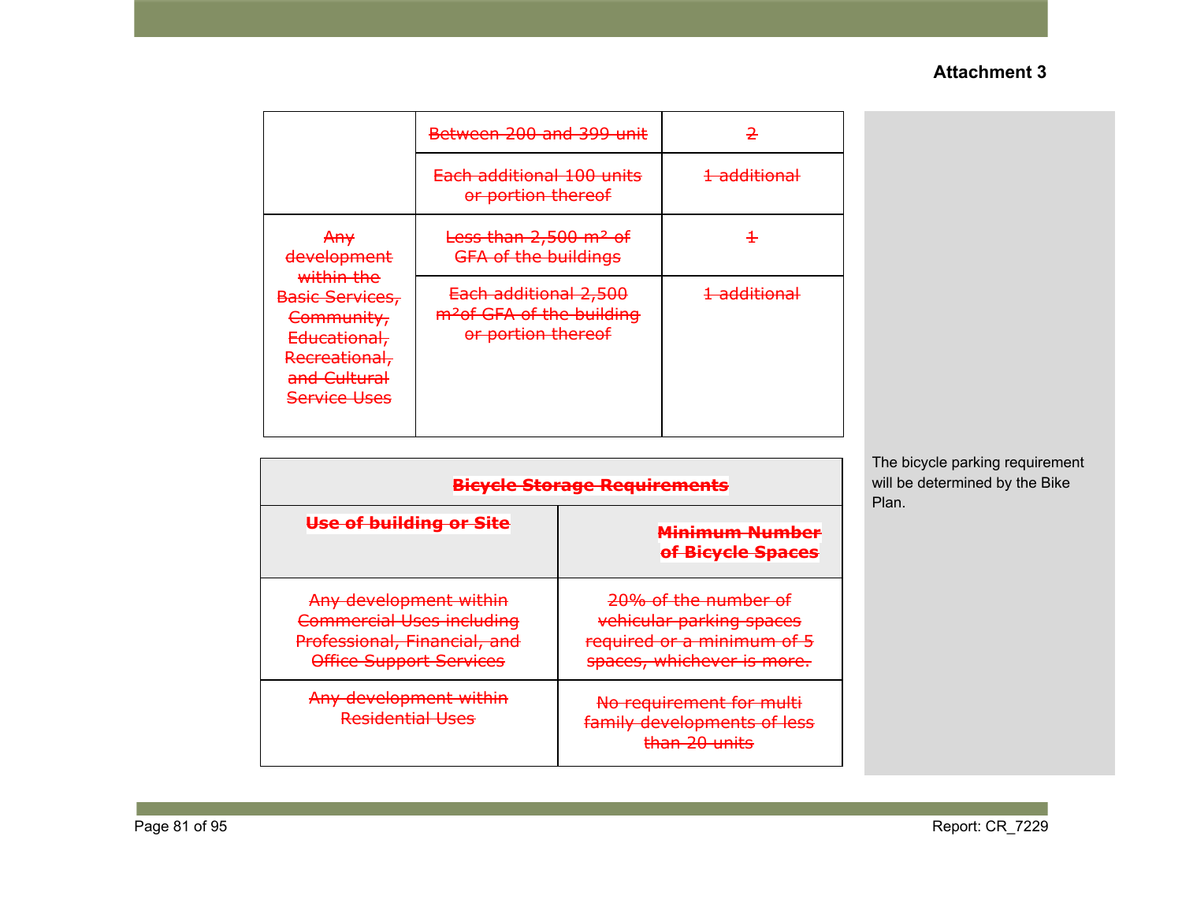**Attachment 3**

| | | |
|---|---|---|
| | ~~Between 200 and 399 unit~~ | ~~2~~ |
| | ~~Each additional 100 units or portion thereof~~ | ~~1 additional~~ |
| ~~Any development within the Basic Services, Community, Educational, Recreational, and Cultural Service Uses~~ | ~~Less than 2,500 m² of GFA of the buildings~~ | ~~1~~ |
| | ~~Each additional 2,500 m²of GFA of the building or portion thereof~~ | ~~1 additional~~ |

| ~~**Bicycle Storage Requirements**~~ | |
|---|---|
| ~~**Use of building or Site**~~ | ~~**Minimum Number of Bicycle Spaces**~~ |
| ~~Any development within Commercial Uses including Professional, Financial, and Office Support Services~~ | ~~20% of the number of vehicular parking spaces required or a minimum of 5 spaces, whichever is more.~~ |
| ~~Any development within Residential Uses~~ | ~~No requirement for multi family developments of less than 20 units~~ |

The bicycle parking requirement will be determined by the Bike Plan.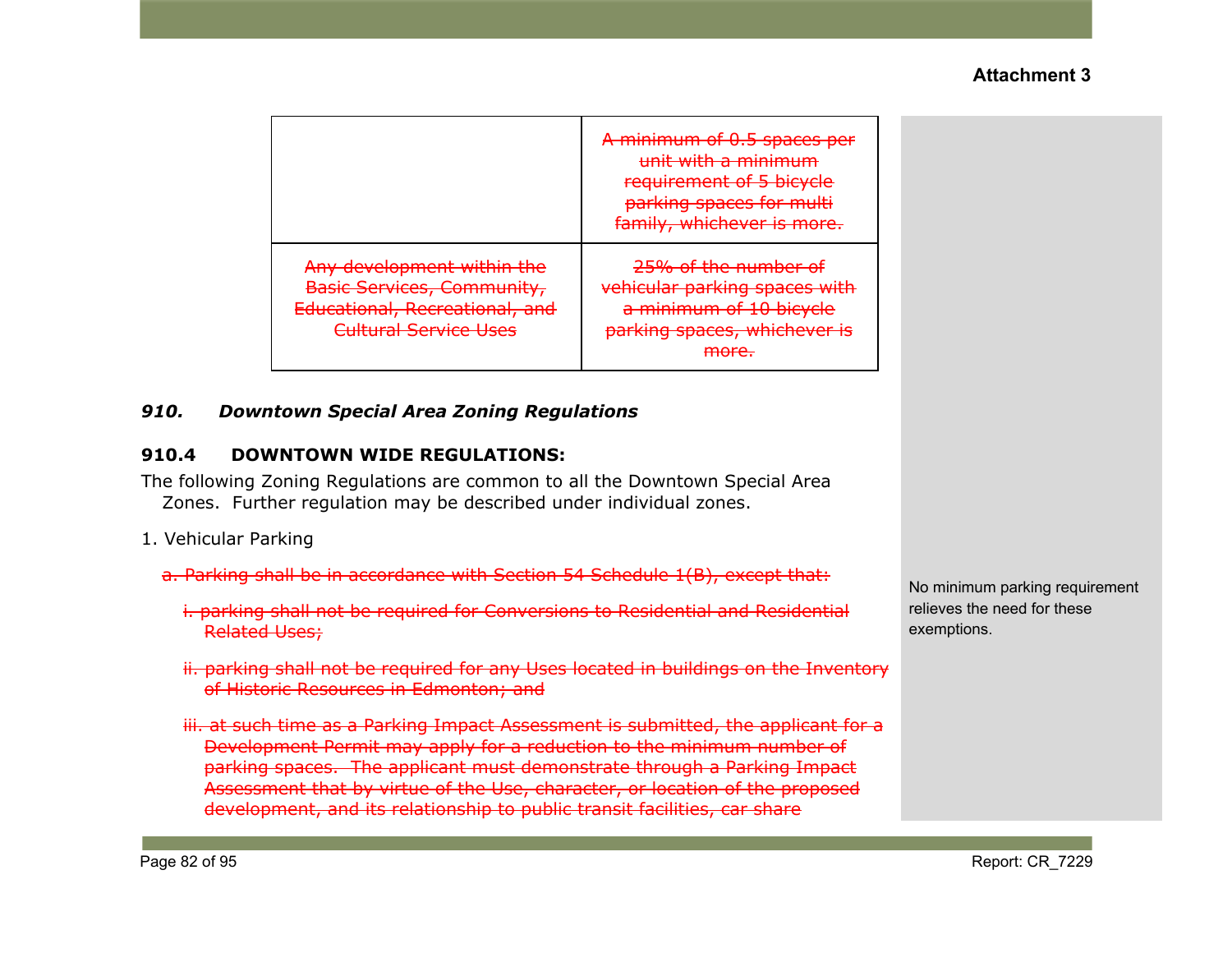**Attachment 3**

| | |
|---|---|
| | ~~A minimum of 0.5 spaces per unit with a minimum requirement of 5 bicycle parking spaces for multi family, whichever is more.~~ |
| ~~Any development within the Basic Services, Community, Educational, Recreational, and Cultural Service Uses~~ | ~~25% of the number of vehicular parking spaces with a minimum of 10 bicycle parking spaces, whichever is more.~~ |

### *910. Downtown Special Area Zoning Regulations*

### 910.4 DOWNTOWN WIDE REGULATIONS:

The following Zoning Regulations are common to all the Downtown Special Area Zones. Further regulation may be described under individual zones.

1. Vehicular Parking

~~a. Parking shall be in accordance with Section 54 Schedule 1(B), except that:~~

~~i. parking shall not be required for Conversions to Residential and Residential Related Uses;~~

~~ii. parking shall not be required for any Uses located in buildings on the Inventory of Historic Resources in Edmonton; and~~

~~iii. at such time as a Parking Impact Assessment is submitted, the applicant for a Development Permit may apply for a reduction to the minimum number of parking spaces. The applicant must demonstrate through a Parking Impact Assessment that by virtue of the Use, character, or location of the proposed development, and its relationship to public transit facilities, car share~~

No minimum parking requirement relieves the need for these exemptions.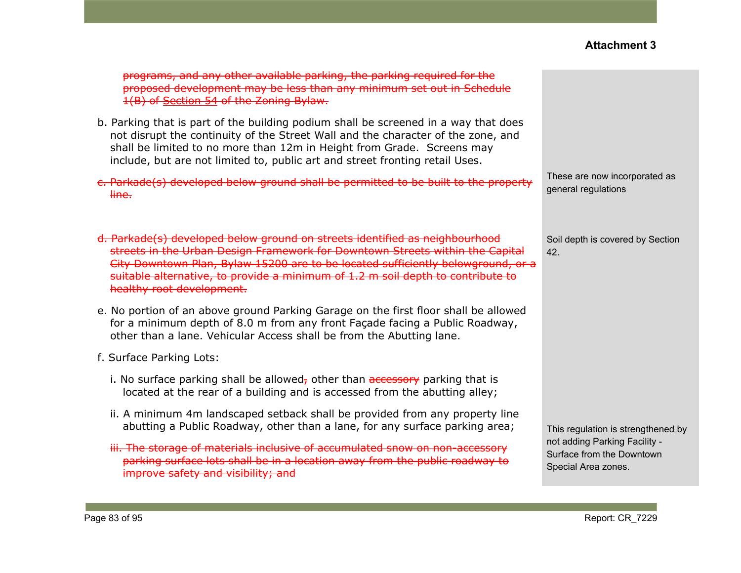**Attachment 3**

| | |
|---|---|
| ~~programs, and any other available parking, the parking required for the proposed development may be less than any minimum set out in Schedule 1(B) of~~ <u>Section 54</u> ~~of the Zoning Bylaw.~~ | |
| b. Parking that is part of the building podium shall be screened in a way that does not disrupt the continuity of the Street Wall and the character of the zone, and shall be limited to no more than 12m in Height from Grade. Screens may include, but are not limited to, public art and street fronting retail Uses. | |
| ~~c. Parkade(s) developed below ground shall be permitted to be built to the property line.~~ | These are now incorporated as general regulations |
| ~~d. Parkade(s) developed below ground on streets identified as neighbourhood streets in the Urban Design Framework for Downtown Streets within the Capital City Downtown Plan, Bylaw 15200 are to be located sufficiently belowground, or a suitable alternative, to provide a minimum of 1.2 m soil depth to contribute to healthy root development.~~ | Soil depth is covered by Section 42. |
| e. No portion of an above ground Parking Garage on the first floor shall be allowed for a minimum depth of 8.0 m from any front Façade facing a Public Roadway, other than a lane. Vehicular Access shall be from the Abutting lane. | |
| f. Surface Parking Lots: | |
| i. No surface parking shall be allowed~~,~~ other than ~~accessory~~ parking that is located at the rear of a building and is accessed from the abutting alley; | |
| ii. A minimum 4m landscaped setback shall be provided from any property line abutting a Public Roadway, other than a lane, for any surface parking area; | This regulation is strengthened by not adding Parking Facility - Surface from the Downtown Special Area zones. |
| ~~iii. The storage of materials inclusive of accumulated snow on non-accessory parking surface lots shall be in a location away from the public roadway to improve safety and visibility; and~~ | |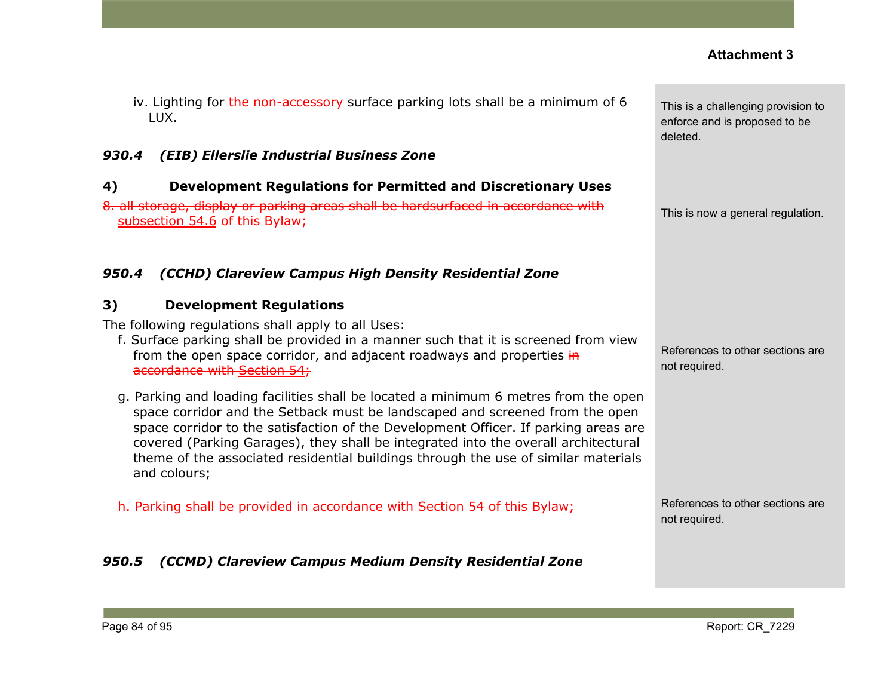**Attachment 3**

iv. Lighting for ~~the non-accessory~~ surface parking lots shall be a minimum of 6 LUX.

> This is a challenging provision to enforce and is proposed to be deleted.

### *930.4 (EIB) Ellerslie Industrial Business Zone*

**4) Development Regulations for Permitted and Discretionary Uses**

~~8. all storage, display or parking areas shall be hardsurfaced in accordance with subsection 54.6 of this Bylaw;~~

> This is now a general regulation.

### *950.4 (CCHD) Clareview Campus High Density Residential Zone*

**3) Development Regulations**

The following regulations shall apply to all Uses:

f. Surface parking shall be provided in a manner such that it is screened from view from the open space corridor, and adjacent roadways and properties ~~in accordance with Section 54;~~

> References to other sections are not required.

g. Parking and loading facilities shall be located a minimum 6 metres from the open space corridor and the Setback must be landscaped and screened from the open space corridor to the satisfaction of the Development Officer. If parking areas are covered (Parking Garages), they shall be integrated into the overall architectural theme of the associated residential buildings through the use of similar materials and colours;

~~h. Parking shall be provided in accordance with Section 54 of this Bylaw;~~

> References to other sections are not required.

### *950.5 (CCMD) Clareview Campus Medium Density Residential Zone*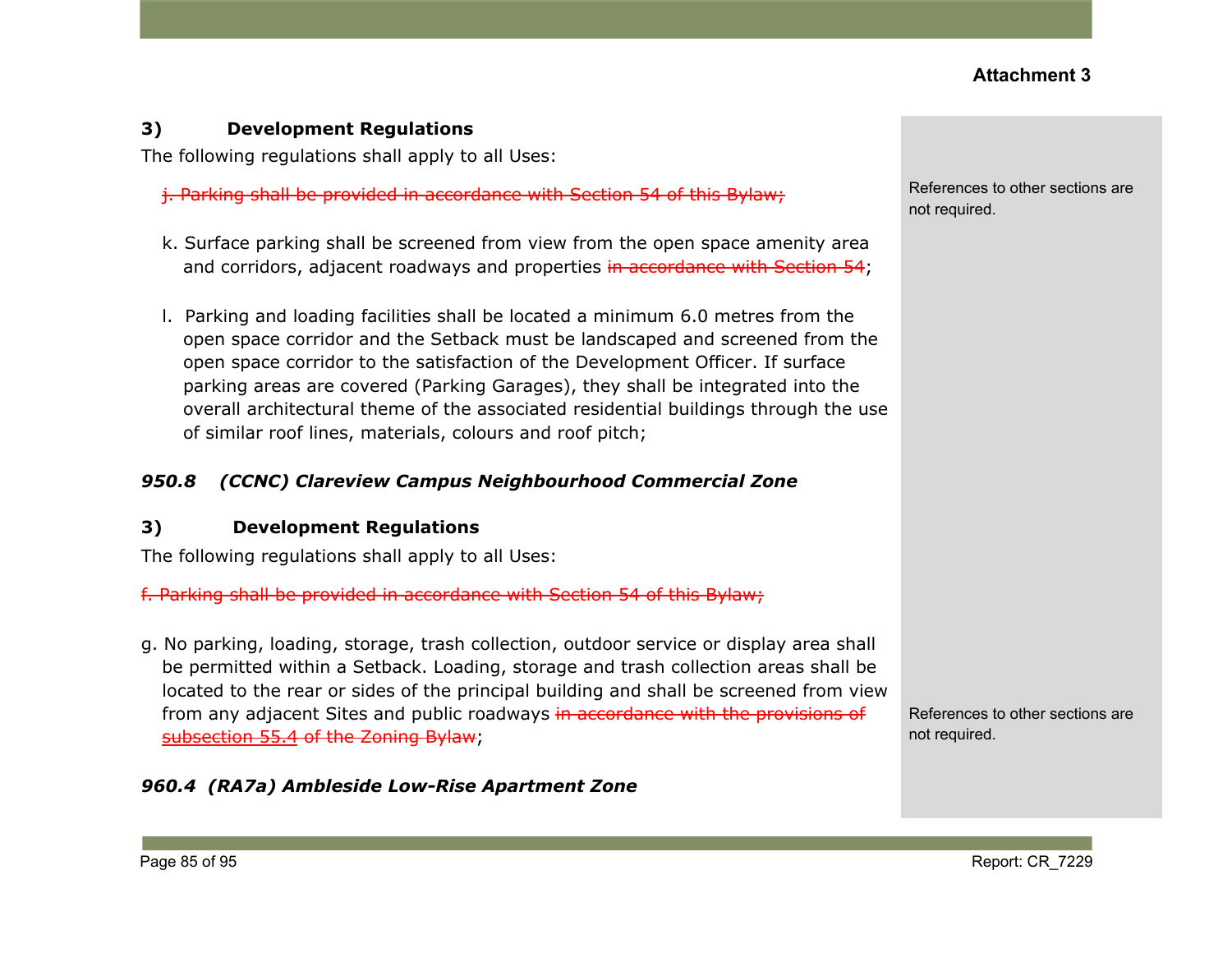**Attachment 3**

**3) Development Regulations**

The following regulations shall apply to all Uses:

~~j. Parking shall be provided in accordance with Section 54 of this Bylaw;~~

References to other sections are not required.

k. Surface parking shall be screened from view from the open space amenity area and corridors, adjacent roadways and properties ~~in accordance with Section 54~~;

l. Parking and loading facilities shall be located a minimum 6.0 metres from the open space corridor and the Setback must be landscaped and screened from the open space corridor to the satisfaction of the Development Officer. If surface parking areas are covered (Parking Garages), they shall be integrated into the overall architectural theme of the associated residential buildings through the use of similar roof lines, materials, colours and roof pitch;

### *950.8 (CCNC) Clareview Campus Neighbourhood Commercial Zone*

**3) Development Regulations**

The following regulations shall apply to all Uses:

~~f. Parking shall be provided in accordance with Section 54 of this Bylaw;~~

g. No parking, loading, storage, trash collection, outdoor service or display area shall be permitted within a Setback. Loading, storage and trash collection areas shall be located to the rear or sides of the principal building and shall be screened from view from any adjacent Sites and public roadways ~~in accordance with the provisions of subsection 55.4 of the Zoning Bylaw~~;

References to other sections are not required.

### *960.4 (RA7a) Ambleside Low-Rise Apartment Zone*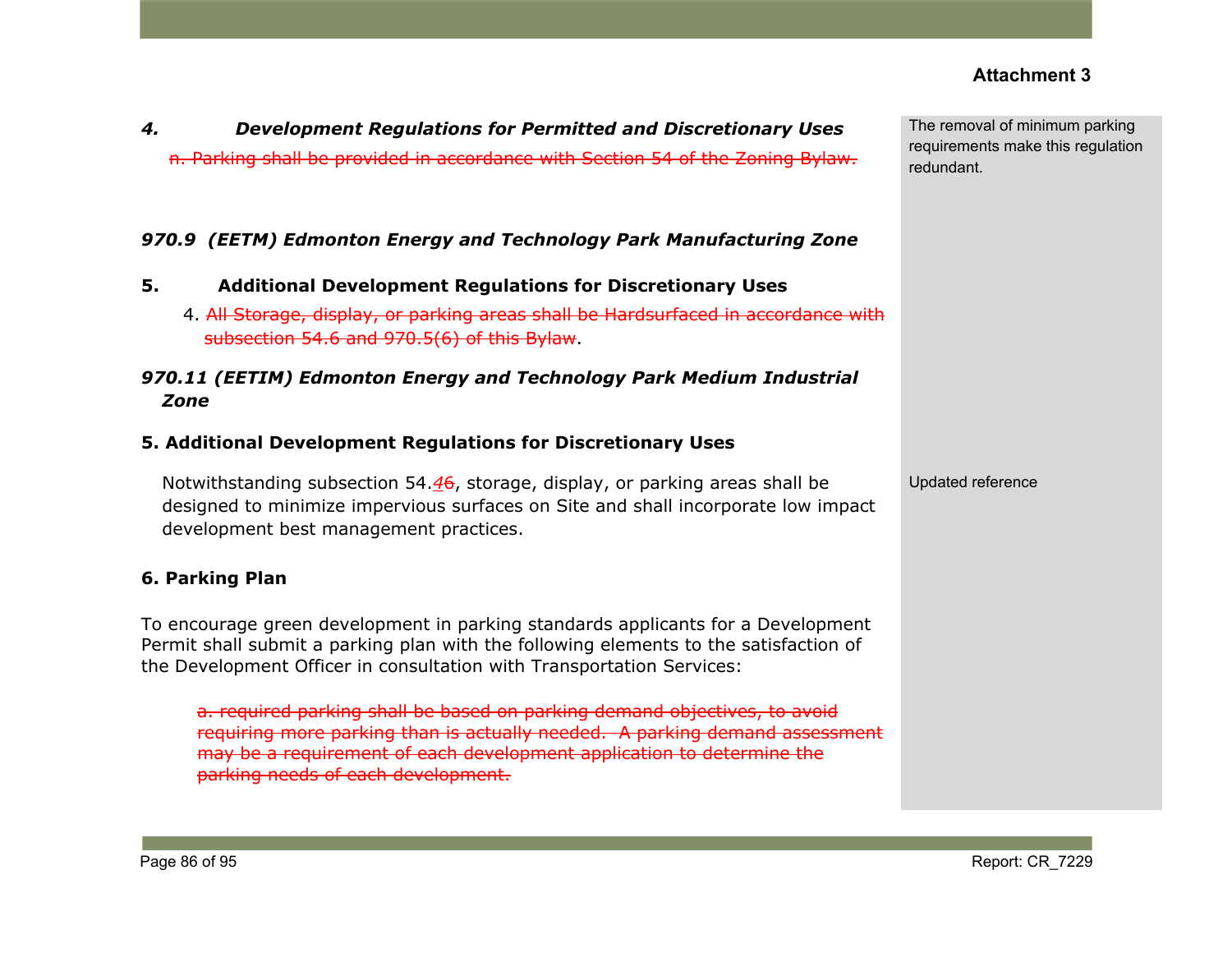**Attachment 3**

***4. Development Regulations for Permitted and Discretionary Uses***

~~n. Parking shall be provided in accordance with Section 54 of the Zoning Bylaw.~~

The removal of minimum parking requirements make this regulation redundant.

***970.9 (EETM) Edmonton Energy and Technology Park Manufacturing Zone***

**5. Additional Development Regulations for Discretionary Uses**

4. ~~All Storage, display, or parking areas shall be Hardsurfaced in accordance with subsection 54.6 and 970.5(6) of this Bylaw~~.

***970.11 (EETIM) Edmonton Energy and Technology Park Medium Industrial Zone***

**5. Additional Development Regulations for Discretionary Uses**

Notwithstanding subsection 54.*4*~~6~~, storage, display, or parking areas shall be designed to minimize impervious surfaces on Site and shall incorporate low impact development best management practices.

Updated reference

**6. Parking Plan**

To encourage green development in parking standards applicants for a Development Permit shall submit a parking plan with the following elements to the satisfaction of the Development Officer in consultation with Transportation Services:

~~a. required parking shall be based on parking demand objectives, to avoid requiring more parking than is actually needed. A parking demand assessment may be a requirement of each development application to determine the parking needs of each development.~~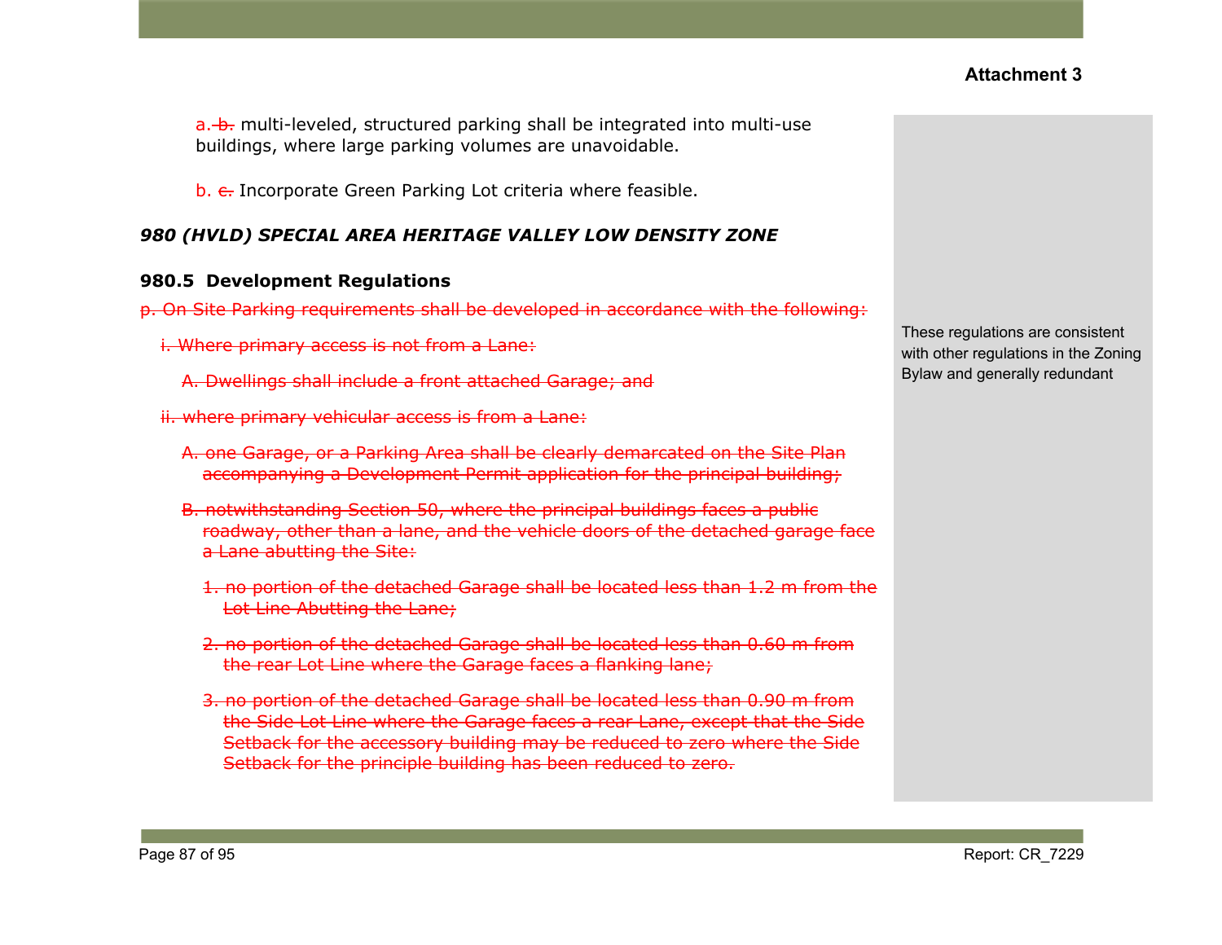**Attachment 3**

a. ~~b.~~ multi-leveled, structured parking shall be integrated into multi-use buildings, where large parking volumes are unavoidable.

b. ~~c.~~ Incorporate Green Parking Lot criteria where feasible.

### *980 (HVLD) SPECIAL AREA HERITAGE VALLEY LOW DENSITY ZONE*

#### 980.5 Development Regulations

~~p. On Site Parking requirements shall be developed in accordance with the following:~~

~~i. Where primary access is not from a Lane:~~

~~A. Dwellings shall include a front attached Garage; and~~

~~ii. where primary vehicular access is from a Lane:~~

~~A. one Garage, or a Parking Area shall be clearly demarcated on the Site Plan accompanying a Development Permit application for the principal building;~~

~~B. notwithstanding Section 50, where the principal buildings faces a public roadway, other than a lane, and the vehicle doors of the detached garage face a Lane abutting the Site:~~

~~1. no portion of the detached Garage shall be located less than 1.2 m from the Lot Line Abutting the Lane;~~

~~2. no portion of the detached Garage shall be located less than 0.60 m from the rear Lot Line where the Garage faces a flanking lane;~~

~~3. no portion of the detached Garage shall be located less than 0.90 m from the Side Lot Line where the Garage faces a rear Lane, except that the Side Setback for the accessory building may be reduced to zero where the Side Setback for the principle building has been reduced to zero.~~

These regulations are consistent with other regulations in the Zoning Bylaw and generally redundant

Report: CR_7229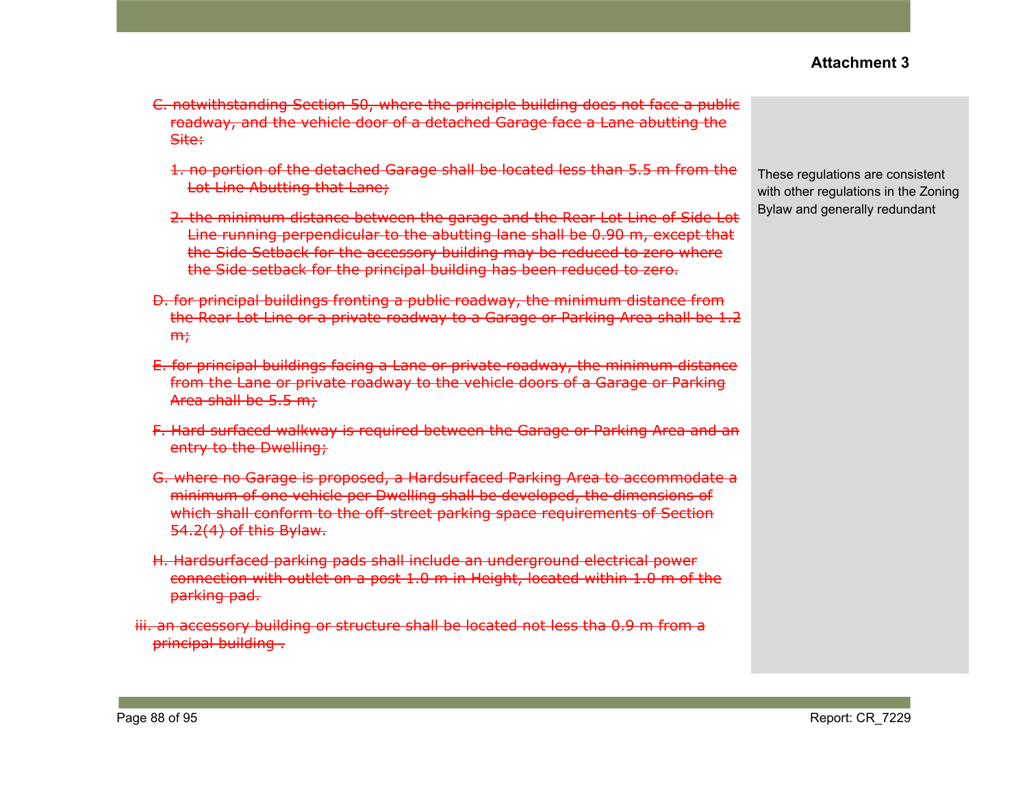**Attachment 3**

~~C. notwithstanding Section 50, where the principle building does not face a public roadway, and the vehicle door of a detached Garage face a Lane abutting the Site:~~

~~1. no portion of the detached Garage shall be located less than 5.5 m from the Lot Line Abutting that Lane;~~

~~2. the minimum distance between the garage and the Rear Lot Line of Side Lot Line running perpendicular to the abutting lane shall be 0.90 m, except that the Side Setback for the accessory building may be reduced to zero where the Side setback for the principal building has been reduced to zero.~~

~~D. for principal buildings fronting a public roadway, the minimum distance from the Rear Lot Line or a private roadway to a Garage or Parking Area shall be 1.2 m;~~

~~E. for principal buildings facing a Lane or private roadway, the minimum distance from the Lane or private roadway to the vehicle doors of a Garage or Parking Area shall be 5.5 m;~~

~~F. Hard surfaced walkway is required between the Garage or Parking Area and an entry to the Dwelling;~~

~~G. where no Garage is proposed, a Hardsurfaced Parking Area to accommodate a minimum of one vehicle per Dwelling shall be developed, the dimensions of which shall conform to the off-street parking space requirements of Section 54.2(4) of this Bylaw.~~

~~H. Hardsurfaced parking pads shall include an underground electrical power connection with outlet on a post 1.0 m in Height, located within 1.0 m of the parking pad.~~

~~iii. an accessory building or structure shall be located not less tha 0.9 m from a principal building .~~

These regulations are consistent with other regulations in the Zoning Bylaw and generally redundant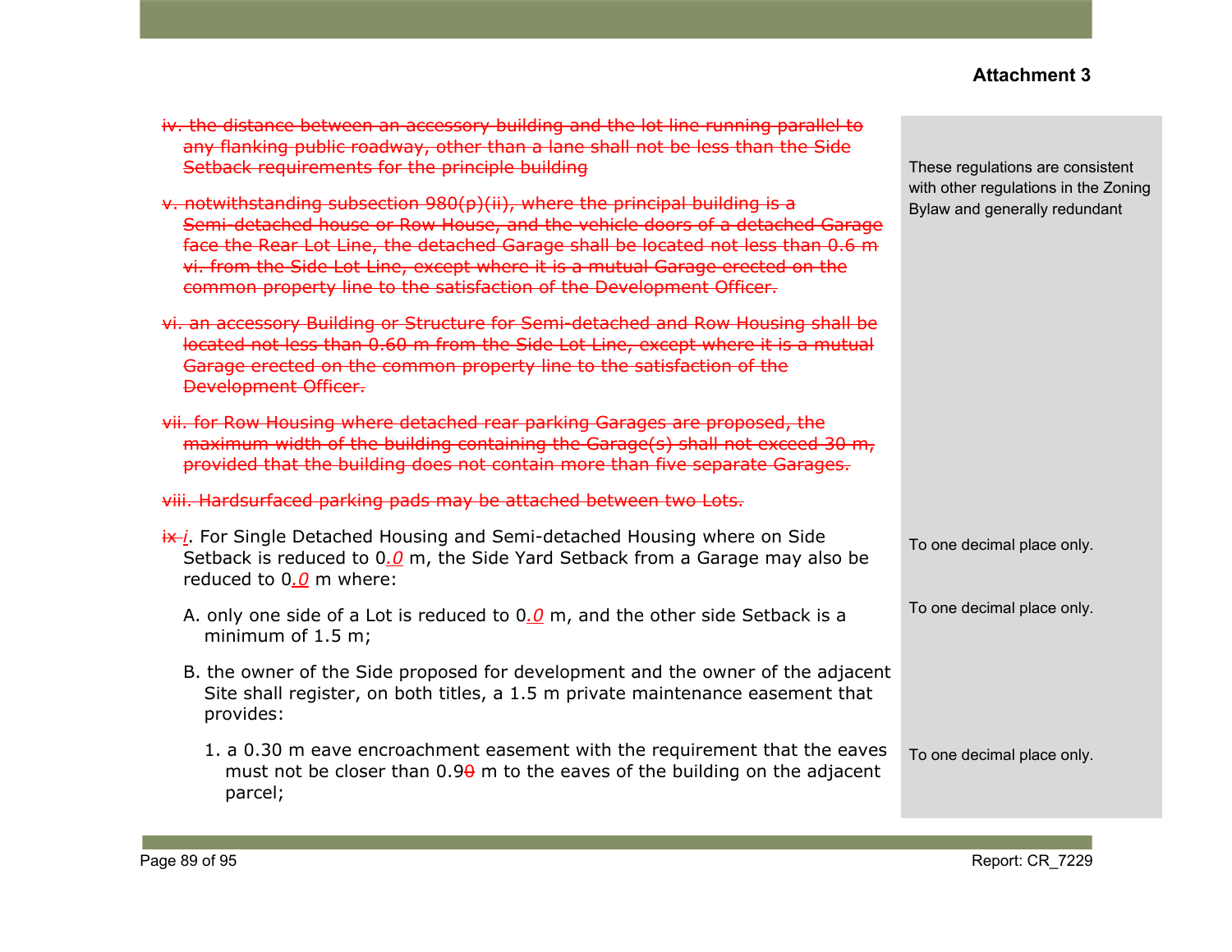**Attachment 3**

| | |
|---|---|
| ~~iv. the distance between an accessory building and the lot line running parallel to any flanking public roadway, other than a lane shall not be less than the Side Setback requirements for the principle building~~<br><br>~~v. notwithstanding subsection 980(p)(ii), where the principal building is a Semi-detached house or Row House, and the vehicle doors of a detached Garage face the Rear Lot Line, the detached Garage shall be located not less than 0.6 m vi. from the Side Lot Line, except where it is a mutual Garage erected on the common property line to the satisfaction of the Development Officer.~~<br><br>~~vi. an accessory Building or Structure for Semi-detached and Row Housing shall be located not less than 0.60 m from the Side Lot Line, except where it is a mutual Garage erected on the common property line to the satisfaction of the Development Officer.~~<br><br>~~vii. for Row Housing where detached rear parking Garages are proposed, the maximum width of the building containing the Garage(s) shall not exceed 30 m, provided that the building does not contain more than five separate Garages.~~<br><br>~~viii. Hardsurfaced parking pads may be attached between two Lots.~~ | These regulations are consistent with other regulations in the Zoning Bylaw and generally redundant |
| ~~ix~~ *i*. For Single Detached Housing and Semi-detached Housing where on Side Setback is reduced to 0*.0* m, the Side Yard Setback from a Garage may also be reduced to 0*.0* m where: | To one decimal place only. |
| A. only one side of a Lot is reduced to 0*.0* m, and the other side Setback is a minimum of 1.5 m; | To one decimal place only. |
| B. the owner of the Side proposed for development and the owner of the adjacent Site shall register, on both titles, a 1.5 m private maintenance easement that provides: | |
| 1. a 0.30 m eave encroachment easement with the requirement that the eaves must not be closer than 0.9~~0~~ m to the eaves of the building on the adjacent parcel; | To one decimal place only. |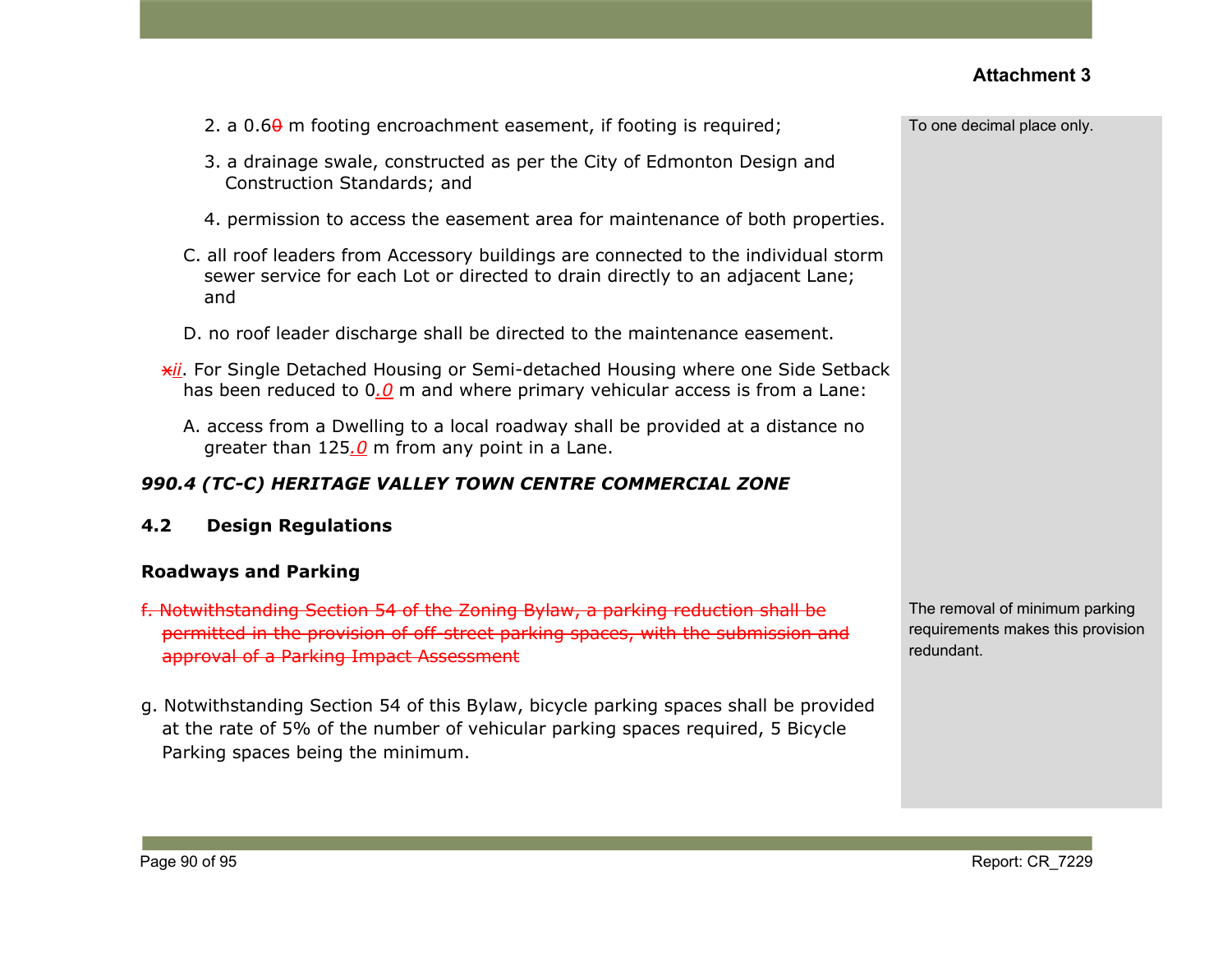**Attachment 3**

2. a 0.6~~0~~ m footing encroachment easement, if footing is required;

3. a drainage swale, constructed as per the City of Edmonton Design and Construction Standards; and

4. permission to access the easement area for maintenance of both properties.

C. all roof leaders from Accessory buildings are connected to the individual storm sewer service for each Lot or directed to drain directly to an adjacent Lane; and

D. no roof leader discharge shall be directed to the maintenance easement.

~~x~~*ii*. For Single Detached Housing or Semi-detached Housing where one Side Setback has been reduced to 0*.0* m and where primary vehicular access is from a Lane:

A. access from a Dwelling to a local roadway shall be provided at a distance no greater than 125*.0* m from any point in a Lane.

> To one decimal place only.

### *990.4 (TC-C) HERITAGE VALLEY TOWN CENTRE COMMERCIAL ZONE*

#### 4.2 Design Regulations

**Roadways and Parking**

~~f. Notwithstanding Section 54 of the Zoning Bylaw, a parking reduction shall be permitted in the provision of off-street parking spaces, with the submission and approval of a Parking Impact Assessment~~

> The removal of minimum parking requirements makes this provision redundant.

g. Notwithstanding Section 54 of this Bylaw, bicycle parking spaces shall be provided at the rate of 5% of the number of vehicular parking spaces required, 5 Bicycle Parking spaces being the minimum.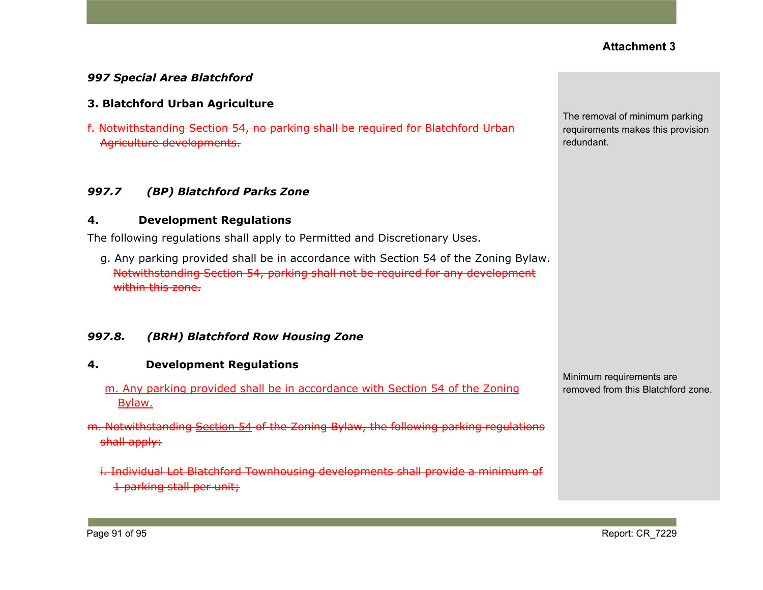**Attachment 3**

***997 Special Area Blatchford***

**3. Blatchford Urban Agriculture**

~~f. Notwithstanding Section 54, no parking shall be required for Blatchford Urban Agriculture developments.~~

The removal of minimum parking requirements makes this provision redundant.

***997.7 (BP) Blatchford Parks Zone***

**4. Development Regulations**

The following regulations shall apply to Permitted and Discretionary Uses.

g. Any parking provided shall be in accordance with Section 54 of the Zoning Bylaw. ~~Notwithstanding Section 54, parking shall not be required for any development within this zone.~~

***997.8. (BRH) Blatchford Row Housing Zone***

**4. Development Regulations**

m. Any parking provided shall be in accordance with Section 54 of the Zoning Bylaw.

~~m. Notwithstanding Section 54 of the Zoning Bylaw, the following parking regulations shall apply:~~

~~i. Individual Lot Blatchford Townhousing developments shall provide a minimum of 1 parking stall per unit;~~

Minimum requirements are removed from this Blatchford zone.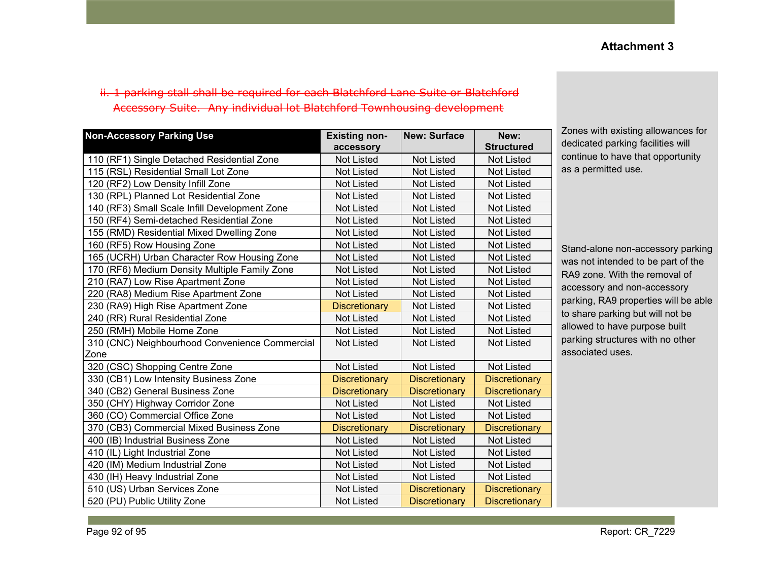**Attachment 3**

~~ii. 1 parking stall shall be required for each Blatchford Lane Suite or Blatchford Accessory Suite. Any individual lot Blatchford Townhousing development~~

| Non-Accessory Parking Use | Existing non-accessory | New: Surface | New: Structured |
|---|---|---|---|
| 110 (RF1) Single Detached Residential Zone | Not Listed | Not Listed | Not Listed |
| 115 (RSL) Residential Small Lot Zone | Not Listed | Not Listed | Not Listed |
| 120 (RF2) Low Density Infill Zone | Not Listed | Not Listed | Not Listed |
| 130 (RPL) Planned Lot Residential Zone | Not Listed | Not Listed | Not Listed |
| 140 (RF3) Small Scale Infill Development Zone | Not Listed | Not Listed | Not Listed |
| 150 (RF4) Semi-detached Residential Zone | Not Listed | Not Listed | Not Listed |
| 155 (RMD) Residential Mixed Dwelling Zone | Not Listed | Not Listed | Not Listed |
| 160 (RF5) Row Housing Zone | Not Listed | Not Listed | Not Listed |
| 165 (UCRH) Urban Character Row Housing Zone | Not Listed | Not Listed | Not Listed |
| 170 (RF6) Medium Density Multiple Family Zone | Not Listed | Not Listed | Not Listed |
| 210 (RA7) Low Rise Apartment Zone | Not Listed | Not Listed | Not Listed |
| 220 (RA8) Medium Rise Apartment Zone | Not Listed | Not Listed | Not Listed |
| 230 (RA9) High Rise Apartment Zone | Discretionary | Not Listed | Not Listed |
| 240 (RR) Rural Residential Zone | Not Listed | Not Listed | Not Listed |
| 250 (RMH) Mobile Home Zone | Not Listed | Not Listed | Not Listed |
| 310 (CNC) Neighbourhood Convenience Commercial Zone | Not Listed | Not Listed | Not Listed |
| 320 (CSC) Shopping Centre Zone | Not Listed | Not Listed | Not Listed |
| 330 (CB1) Low Intensity Business Zone | Discretionary | Discretionary | Discretionary |
| 340 (CB2) General Business Zone | Discretionary | Discretionary | Discretionary |
| 350 (CHY) Highway Corridor Zone | Not Listed | Not Listed | Not Listed |
| 360 (CO) Commercial Office Zone | Not Listed | Not Listed | Not Listed |
| 370 (CB3) Commercial Mixed Business Zone | Discretionary | Discretionary | Discretionary |
| 400 (IB) Industrial Business Zone | Not Listed | Not Listed | Not Listed |
| 410 (IL) Light Industrial Zone | Not Listed | Not Listed | Not Listed |
| 420 (IM) Medium Industrial Zone | Not Listed | Not Listed | Not Listed |
| 430 (IH) Heavy Industrial Zone | Not Listed | Not Listed | Not Listed |
| 510 (US) Urban Services Zone | Not Listed | Discretionary | Discretionary |
| 520 (PU) Public Utility Zone | Not Listed | Discretionary | Discretionary |

Zones with existing allowances for dedicated parking facilities will continue to have that opportunity as a permitted use.

Stand-alone non-accessory parking was not intended to be part of the RA9 zone. With the removal of accessory and non-accessory parking, RA9 properties will be able to share parking but will not be allowed to have purpose built parking structures with no other associated uses.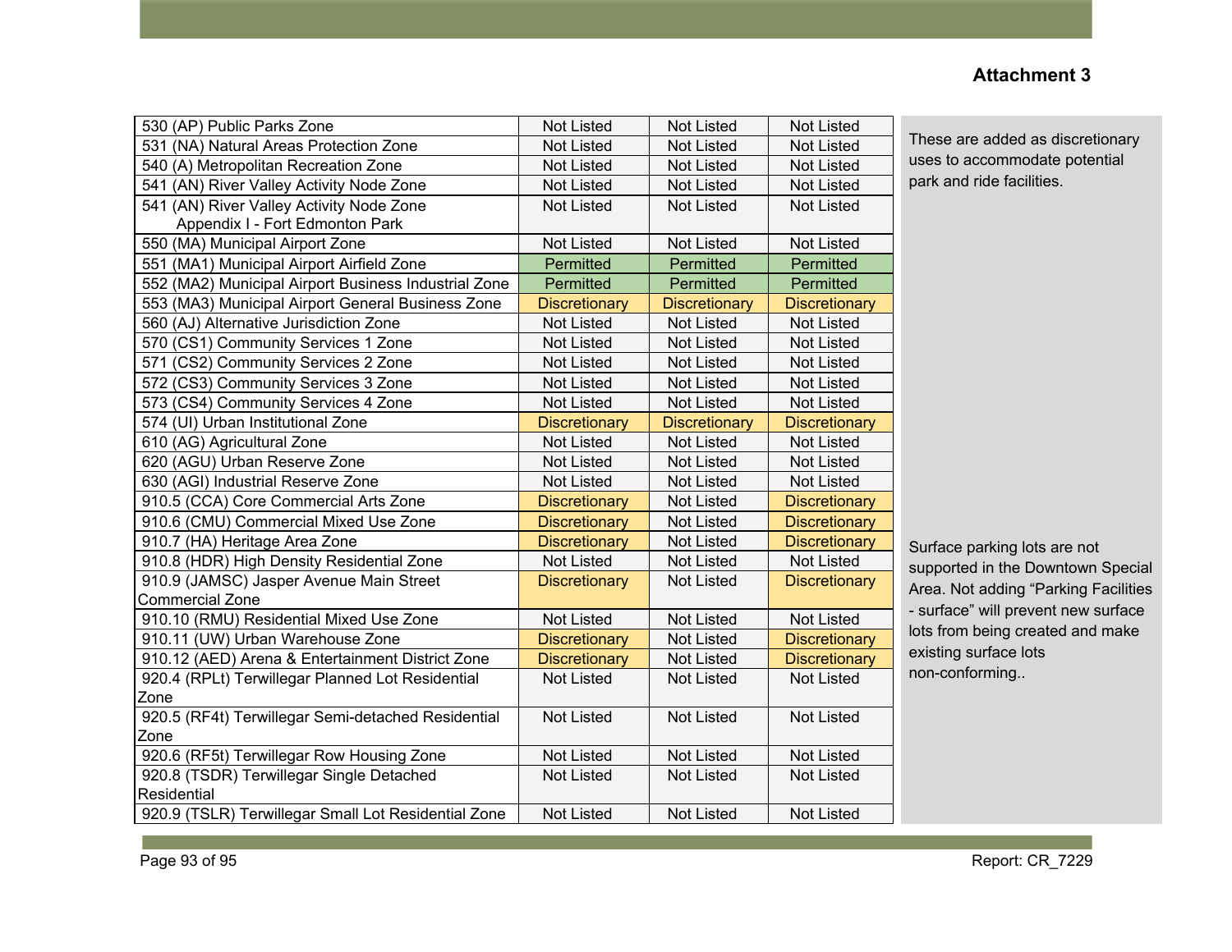**Attachment 3**

| | | | | |
|---|---|---|---|---|
| 530 (AP) Public Parks Zone | Not Listed | Not Listed | Not Listed | These are added as discretionary uses to accommodate potential park and ride facilities. |
| 531 (NA) Natural Areas Protection Zone | Not Listed | Not Listed | Not Listed | |
| 540 (A) Metropolitan Recreation Zone | Not Listed | Not Listed | Not Listed | |
| 541 (AN) River Valley Activity Node Zone | Not Listed | Not Listed | Not Listed | |
| 541 (AN) River Valley Activity Node Zone Appendix I - Fort Edmonton Park | Not Listed | Not Listed | Not Listed | |
| 550 (MA) Municipal Airport Zone | Not Listed | Not Listed | Not Listed | |
| 551 (MA1) Municipal Airport Airfield Zone | Permitted | Permitted | Permitted | |
| 552 (MA2) Municipal Airport Business Industrial Zone | Permitted | Permitted | Permitted | |
| 553 (MA3) Municipal Airport General Business Zone | Discretionary | Discretionary | Discretionary | |
| 560 (AJ) Alternative Jurisdiction Zone | Not Listed | Not Listed | Not Listed | |
| 570 (CS1) Community Services 1 Zone | Not Listed | Not Listed | Not Listed | |
| 571 (CS2) Community Services 2 Zone | Not Listed | Not Listed | Not Listed | |
| 572 (CS3) Community Services 3 Zone | Not Listed | Not Listed | Not Listed | |
| 573 (CS4) Community Services 4 Zone | Not Listed | Not Listed | Not Listed | |
| 574 (UI) Urban Institutional Zone | Discretionary | Discretionary | Discretionary | |
| 610 (AG) Agricultural Zone | Not Listed | Not Listed | Not Listed | |
| 620 (AGU) Urban Reserve Zone | Not Listed | Not Listed | Not Listed | |
| 630 (AGI) Industrial Reserve Zone | Not Listed | Not Listed | Not Listed | |
| 910.5 (CCA) Core Commercial Arts Zone | Discretionary | Not Listed | Discretionary | Surface parking lots are not supported in the Downtown Special Area. Not adding "Parking Facilities - surface" will prevent new surface lots from being created and make existing surface lots non-conforming.. |
| 910.6 (CMU) Commercial Mixed Use Zone | Discretionary | Not Listed | Discretionary | |
| 910.7 (HA) Heritage Area Zone | Discretionary | Not Listed | Discretionary | |
| 910.8 (HDR) High Density Residential Zone | Not Listed | Not Listed | Not Listed | |
| 910.9 (JAMSC) Jasper Avenue Main Street Commercial Zone | Discretionary | Not Listed | Discretionary | |
| 910.10 (RMU) Residential Mixed Use Zone | Not Listed | Not Listed | Not Listed | |
| 910.11 (UW) Urban Warehouse Zone | Discretionary | Not Listed | Discretionary | |
| 910.12 (AED) Arena & Entertainment District Zone | Discretionary | Not Listed | Discretionary | |
| 920.4 (RPLt) Terwillegar Planned Lot Residential Zone | Not Listed | Not Listed | Not Listed | |
| 920.5 (RF4t) Terwillegar Semi-detached Residential Zone | Not Listed | Not Listed | Not Listed | |
| 920.6 (RF5t) Terwillegar Row Housing Zone | Not Listed | Not Listed | Not Listed | |
| 920.8 (TSDR) Terwillegar Single Detached Residential | Not Listed | Not Listed | Not Listed | |
| 920.9 (TSLR) Terwillegar Small Lot Residential Zone | Not Listed | Not Listed | Not Listed | |

Report: CR_7229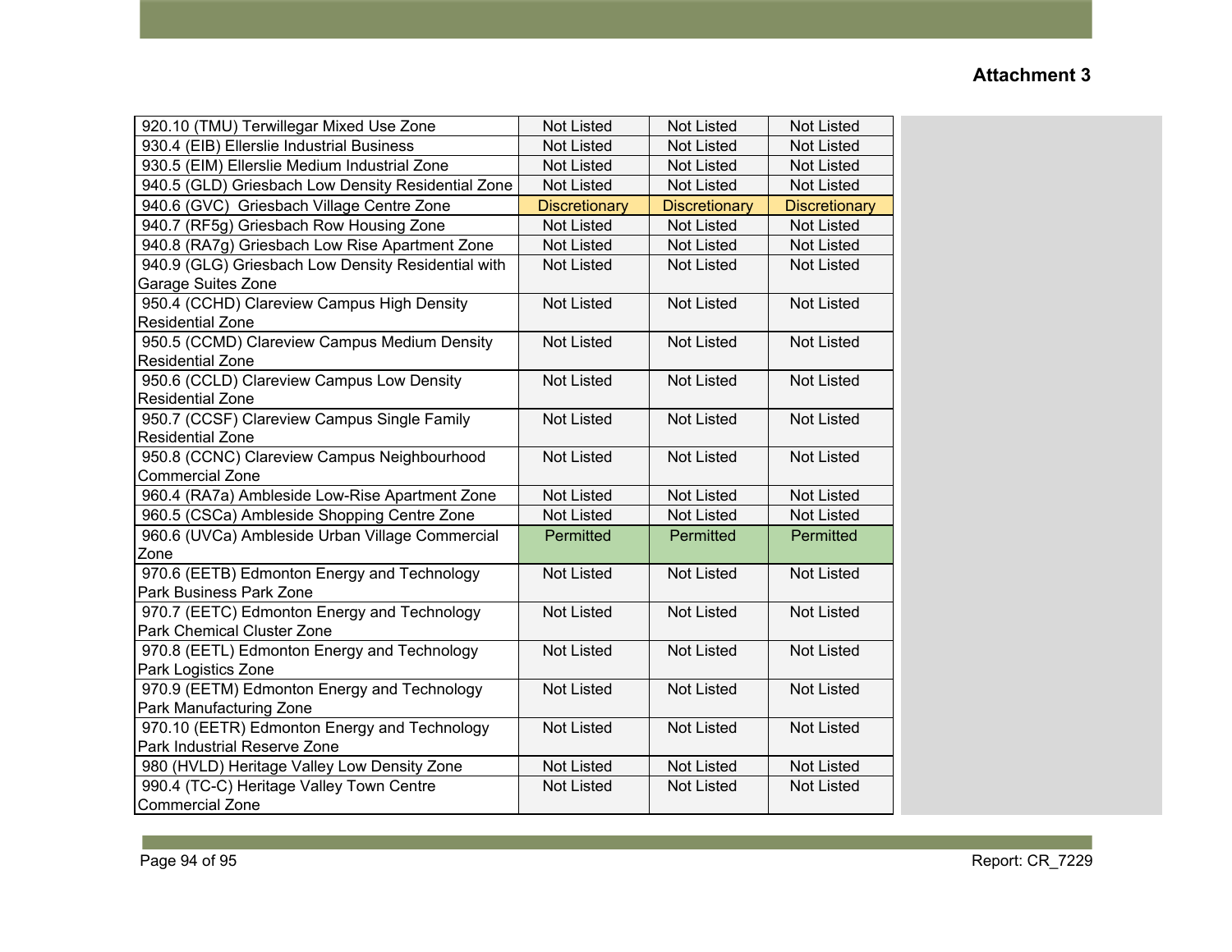**Attachment 3**

| | | | |
|---|---|---|---|
| 920.10 (TMU) Terwillegar Mixed Use Zone | Not Listed | Not Listed | Not Listed |
| 930.4 (EIB) Ellerslie Industrial Business | Not Listed | Not Listed | Not Listed |
| 930.5 (EIM) Ellerslie Medium Industrial Zone | Not Listed | Not Listed | Not Listed |
| 940.5 (GLD) Griesbach Low Density Residential Zone | Not Listed | Not Listed | Not Listed |
| 940.6 (GVC) Griesbach Village Centre Zone | Discretionary | Discretionary | Discretionary |
| 940.7 (RF5g) Griesbach Row Housing Zone | Not Listed | Not Listed | Not Listed |
| 940.8 (RA7g) Griesbach Low Rise Apartment Zone | Not Listed | Not Listed | Not Listed |
| 940.9 (GLG) Griesbach Low Density Residential with Garage Suites Zone | Not Listed | Not Listed | Not Listed |
| 950.4 (CCHD) Clareview Campus High Density Residential Zone | Not Listed | Not Listed | Not Listed |
| 950.5 (CCMD) Clareview Campus Medium Density Residential Zone | Not Listed | Not Listed | Not Listed |
| 950.6 (CCLD) Clareview Campus Low Density Residential Zone | Not Listed | Not Listed | Not Listed |
| 950.7 (CCSF) Clareview Campus Single Family Residential Zone | Not Listed | Not Listed | Not Listed |
| 950.8 (CCNC) Clareview Campus Neighbourhood Commercial Zone | Not Listed | Not Listed | Not Listed |
| 960.4 (RA7a) Ambleside Low-Rise Apartment Zone | Not Listed | Not Listed | Not Listed |
| 960.5 (CSCa) Ambleside Shopping Centre Zone | Not Listed | Not Listed | Not Listed |
| 960.6 (UVCa) Ambleside Urban Village Commercial Zone | Permitted | Permitted | Permitted |
| 970.6 (EETB) Edmonton Energy and Technology Park Business Park Zone | Not Listed | Not Listed | Not Listed |
| 970.7 (EETC) Edmonton Energy and Technology Park Chemical Cluster Zone | Not Listed | Not Listed | Not Listed |
| 970.8 (EETL) Edmonton Energy and Technology Park Logistics Zone | Not Listed | Not Listed | Not Listed |
| 970.9 (EETM) Edmonton Energy and Technology Park Manufacturing Zone | Not Listed | Not Listed | Not Listed |
| 970.10 (EETR) Edmonton Energy and Technology Park Industrial Reserve Zone | Not Listed | Not Listed | Not Listed |
| 980 (HVLD) Heritage Valley Low Density Zone | Not Listed | Not Listed | Not Listed |
| 990.4 (TC-C) Heritage Valley Town Centre Commercial Zone | Not Listed | Not Listed | Not Listed |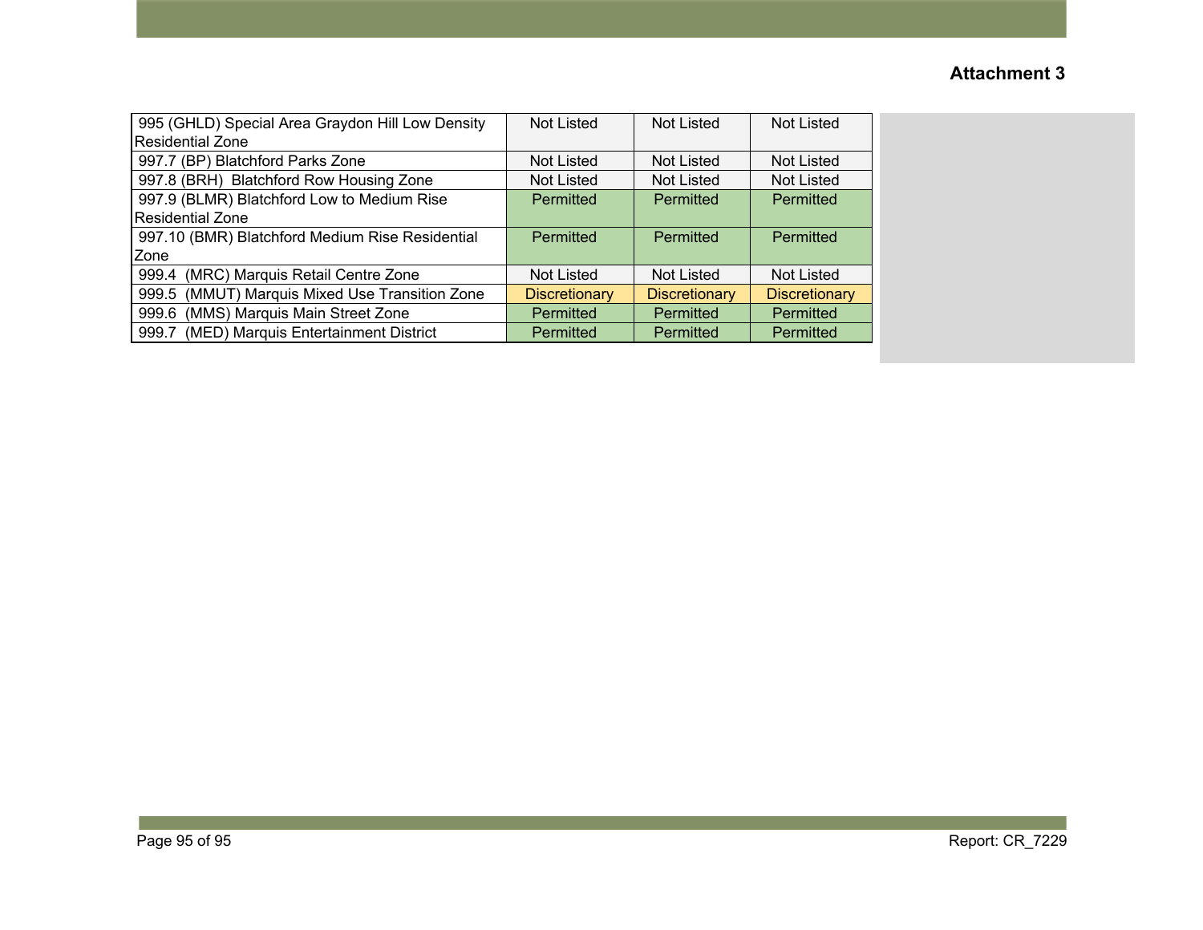**Attachment 3**

| | | | |
|---|---|---|---|
| 995 (GHLD) Special Area Graydon Hill Low Density Residential Zone | Not Listed | Not Listed | Not Listed |
| 997.7 (BP) Blatchford Parks Zone | Not Listed | Not Listed | Not Listed |
| 997.8 (BRH) Blatchford Row Housing Zone | Not Listed | Not Listed | Not Listed |
| 997.9 (BLMR) Blatchford Low to Medium Rise Residential Zone | Permitted | Permitted | Permitted |
| 997.10 (BMR) Blatchford Medium Rise Residential Zone | Permitted | Permitted | Permitted |
| 999.4 (MRC) Marquis Retail Centre Zone | Not Listed | Not Listed | Not Listed |
| 999.5 (MMUT) Marquis Mixed Use Transition Zone | Discretionary | Discretionary | Discretionary |
| 999.6 (MMS) Marquis Main Street Zone | Permitted | Permitted | Permitted |
| 999.7 (MED) Marquis Entertainment District | Permitted | Permitted | Permitted |

Report: CR_7229